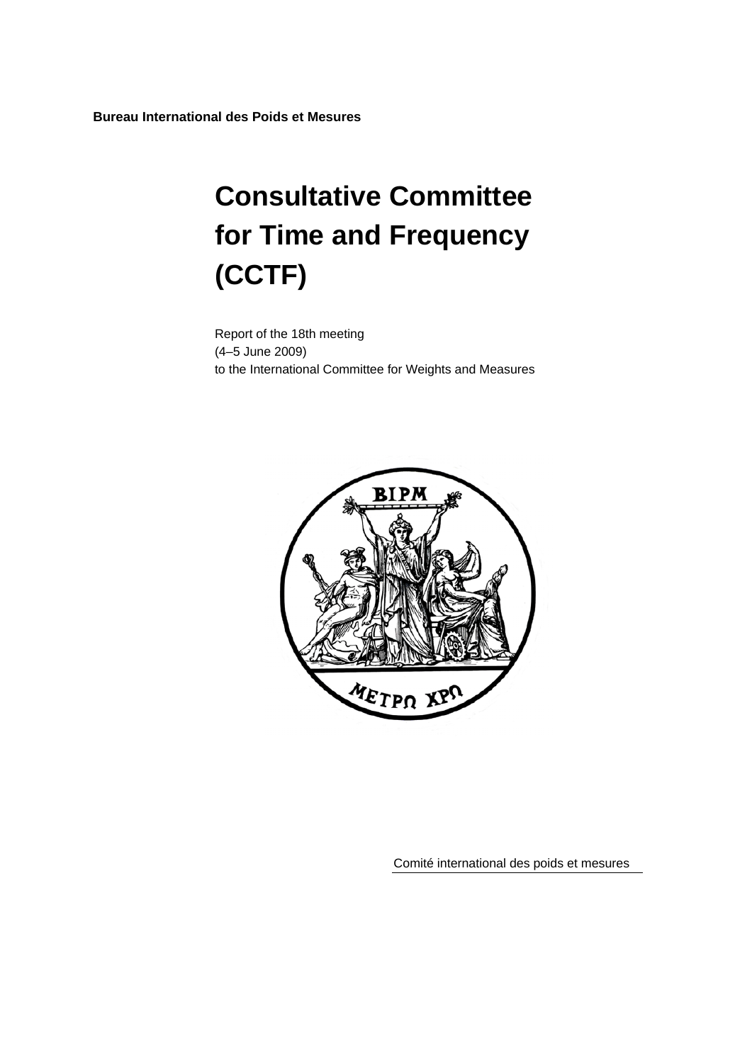**Bureau International des Poids et Mesures**

# Consultative Committee for Time and Frequency (CCTF)

Report of the 18th meeting
(4–5 June 2009)
to the International Committee for Weights and Measures

Comité international des poids et mesures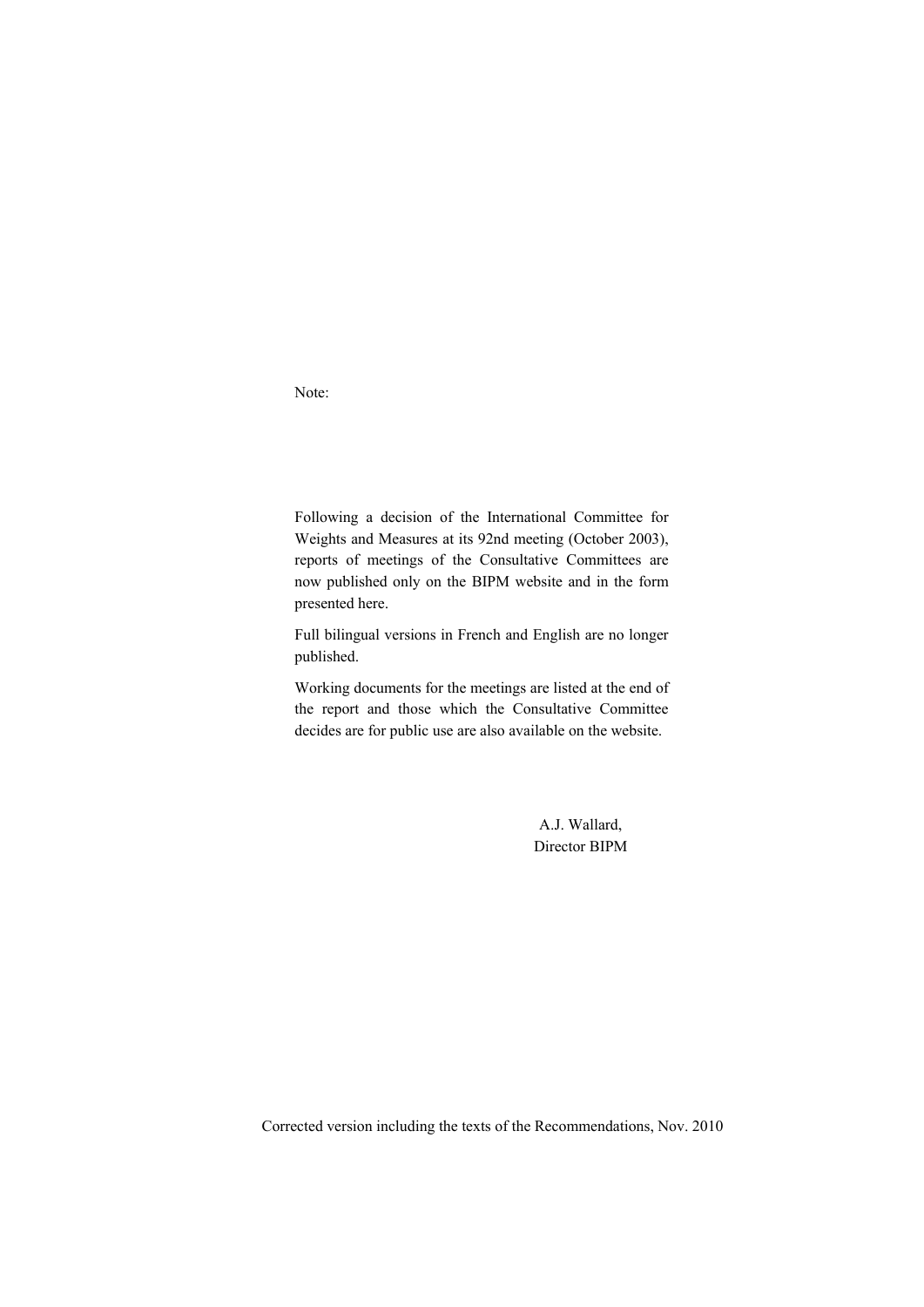Note:

Following a decision of the International Committee for Weights and Measures at its 92nd meeting (October 2003), reports of meetings of the Consultative Committees are now published only on the BIPM website and in the form presented here.

Full bilingual versions in French and English are no longer published.

Working documents for the meetings are listed at the end of the report and those which the Consultative Committee decides are for public use are also available on the website.

A.J. Wallard,
Director BIPM

Corrected version including the texts of the Recommendations, Nov. 2010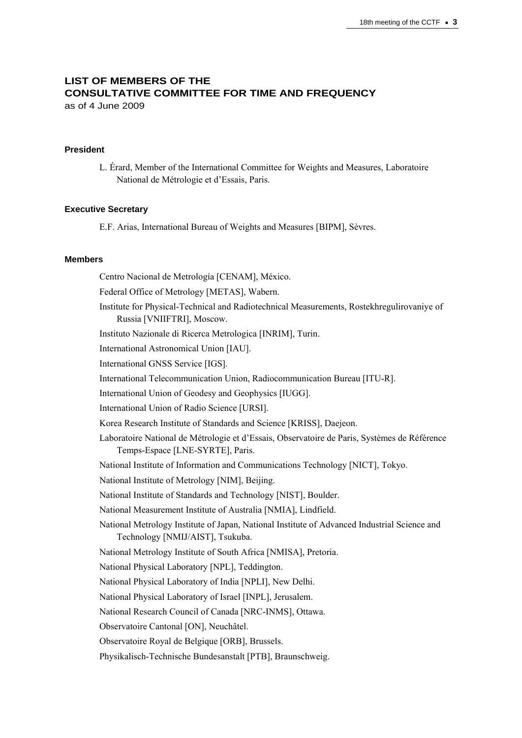# LIST OF MEMBERS OF THE CONSULTATIVE COMMITTEE FOR TIME AND FREQUENCY

as of 4 June 2009

### President

L. Érard, Member of the International Committee for Weights and Measures, Laboratoire National de Métrologie et d'Essais, Paris.

### Executive Secretary

E.F. Arias, International Bureau of Weights and Measures [BIPM], Sèvres.

### Members

Centro Nacional de Metrología [CENAM], México.

Federal Office of Metrology [METAS], Wabern.

Institute for Physical-Technical and Radiotechnical Measurements, Rostekhregulirovaniye of Russia [VNIIFTRI], Moscow.

Instituto Nazionale di Ricerca Metrologica [INRIM], Turin.

International Astronomical Union [IAU].

International GNSS Service [IGS].

International Telecommunication Union, Radiocommunication Bureau [ITU-R].

International Union of Geodesy and Geophysics [IUGG].

International Union of Radio Science [URSI].

Korea Research Institute of Standards and Science [KRISS], Daejeon.

Laboratoire National de Métrologie et d'Essais, Observatoire de Paris, Systèmes de Référence Temps-Espace [LNE-SYRTE], Paris.

National Institute of Information and Communications Technology [NICT], Tokyo.

National Institute of Metrology [NIM], Beijing.

National Institute of Standards and Technology [NIST], Boulder.

National Measurement Institute of Australia [NMIA], Lindfield.

National Metrology Institute of Japan, National Institute of Advanced Industrial Science and Technology [NMIJ/AIST], Tsukuba.

National Metrology Institute of South Africa [NMISA], Pretoria.

National Physical Laboratory [NPL], Teddington.

National Physical Laboratory of India [NPLI], New Delhi.

National Physical Laboratory of Israel [INPL], Jerusalem.

National Research Council of Canada [NRC-INMS], Ottawa.

Observatoire Cantonal [ON], Neuchâtel.

Observatoire Royal de Belgique [ORB], Brussels.

Physikalisch-Technische Bundesanstalt [PTB], Braunschweig.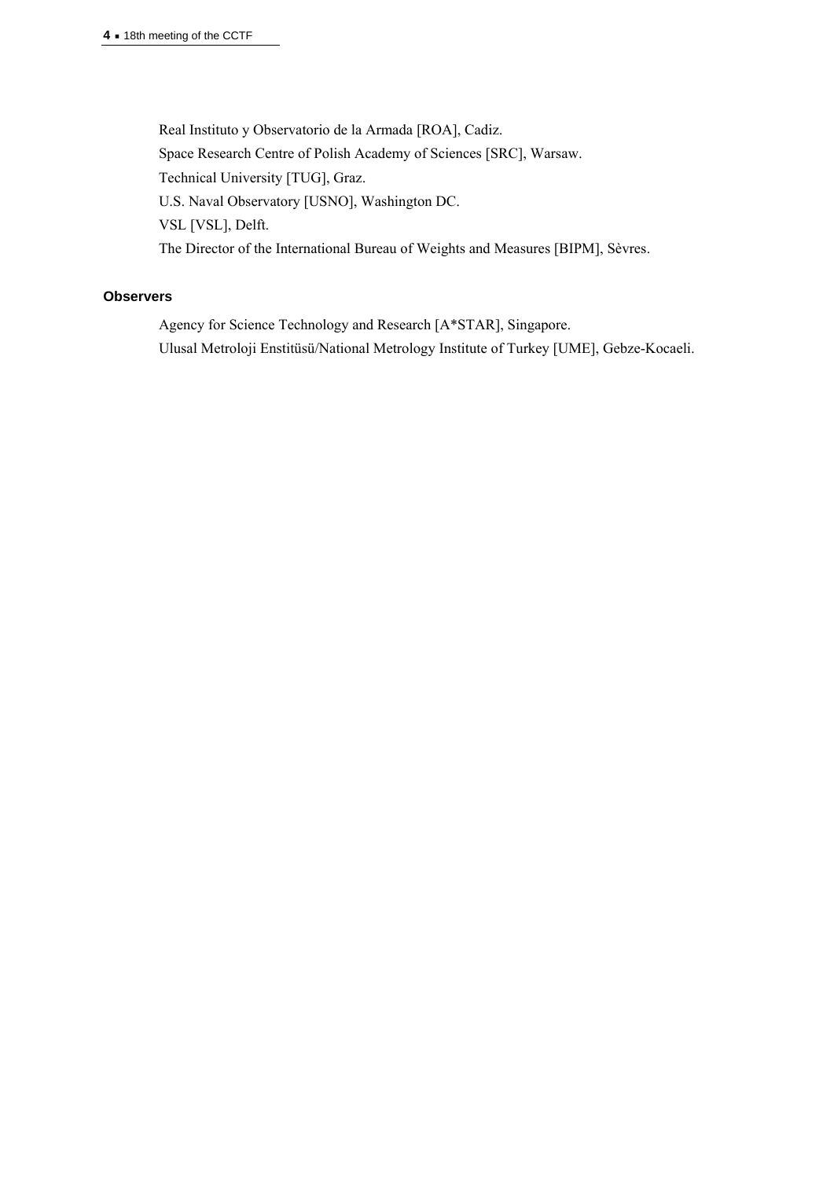Real Instituto y Observatorio de la Armada [ROA], Cadiz.

Space Research Centre of Polish Academy of Sciences [SRC], Warsaw.

Technical University [TUG], Graz.

U.S. Naval Observatory [USNO], Washington DC.

VSL [VSL], Delft.

The Director of the International Bureau of Weights and Measures [BIPM], Sèvres.

**Observers**

Agency for Science Technology and Research [A*STAR], Singapore.

Ulusal Metroloji Enstitüsü/National Metrology Institute of Turkey [UME], Gebze-Kocaeli.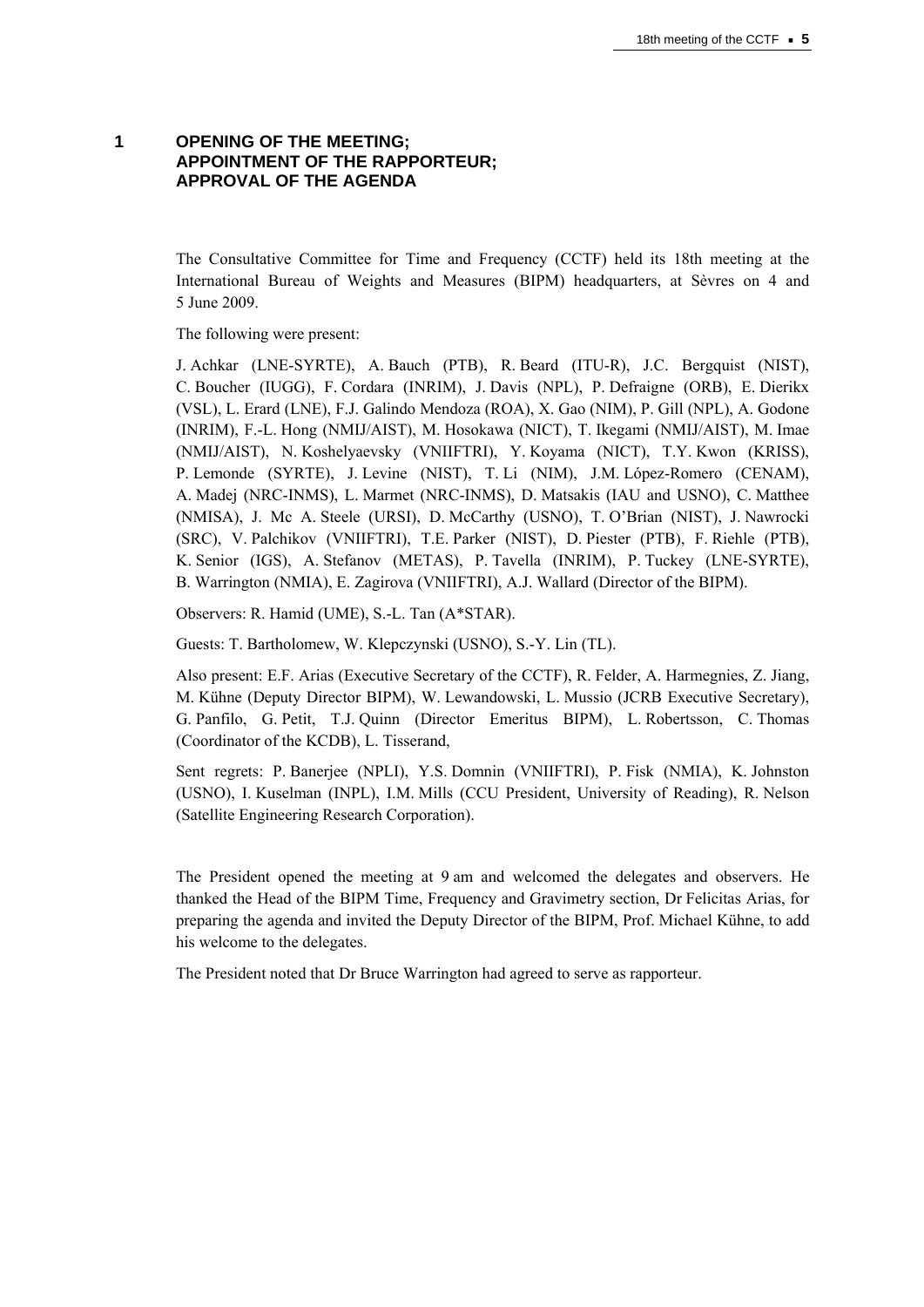# 1 OPENING OF THE MEETING; APPOINTMENT OF THE RAPPORTEUR; APPROVAL OF THE AGENDA

The Consultative Committee for Time and Frequency (CCTF) held its 18th meeting at the International Bureau of Weights and Measures (BIPM) headquarters, at Sèvres on 4 and 5 June 2009.

The following were present:

J. Achkar (LNE-SYRTE), A. Bauch (PTB), R. Beard (ITU-R), J.C. Bergquist (NIST), C. Boucher (IUGG), F. Cordara (INRIM), J. Davis (NPL), P. Defraigne (ORB), E. Dierikx (VSL), L. Erard (LNE), F.J. Galindo Mendoza (ROA), X. Gao (NIM), P. Gill (NPL), A. Godone (INRIM), F.-L. Hong (NMIJ/AIST), M. Hosokawa (NICT), T. Ikegami (NMIJ/AIST), M. Imae (NMIJ/AIST), N. Koshelyaevsky (VNIIFTRI), Y. Koyama (NICT), T.Y. Kwon (KRISS), P. Lemonde (SYRTE), J. Levine (NIST), T. Li (NIM), J.M. López-Romero (CENAM), A. Madej (NRC-INMS), L. Marmet (NRC-INMS), D. Matsakis (IAU and USNO), C. Matthee (NMISA), J. Mc A. Steele (URSI), D. McCarthy (USNO), T. O'Brian (NIST), J. Nawrocki (SRC), V. Palchikov (VNIIFTRI), T.E. Parker (NIST), D. Piester (PTB), F. Riehle (PTB), K. Senior (IGS), A. Stefanov (METAS), P. Tavella (INRIM), P. Tuckey (LNE-SYRTE), B. Warrington (NMIA), E. Zagirova (VNIIFTRI), A.J. Wallard (Director of the BIPM).

Observers: R. Hamid (UME), S.-L. Tan (A*STAR).

Guests: T. Bartholomew, W. Klepczynski (USNO), S.-Y. Lin (TL).

Also present: E.F. Arias (Executive Secretary of the CCTF), R. Felder, A. Harmegnies, Z. Jiang, M. Kühne (Deputy Director BIPM), W. Lewandowski, L. Mussio (JCRB Executive Secretary), G. Panfilo, G. Petit, T.J. Quinn (Director Emeritus BIPM), L. Robertsson, C. Thomas (Coordinator of the KCDB), L. Tisserand,

Sent regrets: P. Banerjee (NPLI), Y.S. Domnin (VNIIFTRI), P. Fisk (NMIA), K. Johnston (USNO), I. Kuselman (INPL), I.M. Mills (CCU President, University of Reading), R. Nelson (Satellite Engineering Research Corporation).

The President opened the meeting at 9 am and welcomed the delegates and observers. He thanked the Head of the BIPM Time, Frequency and Gravimetry section, Dr Felicitas Arias, for preparing the agenda and invited the Deputy Director of the BIPM, Prof. Michael Kühne, to add his welcome to the delegates.

The President noted that Dr Bruce Warrington had agreed to serve as rapporteur.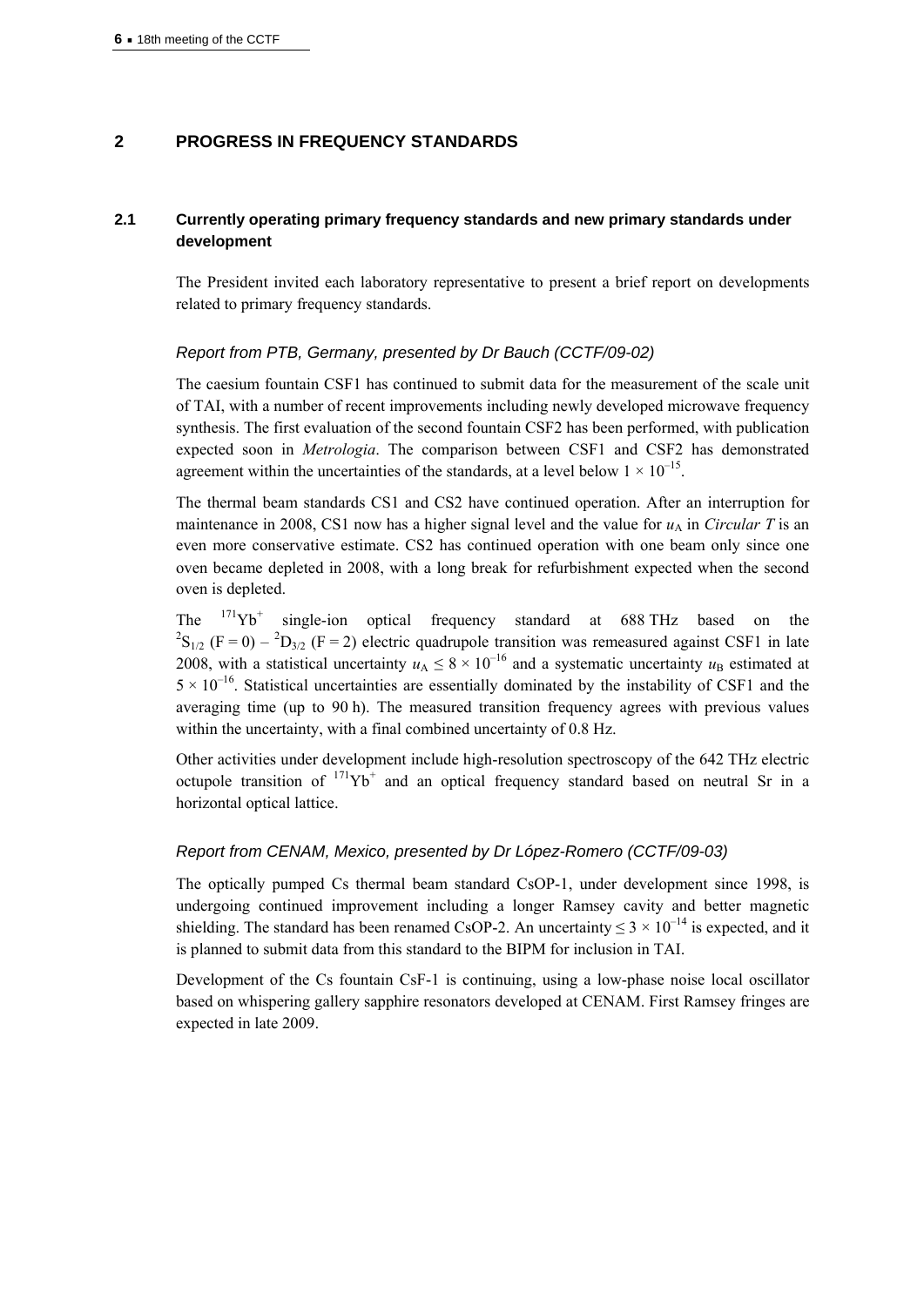## 2 PROGRESS IN FREQUENCY STANDARDS

### 2.1 Currently operating primary frequency standards and new primary standards under development

The President invited each laboratory representative to present a brief report on developments related to primary frequency standards.

#### *Report from PTB, Germany, presented by Dr Bauch (CCTF/09-02)*

The caesium fountain CSF1 has continued to submit data for the measurement of the scale unit of TAI, with a number of recent improvements including newly developed microwave frequency synthesis. The first evaluation of the second fountain CSF2 has been performed, with publication expected soon in *Metrologia*. The comparison between CSF1 and CSF2 has demonstrated agreement within the uncertainties of the standards, at a level below $1 \times 10^{-15}$.

The thermal beam standards CS1 and CS2 have continued operation. After an interruption for maintenance in 2008, CS1 now has a higher signal level and the value for $u_A$ in *Circular T* is an even more conservative estimate. CS2 has continued operation with one beam only since one oven became depleted in 2008, with a long break for refurbishment expected when the second oven is depleted.

The $^{171}Yb^{+}$ single-ion optical frequency standard at 688 THz based on the $^2S_{1/2}$ (F = 0) – $^2D_{3/2}$ (F = 2) electric quadrupole transition was remeasured against CSF1 in late 2008, with a statistical uncertainty $u_A \leq 8 \times 10^{-16}$ and a systematic uncertainty $u_B$ estimated at $5 \times 10^{-16}$. Statistical uncertainties are essentially dominated by the instability of CSF1 and the averaging time (up to 90 h). The measured transition frequency agrees with previous values within the uncertainty, with a final combined uncertainty of 0.8 Hz.

Other activities under development include high-resolution spectroscopy of the 642 THz electric octupole transition of $^{171}Yb^{+}$ and an optical frequency standard based on neutral Sr in a horizontal optical lattice.

#### *Report from CENAM, Mexico, presented by Dr López-Romero (CCTF/09-03)*

The optically pumped Cs thermal beam standard CsOP-1, under development since 1998, is undergoing continued improvement including a longer Ramsey cavity and better magnetic shielding. The standard has been renamed CsOP-2. An uncertainty $\leq 3 \times 10^{-14}$ is expected, and it is planned to submit data from this standard to the BIPM for inclusion in TAI.

Development of the Cs fountain CsF-1 is continuing, using a low-phase noise local oscillator based on whispering gallery sapphire resonators developed at CENAM. First Ramsey fringes are expected in late 2009.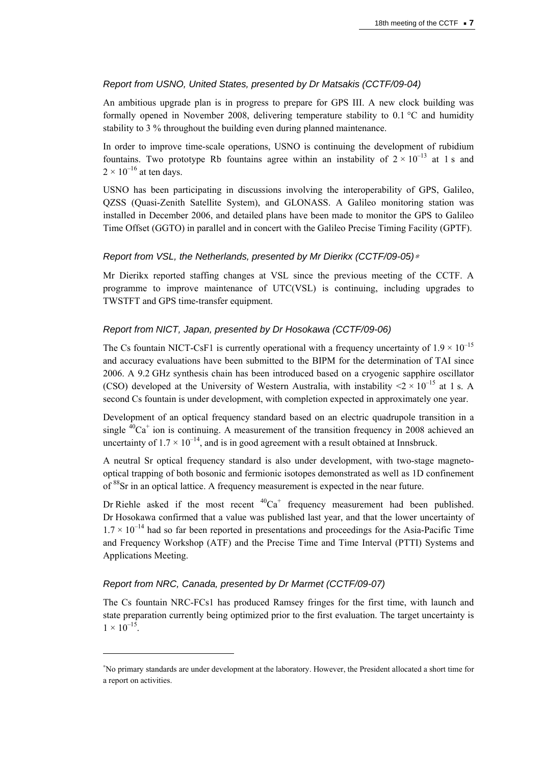*Report from USNO, United States, presented by Dr Matsakis (CCTF/09-04)*

An ambitious upgrade plan is in progress to prepare for GPS III. A new clock building was formally opened in November 2008, delivering temperature stability to 0.1 °C and humidity stability to 3 % throughout the building even during planned maintenance.

In order to improve time-scale operations, USNO is continuing the development of rubidium fountains. Two prototype Rb fountains agree within an instability of $2 \times 10^{-13}$ at 1 s and $2 \times 10^{-16}$ at ten days.

USNO has been participating in discussions involving the interoperability of GPS, Galileo, QZSS (Quasi-Zenith Satellite System), and GLONASS. A Galileo monitoring station was installed in December 2006, and detailed plans have been made to monitor the GPS to Galileo Time Offset (GGTO) in parallel and in concert with the Galileo Precise Timing Facility (GPTF).

*Report from VSL, the Netherlands, presented by Mr Dierikx (CCTF/09-05)*[*]

Mr Dierikx reported staffing changes at VSL since the previous meeting of the CCTF. A programme to improve maintenance of UTC(VSL) is continuing, including upgrades to TWSTFT and GPS time-transfer equipment.

*Report from NICT, Japan, presented by Dr Hosokawa (CCTF/09-06)*

The Cs fountain NICT-CsF1 is currently operational with a frequency uncertainty of $1.9 \times 10^{-15}$ and accuracy evaluations have been submitted to the BIPM for the determination of TAI since 2006. A 9.2 GHz synthesis chain has been introduced based on a cryogenic sapphire oscillator (CSO) developed at the University of Western Australia, with instability $<2 \times 10^{-15}$ at 1 s. A second Cs fountain is under development, with completion expected in approximately one year.

Development of an optical frequency standard based on an electric quadrupole transition in a single $^{40}Ca^{+}$ ion is continuing. A measurement of the transition frequency in 2008 achieved an uncertainty of $1.7 \times 10^{-14}$, and is in good agreement with a result obtained at Innsbruck.

A neutral Sr optical frequency standard is also under development, with two-stage magneto-optical trapping of both bosonic and fermionic isotopes demonstrated as well as 1D confinement of $^{88}Sr$ in an optical lattice. A frequency measurement is expected in the near future.

Dr Riehle asked if the most recent $^{40}Ca^{+}$ frequency measurement had been published. Dr Hosokawa confirmed that a value was published last year, and that the lower uncertainty of $1.7 \times 10^{-14}$ had so far been reported in presentations and proceedings for the Asia-Pacific Time and Frequency Workshop (ATF) and the Precise Time and Time Interval (PTTI) Systems and Applications Meeting.

*Report from NRC, Canada, presented by Dr Marmet (CCTF/09-07)*

The Cs fountain NRC-FCs1 has produced Ramsey fringes for the first time, with launch and state preparation currently being optimized prior to the first evaluation. The target uncertainty is $1 \times 10^{-15}$.

---

[*] No primary standards are under development at the laboratory. However, the President allocated a short time for a report on activities.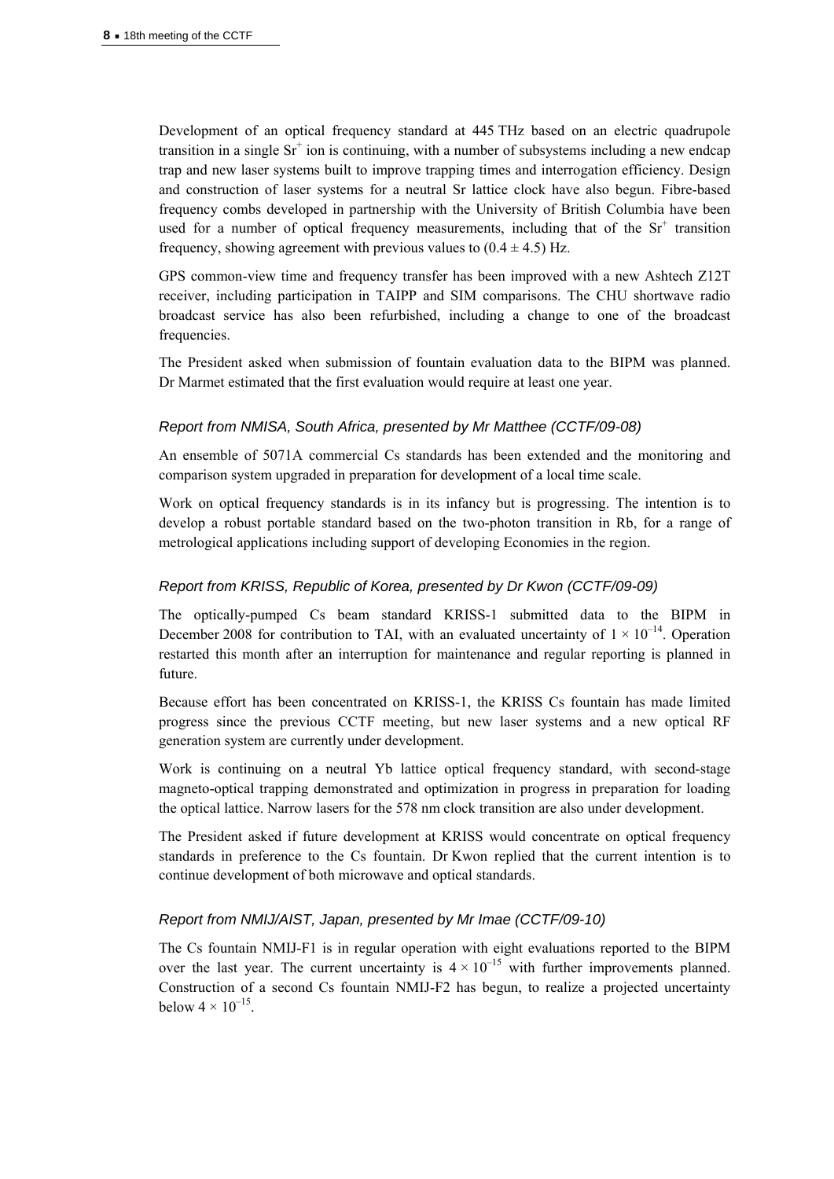Development of an optical frequency standard at 445 THz based on an electric quadrupole transition in a single $Sr^+$ ion is continuing, with a number of subsystems including a new endcap trap and new laser systems built to improve trapping times and interrogation efficiency. Design and construction of laser systems for a neutral Sr lattice clock have also begun. Fibre-based frequency combs developed in partnership with the University of British Columbia have been used for a number of optical frequency measurements, including that of the $Sr^+$ transition frequency, showing agreement with previous values to $(0.4 \pm 4.5)$ Hz.

GPS common-view time and frequency transfer has been improved with a new Ashtech Z12T receiver, including participation in TAIPP and SIM comparisons. The CHU shortwave radio broadcast service has also been refurbished, including a change to one of the broadcast frequencies.

The President asked when submission of fountain evaluation data to the BIPM was planned. Dr Marmet estimated that the first evaluation would require at least one year.

### *Report from NMISA, South Africa, presented by Mr Matthee (CCTF/09-08)*

An ensemble of 5071A commercial Cs standards has been extended and the monitoring and comparison system upgraded in preparation for development of a local time scale.

Work on optical frequency standards is in its infancy but is progressing. The intention is to develop a robust portable standard based on the two-photon transition in Rb, for a range of metrological applications including support of developing Economies in the region.

### *Report from KRISS, Republic of Korea, presented by Dr Kwon (CCTF/09-09)*

The optically-pumped Cs beam standard KRISS-1 submitted data to the BIPM in December 2008 for contribution to TAI, with an evaluated uncertainty of $1 \times 10^{-14}$. Operation restarted this month after an interruption for maintenance and regular reporting is planned in future.

Because effort has been concentrated on KRISS-1, the KRISS Cs fountain has made limited progress since the previous CCTF meeting, but new laser systems and a new optical RF generation system are currently under development.

Work is continuing on a neutral Yb lattice optical frequency standard, with second-stage magneto-optical trapping demonstrated and optimization in progress in preparation for loading the optical lattice. Narrow lasers for the 578 nm clock transition are also under development.

The President asked if future development at KRISS would concentrate on optical frequency standards in preference to the Cs fountain. Dr Kwon replied that the current intention is to continue development of both microwave and optical standards.

### *Report from NMIJ/AIST, Japan, presented by Mr Imae (CCTF/09-10)*

The Cs fountain NMIJ-F1 is in regular operation with eight evaluations reported to the BIPM over the last year. The current uncertainty is $4 \times 10^{-15}$ with further improvements planned. Construction of a second Cs fountain NMIJ-F2 has begun, to realize a projected uncertainty below $4 \times 10^{-15}$.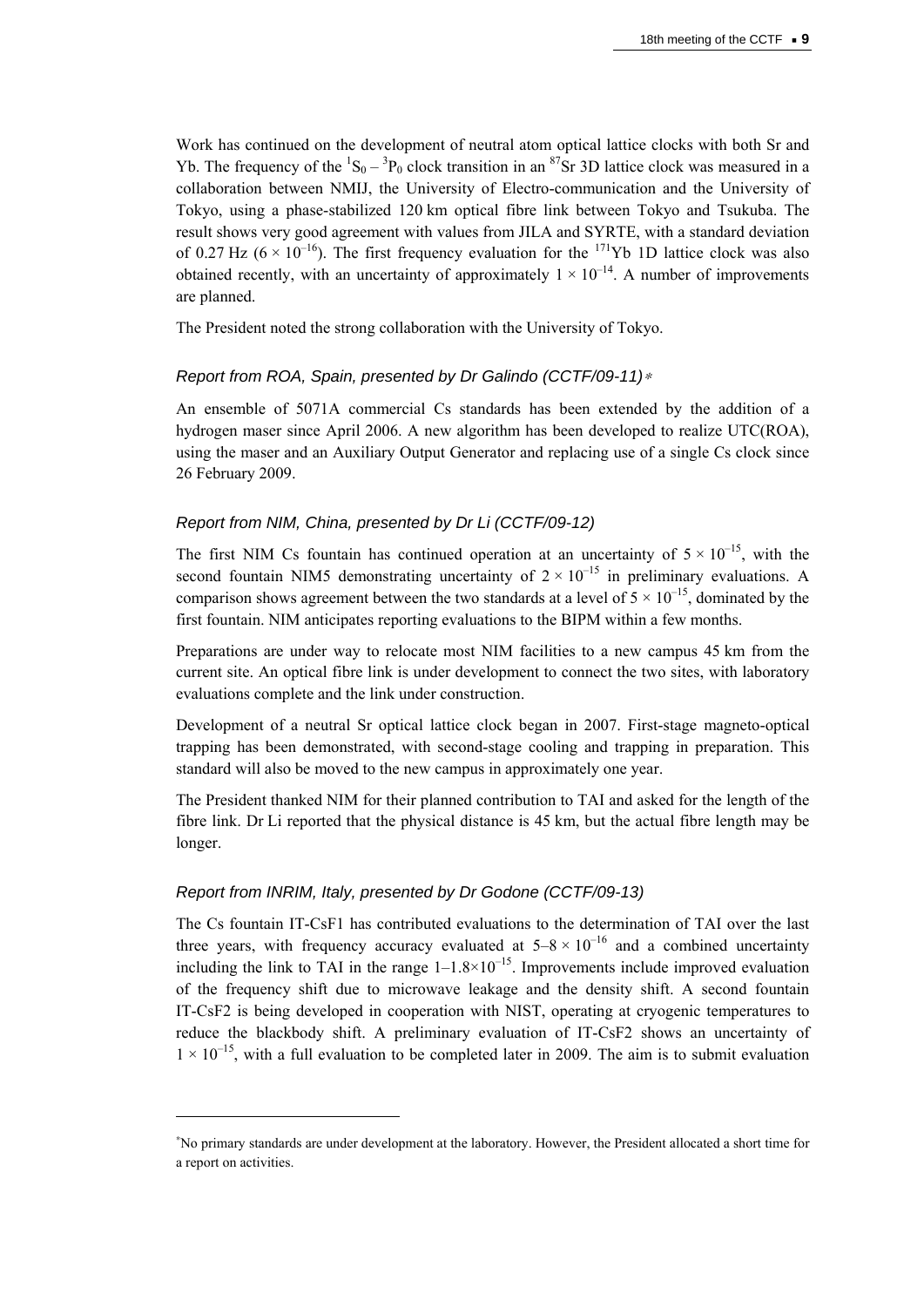Work has continued on the development of neutral atom optical lattice clocks with both Sr and Yb. The frequency of the $^1S_0 - {}^3P_0$ clock transition in an $^{87}$Sr 3D lattice clock was measured in a collaboration between NMIJ, the University of Electro-communication and the University of Tokyo, using a phase-stabilized 120 km optical fibre link between Tokyo and Tsukuba. The result shows very good agreement with values from JILA and SYRTE, with a standard deviation of 0.27 Hz ($6 \times 10^{-16}$). The first frequency evaluation for the $^{171}$Yb 1D lattice clock was also obtained recently, with an uncertainty of approximately $1 \times 10^{-14}$. A number of improvements are planned.

The President noted the strong collaboration with the University of Tokyo.

### *Report from ROA, Spain, presented by Dr Galindo (CCTF/09-11)*[*]

An ensemble of 5071A commercial Cs standards has been extended by the addition of a hydrogen maser since April 2006. A new algorithm has been developed to realize UTC(ROA), using the maser and an Auxiliary Output Generator and replacing use of a single Cs clock since 26 February 2009.

### *Report from NIM, China, presented by Dr Li (CCTF/09-12)*

The first NIM Cs fountain has continued operation at an uncertainty of $5 \times 10^{-15}$, with the second fountain NIM5 demonstrating uncertainty of $2 \times 10^{-15}$ in preliminary evaluations. A comparison shows agreement between the two standards at a level of $5 \times 10^{-15}$, dominated by the first fountain. NIM anticipates reporting evaluations to the BIPM within a few months.

Preparations are under way to relocate most NIM facilities to a new campus 45 km from the current site. An optical fibre link is under development to connect the two sites, with laboratory evaluations complete and the link under construction.

Development of a neutral Sr optical lattice clock began in 2007. First-stage magneto-optical trapping has been demonstrated, with second-stage cooling and trapping in preparation. This standard will also be moved to the new campus in approximately one year.

The President thanked NIM for their planned contribution to TAI and asked for the length of the fibre link. Dr Li reported that the physical distance is 45 km, but the actual fibre length may be longer.

### *Report from INRIM, Italy, presented by Dr Godone (CCTF/09-13)*

The Cs fountain IT-CsF1 has contributed evaluations to the determination of TAI over the last three years, with frequency accuracy evaluated at $5–8 \times 10^{-16}$ and a combined uncertainty including the link to TAI in the range $1–1.8 \times 10^{-15}$. Improvements include improved evaluation of the frequency shift due to microwave leakage and the density shift. A second fountain IT-CsF2 is being developed in cooperation with NIST, operating at cryogenic temperatures to reduce the blackbody shift. A preliminary evaluation of IT-CsF2 shows an uncertainty of $1 \times 10^{-15}$, with a full evaluation to be completed later in 2009. The aim is to submit evaluation

---

[*] No primary standards are under development at the laboratory. However, the President allocated a short time for a report on activities.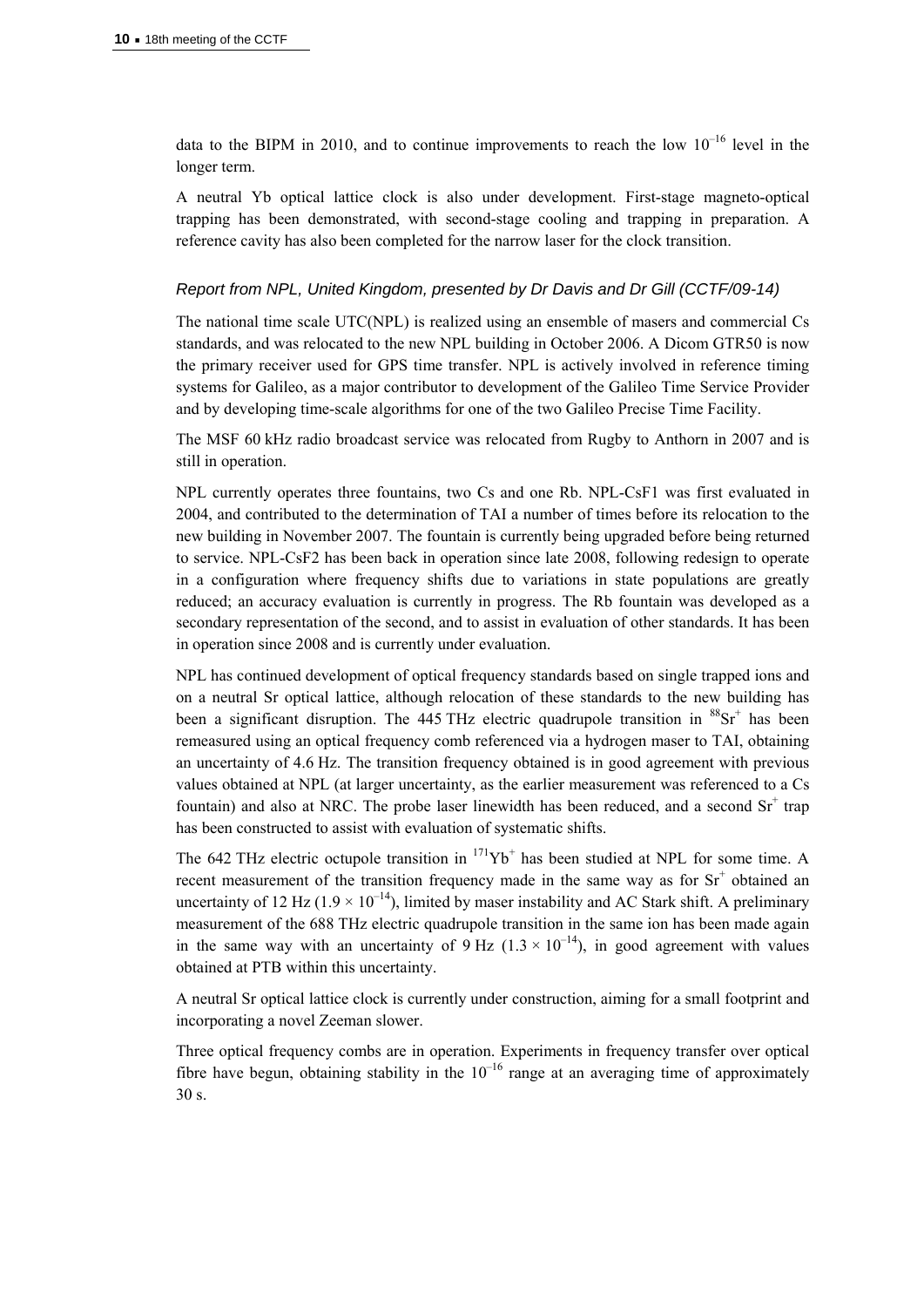data to the BIPM in 2010, and to continue improvements to reach the low $10^{-16}$ level in the longer term.

A neutral Yb optical lattice clock is also under development. First-stage magneto-optical trapping has been demonstrated, with second-stage cooling and trapping in preparation. A reference cavity has also been completed for the narrow laser for the clock transition.

### *Report from NPL, United Kingdom, presented by Dr Davis and Dr Gill (CCTF/09-14)*

The national time scale UTC(NPL) is realized using an ensemble of masers and commercial Cs standards, and was relocated to the new NPL building in October 2006. A Dicom GTR50 is now the primary receiver used for GPS time transfer. NPL is actively involved in reference timing systems for Galileo, as a major contributor to development of the Galileo Time Service Provider and by developing time-scale algorithms for one of the two Galileo Precise Time Facility.

The MSF 60 kHz radio broadcast service was relocated from Rugby to Anthorn in 2007 and is still in operation.

NPL currently operates three fountains, two Cs and one Rb. NPL-CsF1 was first evaluated in 2004, and contributed to the determination of TAI a number of times before its relocation to the new building in November 2007. The fountain is currently being upgraded before being returned to service. NPL-CsF2 has been back in operation since late 2008, following redesign to operate in a configuration where frequency shifts due to variations in state populations are greatly reduced; an accuracy evaluation is currently in progress. The Rb fountain was developed as a secondary representation of the second, and to assist in evaluation of other standards. It has been in operation since 2008 and is currently under evaluation.

NPL has continued development of optical frequency standards based on single trapped ions and on a neutral Sr optical lattice, although relocation of these standards to the new building has been a significant disruption. The 445 THz electric quadrupole transition in $^{88}Sr^{+}$ has been remeasured using an optical frequency comb referenced via a hydrogen maser to TAI, obtaining an uncertainty of 4.6 Hz. The transition frequency obtained is in good agreement with previous values obtained at NPL (at larger uncertainty, as the earlier measurement was referenced to a Cs fountain) and also at NRC. The probe laser linewidth has been reduced, and a second $Sr^{+}$ trap has been constructed to assist with evaluation of systematic shifts.

The 642 THz electric octupole transition in $^{171}Yb^{+}$ has been studied at NPL for some time. A recent measurement of the transition frequency made in the same way as for $Sr^{+}$ obtained an uncertainty of 12 Hz ($1.9 \times 10^{-14}$), limited by maser instability and AC Stark shift. A preliminary measurement of the 688 THz electric quadrupole transition in the same ion has been made again in the same way with an uncertainty of 9 Hz ($1.3 \times 10^{-14}$), in good agreement with values obtained at PTB within this uncertainty.

A neutral Sr optical lattice clock is currently under construction, aiming for a small footprint and incorporating a novel Zeeman slower.

Three optical frequency combs are in operation. Experiments in frequency transfer over optical fibre have begun, obtaining stability in the $10^{-16}$ range at an averaging time of approximately 30 s.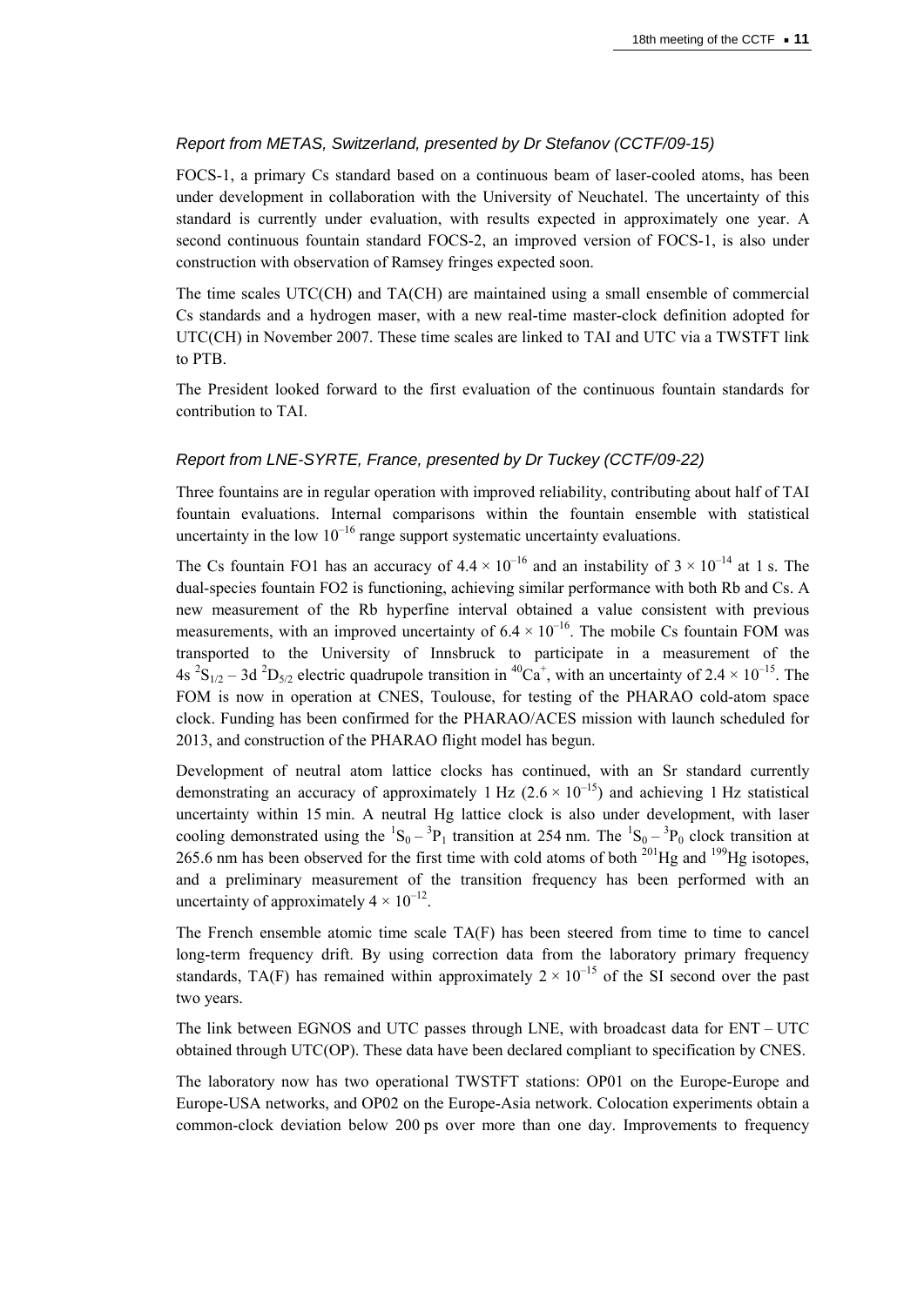*Report from METAS, Switzerland, presented by Dr Stefanov (CCTF/09-15)*

FOCS-1, a primary Cs standard based on a continuous beam of laser-cooled atoms, has been under development in collaboration with the University of Neuchatel. The uncertainty of this standard is currently under evaluation, with results expected in approximately one year. A second continuous fountain standard FOCS-2, an improved version of FOCS-1, is also under construction with observation of Ramsey fringes expected soon.

The time scales UTC(CH) and TA(CH) are maintained using a small ensemble of commercial Cs standards and a hydrogen maser, with a new real-time master-clock definition adopted for UTC(CH) in November 2007. These time scales are linked to TAI and UTC via a TWSTFT link to PTB.

The President looked forward to the first evaluation of the continuous fountain standards for contribution to TAI.

*Report from LNE-SYRTE, France, presented by Dr Tuckey (CCTF/09-22)*

Three fountains are in regular operation with improved reliability, contributing about half of TAI fountain evaluations. Internal comparisons within the fountain ensemble with statistical uncertainty in the low $10^{-16}$ range support systematic uncertainty evaluations.

The Cs fountain FO1 has an accuracy of $4.4 \times 10^{-16}$ and an instability of $3 \times 10^{-14}$ at 1 s. The dual-species fountain FO2 is functioning, achieving similar performance with both Rb and Cs. A new measurement of the Rb hyperfine interval obtained a value consistent with previous measurements, with an improved uncertainty of $6.4 \times 10^{-16}$. The mobile Cs fountain FOM was transported to the University of Innsbruck to participate in a measurement of the $4s\ ^2S_{1/2} - 3d\ ^2D_{5/2}$ electric quadrupole transition in $^{40}Ca^+$, with an uncertainty of $2.4 \times 10^{-15}$. The FOM is now in operation at CNES, Toulouse, for testing of the PHARAO cold-atom space clock. Funding has been confirmed for the PHARAO/ACES mission with launch scheduled for 2013, and construction of the PHARAO flight model has begun.

Development of neutral atom lattice clocks has continued, with an Sr standard currently demonstrating an accuracy of approximately 1 Hz ($2.6 \times 10^{-15}$) and achieving 1 Hz statistical uncertainty within 15 min. A neutral Hg lattice clock is also under development, with laser cooling demonstrated using the $^1S_0 - ^3P_1$ transition at 254 nm. The $^1S_0 - ^3P_0$ clock transition at 265.6 nm has been observed for the first time with cold atoms of both $^{201}Hg$ and $^{199}Hg$ isotopes, and a preliminary measurement of the transition frequency has been performed with an uncertainty of approximately $4 \times 10^{-12}$.

The French ensemble atomic time scale TA(F) has been steered from time to time to cancel long-term frequency drift. By using correction data from the laboratory primary frequency standards, TA(F) has remained within approximately $2 \times 10^{-15}$ of the SI second over the past two years.

The link between EGNOS and UTC passes through LNE, with broadcast data for ENT – UTC obtained through UTC(OP). These data have been declared compliant to specification by CNES.

The laboratory now has two operational TWSTFT stations: OP01 on the Europe-Europe and Europe-USA networks, and OP02 on the Europe-Asia network. Colocation experiments obtain a common-clock deviation below 200 ps over more than one day. Improvements to frequency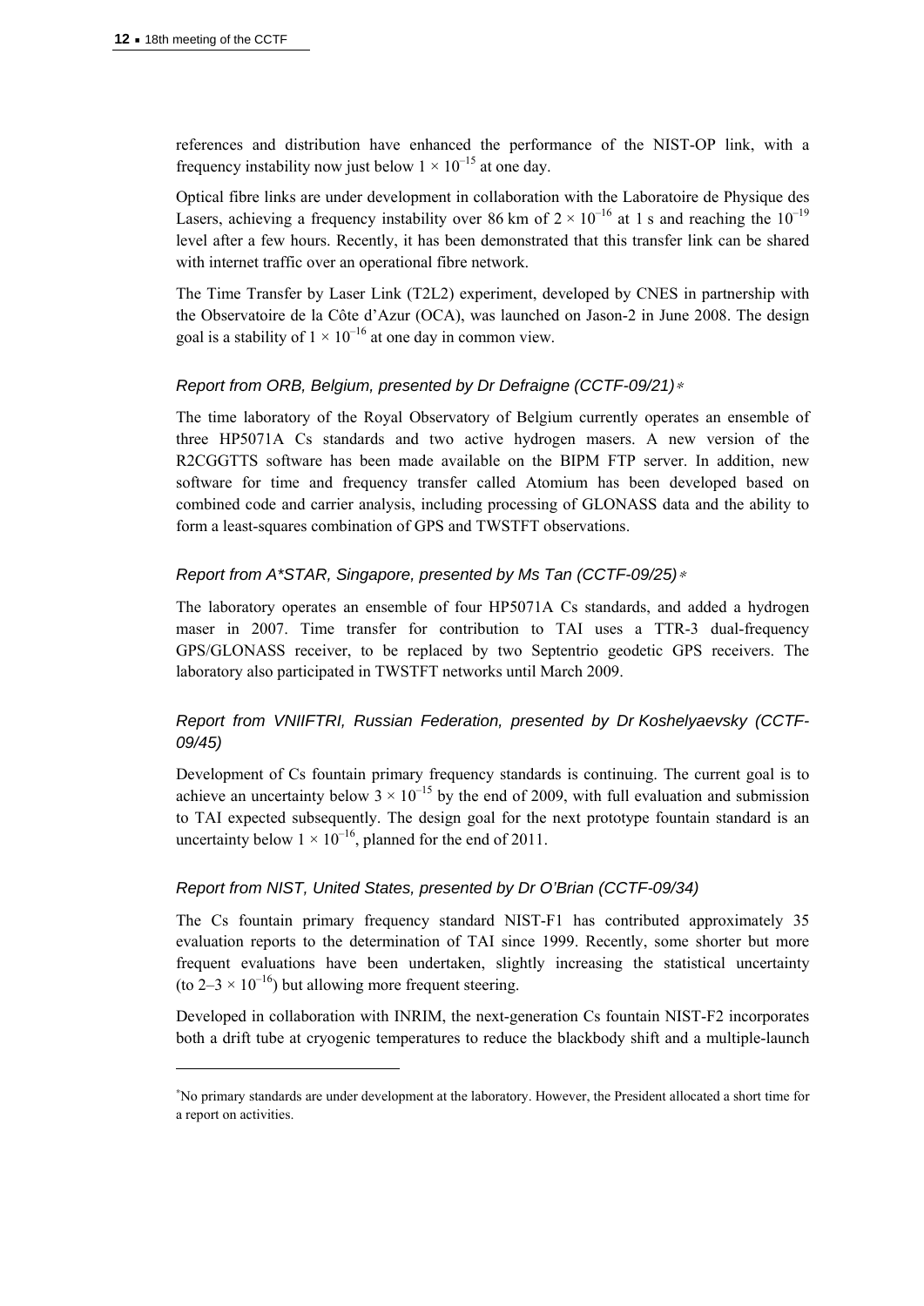references and distribution have enhanced the performance of the NIST-OP link, with a frequency instability now just below $1 \times 10^{-15}$ at one day.

Optical fibre links are under development in collaboration with the Laboratoire de Physique des Lasers, achieving a frequency instability over 86 km of $2 \times 10^{-16}$ at 1 s and reaching the $10^{-19}$ level after a few hours. Recently, it has been demonstrated that this transfer link can be shared with internet traffic over an operational fibre network.

The Time Transfer by Laser Link (T2L2) experiment, developed by CNES in partnership with the Observatoire de la Côte d'Azur (OCA), was launched on Jason-2 in June 2008. The design goal is a stability of $1 \times 10^{-16}$ at one day in common view.

#### *Report from ORB, Belgium, presented by Dr Defraigne (CCTF-09/21)*[*]

The time laboratory of the Royal Observatory of Belgium currently operates an ensemble of three HP5071A Cs standards and two active hydrogen masers. A new version of the R2CGGTTS software has been made available on the BIPM FTP server. In addition, new software for time and frequency transfer called Atomium has been developed based on combined code and carrier analysis, including processing of GLONASS data and the ability to form a least-squares combination of GPS and TWSTFT observations.

#### *Report from A*STAR, Singapore, presented by Ms Tan (CCTF-09/25)*[*]

The laboratory operates an ensemble of four HP5071A Cs standards, and added a hydrogen maser in 2007. Time transfer for contribution to TAI uses a TTR-3 dual-frequency GPS/GLONASS receiver, to be replaced by two Septentrio geodetic GPS receivers. The laboratory also participated in TWSTFT networks until March 2009.

#### *Report from VNIIFTRI, Russian Federation, presented by Dr Koshelyaevsky (CCTF-09/45)*

Development of Cs fountain primary frequency standards is continuing. The current goal is to achieve an uncertainty below $3 \times 10^{-15}$ by the end of 2009, with full evaluation and submission to TAI expected subsequently. The design goal for the next prototype fountain standard is an uncertainty below $1 \times 10^{-16}$, planned for the end of 2011.

#### *Report from NIST, United States, presented by Dr O'Brian (CCTF-09/34)*

The Cs fountain primary frequency standard NIST-F1 has contributed approximately 35 evaluation reports to the determination of TAI since 1999. Recently, some shorter but more frequent evaluations have been undertaken, slightly increasing the statistical uncertainty (to $2\text{–}3 \times 10^{-16}$) but allowing more frequent steering.

Developed in collaboration with INRIM, the next-generation Cs fountain NIST-F2 incorporates both a drift tube at cryogenic temperatures to reduce the blackbody shift and a multiple-launch

---

[*] No primary standards are under development at the laboratory. However, the President allocated a short time for a report on activities.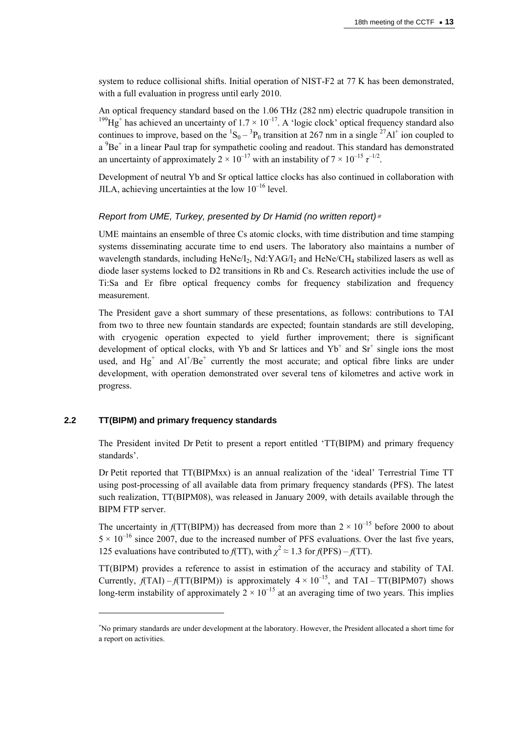system to reduce collisional shifts. Initial operation of NIST-F2 at 77 K has been demonstrated, with a full evaluation in progress until early 2010.

An optical frequency standard based on the 1.06 THz (282 nm) electric quadrupole transition in $^{199}Hg^+$ has achieved an uncertainty of $1.7 \times 10^{-17}$. A 'logic clock' optical frequency standard also continues to improve, based on the $^1S_0 - {}^3P_0$ transition at 267 nm in a single $^{27}Al^+$ ion coupled to a $^9Be^+$ in a linear Paul trap for sympathetic cooling and readout. This standard has demonstrated an uncertainty of approximately $2 \times 10^{-17}$ with an instability of $7 \times 10^{-15}\ \tau^{-1/2}$.

Development of neutral Yb and Sr optical lattice clocks has also continued in collaboration with JILA, achieving uncertainties at the low $10^{-16}$ level.

*Report from UME, Turkey, presented by Dr Hamid (no written report)*[*]

UME maintains an ensemble of three Cs atomic clocks, with time distribution and time stamping systems disseminating accurate time to end users. The laboratory also maintains a number of wavelength standards, including HeNe/$I_2$, Nd:YAG/$I_2$ and HeNe/$CH_4$ stabilized lasers as well as diode laser systems locked to D2 transitions in Rb and Cs. Research activities include the use of Ti:Sa and Er fibre optical frequency combs for frequency stabilization and frequency measurement.

The President gave a short summary of these presentations, as follows: contributions to TAI from two to three new fountain standards are expected; fountain standards are still developing, with cryogenic operation expected to yield further improvement; there is significant development of optical clocks, with Yb and Sr lattices and $Yb^+$ and $Sr^+$ single ions the most used, and $Hg^+$ and $Al^+/Be^+$ currently the most accurate; and optical fibre links are under development, with operation demonstrated over several tens of kilometres and active work in progress.

## 2.2 TT(BIPM) and primary frequency standards

The President invited Dr Petit to present a report entitled 'TT(BIPM) and primary frequency standards'.

Dr Petit reported that TT(BIPMxx) is an annual realization of the 'ideal' Terrestrial Time TT using post-processing of all available data from primary frequency standards (PFS). The latest such realization, TT(BIPM08), was released in January 2009, with details available through the BIPM FTP server.

The uncertainty in *f*(TT(BIPM)) has decreased from more than $2 \times 10^{-15}$ before 2000 to about $5 \times 10^{-16}$ since 2007, due to the increased number of PFS evaluations. Over the last five years, 125 evaluations have contributed to *f*(TT), with $\chi^2 \approx 1.3$ for *f*(PFS) – *f*(TT).

TT(BIPM) provides a reference to assist in estimation of the accuracy and stability of TAI. Currently, *f*(TAI) – *f*(TT(BIPM)) is approximately $4 \times 10^{-15}$, and TAI – TT(BIPM07) shows long-term instability of approximately $2 \times 10^{-15}$ at an averaging time of two years. This implies

---

[*] No primary standards are under development at the laboratory. However, the President allocated a short time for a report on activities.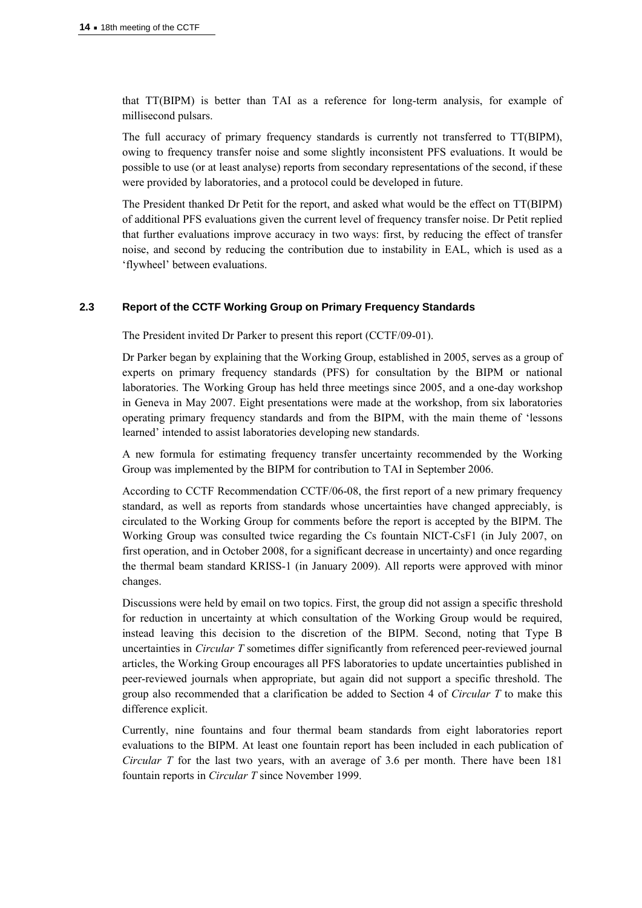that TT(BIPM) is better than TAI as a reference for long-term analysis, for example of millisecond pulsars.

The full accuracy of primary frequency standards is currently not transferred to TT(BIPM), owing to frequency transfer noise and some slightly inconsistent PFS evaluations. It would be possible to use (or at least analyse) reports from secondary representations of the second, if these were provided by laboratories, and a protocol could be developed in future.

The President thanked Dr Petit for the report, and asked what would be the effect on TT(BIPM) of additional PFS evaluations given the current level of frequency transfer noise. Dr Petit replied that further evaluations improve accuracy in two ways: first, by reducing the effect of transfer noise, and second by reducing the contribution due to instability in EAL, which is used as a 'flywheel' between evaluations.

### 2.3 Report of the CCTF Working Group on Primary Frequency Standards

The President invited Dr Parker to present this report (CCTF/09-01).

Dr Parker began by explaining that the Working Group, established in 2005, serves as a group of experts on primary frequency standards (PFS) for consultation by the BIPM or national laboratories. The Working Group has held three meetings since 2005, and a one-day workshop in Geneva in May 2007. Eight presentations were made at the workshop, from six laboratories operating primary frequency standards and from the BIPM, with the main theme of 'lessons learned' intended to assist laboratories developing new standards.

A new formula for estimating frequency transfer uncertainty recommended by the Working Group was implemented by the BIPM for contribution to TAI in September 2006.

According to CCTF Recommendation CCTF/06-08, the first report of a new primary frequency standard, as well as reports from standards whose uncertainties have changed appreciably, is circulated to the Working Group for comments before the report is accepted by the BIPM. The Working Group was consulted twice regarding the Cs fountain NICT-CsF1 (in July 2007, on first operation, and in October 2008, for a significant decrease in uncertainty) and once regarding the thermal beam standard KRISS-1 (in January 2009). All reports were approved with minor changes.

Discussions were held by email on two topics. First, the group did not assign a specific threshold for reduction in uncertainty at which consultation of the Working Group would be required, instead leaving this decision to the discretion of the BIPM. Second, noting that Type B uncertainties in *Circular T* sometimes differ significantly from referenced peer-reviewed journal articles, the Working Group encourages all PFS laboratories to update uncertainties published in peer-reviewed journals when appropriate, but again did not support a specific threshold. The group also recommended that a clarification be added to Section 4 of *Circular T* to make this difference explicit.

Currently, nine fountains and four thermal beam standards from eight laboratories report evaluations to the BIPM. At least one fountain report has been included in each publication of *Circular T* for the last two years, with an average of 3.6 per month. There have been 181 fountain reports in *Circular T* since November 1999.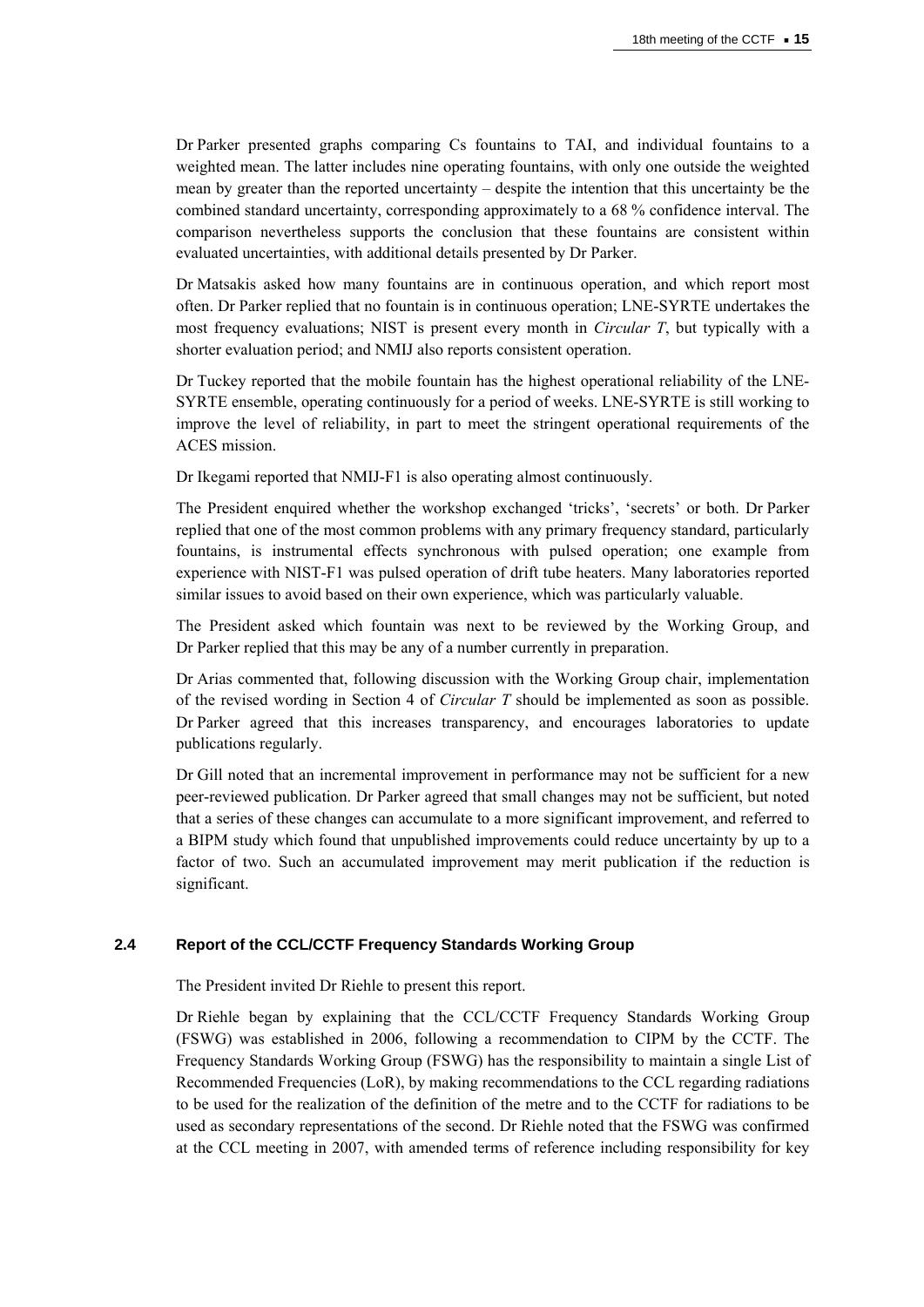Dr Parker presented graphs comparing Cs fountains to TAI, and individual fountains to a weighted mean. The latter includes nine operating fountains, with only one outside the weighted mean by greater than the reported uncertainty – despite the intention that this uncertainty be the combined standard uncertainty, corresponding approximately to a 68 % confidence interval. The comparison nevertheless supports the conclusion that these fountains are consistent within evaluated uncertainties, with additional details presented by Dr Parker.

Dr Matsakis asked how many fountains are in continuous operation, and which report most often. Dr Parker replied that no fountain is in continuous operation; LNE-SYRTE undertakes the most frequency evaluations; NIST is present every month in *Circular T*, but typically with a shorter evaluation period; and NMIJ also reports consistent operation.

Dr Tuckey reported that the mobile fountain has the highest operational reliability of the LNE-SYRTE ensemble, operating continuously for a period of weeks. LNE-SYRTE is still working to improve the level of reliability, in part to meet the stringent operational requirements of the ACES mission.

Dr Ikegami reported that NMIJ-F1 is also operating almost continuously.

The President enquired whether the workshop exchanged 'tricks', 'secrets' or both. Dr Parker replied that one of the most common problems with any primary frequency standard, particularly fountains, is instrumental effects synchronous with pulsed operation; one example from experience with NIST-F1 was pulsed operation of drift tube heaters. Many laboratories reported similar issues to avoid based on their own experience, which was particularly valuable.

The President asked which fountain was next to be reviewed by the Working Group, and Dr Parker replied that this may be any of a number currently in preparation.

Dr Arias commented that, following discussion with the Working Group chair, implementation of the revised wording in Section 4 of *Circular T* should be implemented as soon as possible. Dr Parker agreed that this increases transparency, and encourages laboratories to update publications regularly.

Dr Gill noted that an incremental improvement in performance may not be sufficient for a new peer-reviewed publication. Dr Parker agreed that small changes may not be sufficient, but noted that a series of these changes can accumulate to a more significant improvement, and referred to a BIPM study which found that unpublished improvements could reduce uncertainty by up to a factor of two. Such an accumulated improvement may merit publication if the reduction is significant.

### 2.4 Report of the CCL/CCTF Frequency Standards Working Group

The President invited Dr Riehle to present this report.

Dr Riehle began by explaining that the CCL/CCTF Frequency Standards Working Group (FSWG) was established in 2006, following a recommendation to CIPM by the CCTF. The Frequency Standards Working Group (FSWG) has the responsibility to maintain a single List of Recommended Frequencies (LoR), by making recommendations to the CCL regarding radiations to be used for the realization of the definition of the metre and to the CCTF for radiations to be used as secondary representations of the second. Dr Riehle noted that the FSWG was confirmed at the CCL meeting in 2007, with amended terms of reference including responsibility for key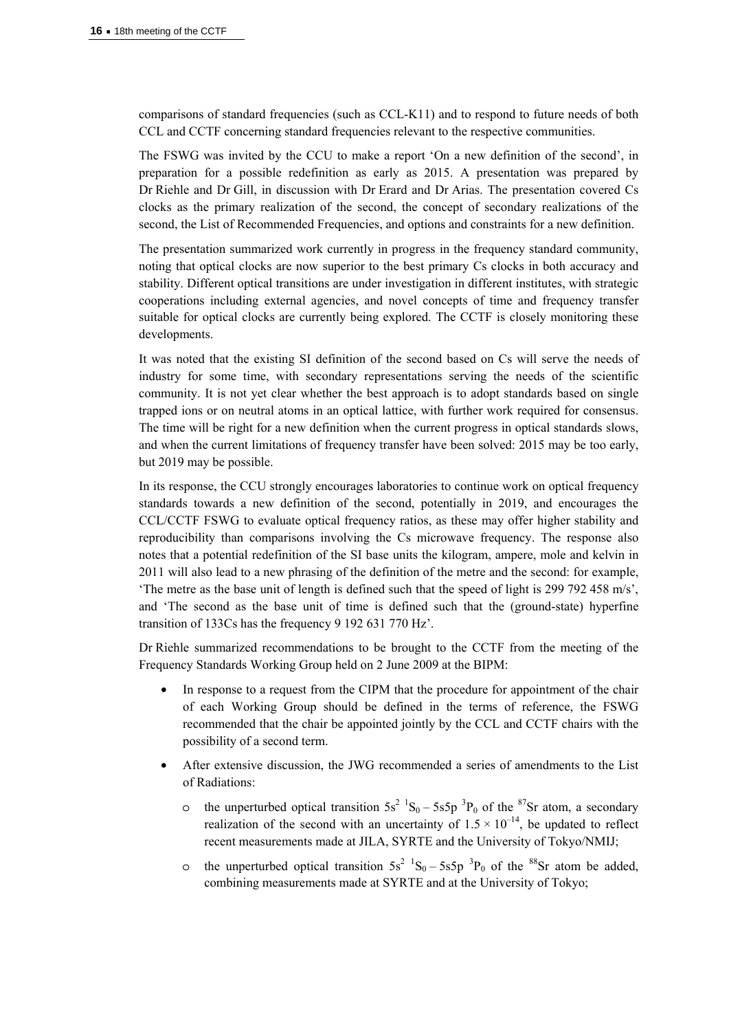comparisons of standard frequencies (such as CCL-K11) and to respond to future needs of both CCL and CCTF concerning standard frequencies relevant to the respective communities.

The FSWG was invited by the CCU to make a report 'On a new definition of the second', in preparation for a possible redefinition as early as 2015. A presentation was prepared by Dr Riehle and Dr Gill, in discussion with Dr Erard and Dr Arias. The presentation covered Cs clocks as the primary realization of the second, the concept of secondary realizations of the second, the List of Recommended Frequencies, and options and constraints for a new definition.

The presentation summarized work currently in progress in the frequency standard community, noting that optical clocks are now superior to the best primary Cs clocks in both accuracy and stability. Different optical transitions are under investigation in different institutes, with strategic cooperations including external agencies, and novel concepts of time and frequency transfer suitable for optical clocks are currently being explored. The CCTF is closely monitoring these developments.

It was noted that the existing SI definition of the second based on Cs will serve the needs of industry for some time, with secondary representations serving the needs of the scientific community. It is not yet clear whether the best approach is to adopt standards based on single trapped ions or on neutral atoms in an optical lattice, with further work required for consensus. The time will be right for a new definition when the current progress in optical standards slows, and when the current limitations of frequency transfer have been solved: 2015 may be too early, but 2019 may be possible.

In its response, the CCU strongly encourages laboratories to continue work on optical frequency standards towards a new definition of the second, potentially in 2019, and encourages the CCL/CCTF FSWG to evaluate optical frequency ratios, as these may offer higher stability and reproducibility than comparisons involving the Cs microwave frequency. The response also notes that a potential redefinition of the SI base units the kilogram, ampere, mole and kelvin in 2011 will also lead to a new phrasing of the definition of the metre and the second: for example, 'The metre as the base unit of length is defined such that the speed of light is 299 792 458 m/s', and 'The second as the base unit of time is defined such that the (ground-state) hyperfine transition of 133Cs has the frequency 9 192 631 770 Hz'.

Dr Riehle summarized recommendations to be brought to the CCTF from the meeting of the Frequency Standards Working Group held on 2 June 2009 at the BIPM:

- In response to a request from the CIPM that the procedure for appointment of the chair of each Working Group should be defined in the terms of reference, the FSWG recommended that the chair be appointed jointly by the CCL and CCTF chairs with the possibility of a second term.
- After extensive discussion, the JWG recommended a series of amendments to the List of Radiations:
  - the unperturbed optical transition $5s^2\ ^1S_0 - 5s5p\ ^3P_0$ of the $^{87}$Sr atom, a secondary realization of the second with an uncertainty of $1.5 \times 10^{-14}$, be updated to reflect recent measurements made at JILA, SYRTE and the University of Tokyo/NMIJ;
  - the unperturbed optical transition $5s^2\ ^1S_0 - 5s5p\ ^3P_0$ of the $^{88}$Sr atom be added, combining measurements made at SYRTE and at the University of Tokyo;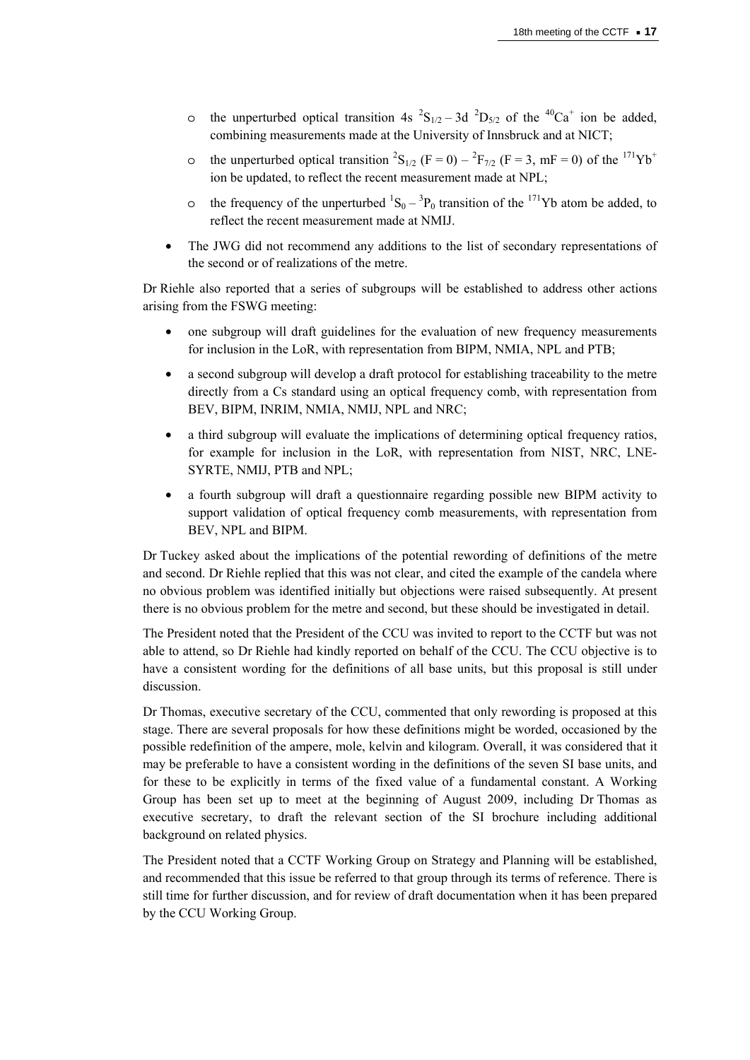- the unperturbed optical transition 4s $^2S_{1/2} – 3d\ ^2D_{5/2}$ of the $^{40}Ca^+$ ion be added, combining measurements made at the University of Innsbruck and at NICT;
- the unperturbed optical transition $^2S_{1/2}$ (F = 0) – $^2F_{7/2}$ (F = 3, mF = 0) of the $^{171}Yb^+$ ion be updated, to reflect the recent measurement made at NPL;
- the frequency of the unperturbed $^1S_0 – ^3P_0$ transition of the $^{171}$Yb atom be added, to reflect the recent measurement made at NMIJ.

- The JWG did not recommend any additions to the list of secondary representations of the second or of realizations of the metre.

Dr Riehle also reported that a series of subgroups will be established to address other actions arising from the FSWG meeting:

- one subgroup will draft guidelines for the evaluation of new frequency measurements for inclusion in the LoR, with representation from BIPM, NMIA, NPL and PTB;
- a second subgroup will develop a draft protocol for establishing traceability to the metre directly from a Cs standard using an optical frequency comb, with representation from BEV, BIPM, INRIM, NMIA, NMIJ, NPL and NRC;
- a third subgroup will evaluate the implications of determining optical frequency ratios, for example for inclusion in the LoR, with representation from NIST, NRC, LNE-SYRTE, NMIJ, PTB and NPL;
- a fourth subgroup will draft a questionnaire regarding possible new BIPM activity to support validation of optical frequency comb measurements, with representation from BEV, NPL and BIPM.

Dr Tuckey asked about the implications of the potential rewording of definitions of the metre and second. Dr Riehle replied that this was not clear, and cited the example of the candela where no obvious problem was identified initially but objections were raised subsequently. At present there is no obvious problem for the metre and second, but these should be investigated in detail.

The President noted that the President of the CCU was invited to report to the CCTF but was not able to attend, so Dr Riehle had kindly reported on behalf of the CCU. The CCU objective is to have a consistent wording for the definitions of all base units, but this proposal is still under discussion.

Dr Thomas, executive secretary of the CCU, commented that only rewording is proposed at this stage. There are several proposals for how these definitions might be worded, occasioned by the possible redefinition of the ampere, mole, kelvin and kilogram. Overall, it was considered that it may be preferable to have a consistent wording in the definitions of the seven SI base units, and for these to be explicitly in terms of the fixed value of a fundamental constant. A Working Group has been set up to meet at the beginning of August 2009, including Dr Thomas as executive secretary, to draft the relevant section of the SI brochure including additional background on related physics.

The President noted that a CCTF Working Group on Strategy and Planning will be established, and recommended that this issue be referred to that group through its terms of reference. There is still time for further discussion, and for review of draft documentation when it has been prepared by the CCU Working Group.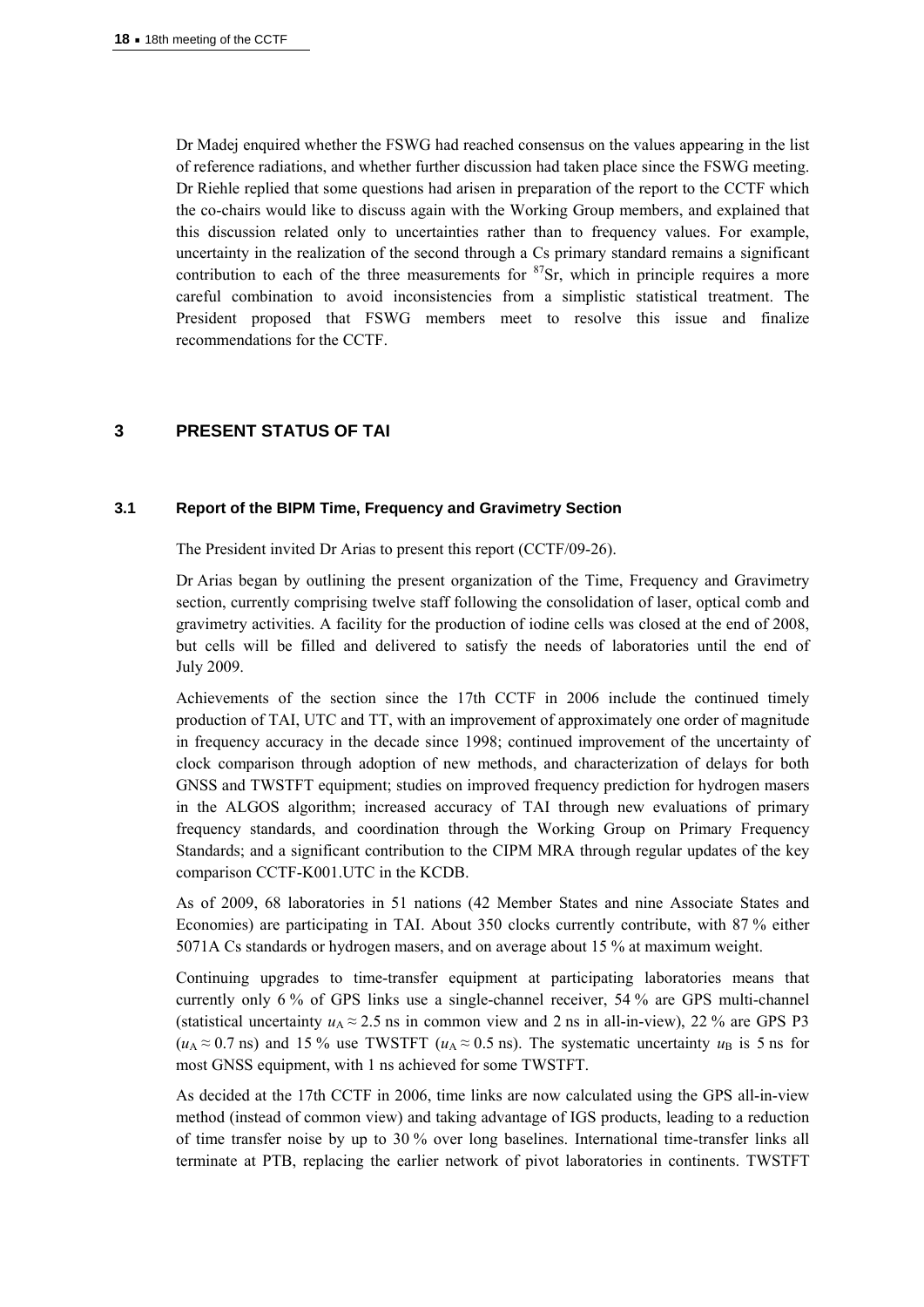Dr Madej enquired whether the FSWG had reached consensus on the values appearing in the list of reference radiations, and whether further discussion had taken place since the FSWG meeting. Dr Riehle replied that some questions had arisen in preparation of the report to the CCTF which the co-chairs would like to discuss again with the Working Group members, and explained that this discussion related only to uncertainties rather than to frequency values. For example, uncertainty in the realization of the second through a Cs primary standard remains a significant contribution to each of the three measurements for $^{87}$Sr, which in principle requires a more careful combination to avoid inconsistencies from a simplistic statistical treatment. The President proposed that FSWG members meet to resolve this issue and finalize recommendations for the CCTF.

## 3 PRESENT STATUS OF TAI

### 3.1 Report of the BIPM Time, Frequency and Gravimetry Section

The President invited Dr Arias to present this report (CCTF/09-26).

Dr Arias began by outlining the present organization of the Time, Frequency and Gravimetry section, currently comprising twelve staff following the consolidation of laser, optical comb and gravimetry activities. A facility for the production of iodine cells was closed at the end of 2008, but cells will be filled and delivered to satisfy the needs of laboratories until the end of July 2009.

Achievements of the section since the 17th CCTF in 2006 include the continued timely production of TAI, UTC and TT, with an improvement of approximately one order of magnitude in frequency accuracy in the decade since 1998; continued improvement of the uncertainty of clock comparison through adoption of new methods, and characterization of delays for both GNSS and TWSTFT equipment; studies on improved frequency prediction for hydrogen masers in the ALGOS algorithm; increased accuracy of TAI through new evaluations of primary frequency standards, and coordination through the Working Group on Primary Frequency Standards; and a significant contribution to the CIPM MRA through regular updates of the key comparison CCTF-K001.UTC in the KCDB.

As of 2009, 68 laboratories in 51 nations (42 Member States and nine Associate States and Economies) are participating in TAI. About 350 clocks currently contribute, with 87 % either 5071A Cs standards or hydrogen masers, and on average about 15 % at maximum weight.

Continuing upgrades to time-transfer equipment at participating laboratories means that currently only 6 % of GPS links use a single-channel receiver, 54 % are GPS multi-channel (statistical uncertainty $u_A \approx 2.5$ ns in common view and 2 ns in all-in-view), 22 % are GPS P3 ($u_A \approx 0.7$ ns) and 15 % use TWSTFT ($u_A \approx 0.5$ ns). The systematic uncertainty $u_B$ is 5 ns for most GNSS equipment, with 1 ns achieved for some TWSTFT.

As decided at the 17th CCTF in 2006, time links are now calculated using the GPS all-in-view method (instead of common view) and taking advantage of IGS products, leading to a reduction of time transfer noise by up to 30 % over long baselines. International time-transfer links all terminate at PTB, replacing the earlier network of pivot laboratories in continents. TWSTFT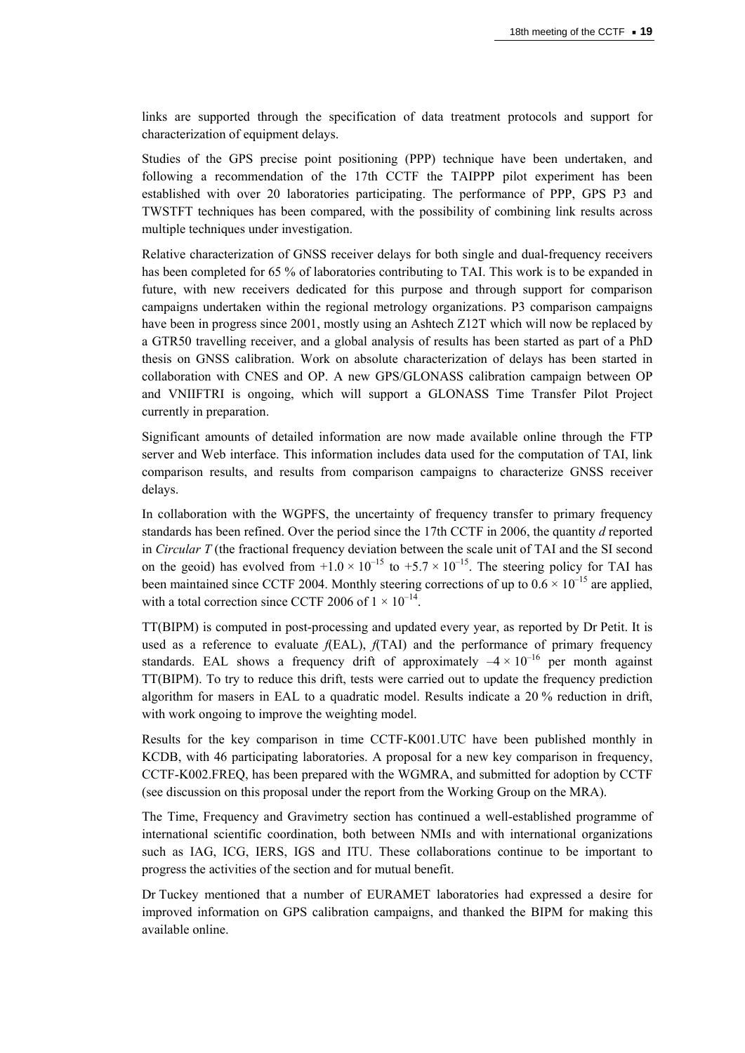links are supported through the specification of data treatment protocols and support for characterization of equipment delays.

Studies of the GPS precise point positioning (PPP) technique have been undertaken, and following a recommendation of the 17th CCTF the TAIPPP pilot experiment has been established with over 20 laboratories participating. The performance of PPP, GPS P3 and TWSTFT techniques has been compared, with the possibility of combining link results across multiple techniques under investigation.

Relative characterization of GNSS receiver delays for both single and dual-frequency receivers has been completed for 65 % of laboratories contributing to TAI. This work is to be expanded in future, with new receivers dedicated for this purpose and through support for comparison campaigns undertaken within the regional metrology organizations. P3 comparison campaigns have been in progress since 2001, mostly using an Ashtech Z12T which will now be replaced by a GTR50 travelling receiver, and a global analysis of results has been started as part of a PhD thesis on GNSS calibration. Work on absolute characterization of delays has been started in collaboration with CNES and OP. A new GPS/GLONASS calibration campaign between OP and VNIIFTRI is ongoing, which will support a GLONASS Time Transfer Pilot Project currently in preparation.

Significant amounts of detailed information are now made available online through the FTP server and Web interface. This information includes data used for the computation of TAI, link comparison results, and results from comparison campaigns to characterize GNSS receiver delays.

In collaboration with the WGPFS, the uncertainty of frequency transfer to primary frequency standards has been refined. Over the period since the 17th CCTF in 2006, the quantity $d$ reported in *Circular T* (the fractional frequency deviation between the scale unit of TAI and the SI second on the geoid) has evolved from $+1.0 \times 10^{-15}$ to $+5.7 \times 10^{-15}$. The steering policy for TAI has been maintained since CCTF 2004. Monthly steering corrections of up to $0.6 \times 10^{-15}$ are applied, with a total correction since CCTF 2006 of $1 \times 10^{-14}$.

TT(BIPM) is computed in post-processing and updated every year, as reported by Dr Petit. It is used as a reference to evaluate $f$(EAL), $f$(TAI) and the performance of primary frequency standards. EAL shows a frequency drift of approximately $-4 \times 10^{-16}$ per month against TT(BIPM). To try to reduce this drift, tests were carried out to update the frequency prediction algorithm for masers in EAL to a quadratic model. Results indicate a 20 % reduction in drift, with work ongoing to improve the weighting model.

Results for the key comparison in time CCTF-K001.UTC have been published monthly in KCDB, with 46 participating laboratories. A proposal for a new key comparison in frequency, CCTF-K002.FREQ, has been prepared with the WGMRA, and submitted for adoption by CCTF (see discussion on this proposal under the report from the Working Group on the MRA).

The Time, Frequency and Gravimetry section has continued a well-established programme of international scientific coordination, both between NMIs and with international organizations such as IAG, ICG, IERS, IGS and ITU. These collaborations continue to be important to progress the activities of the section and for mutual benefit.

Dr Tuckey mentioned that a number of EURAMET laboratories had expressed a desire for improved information on GPS calibration campaigns, and thanked the BIPM for making this available online.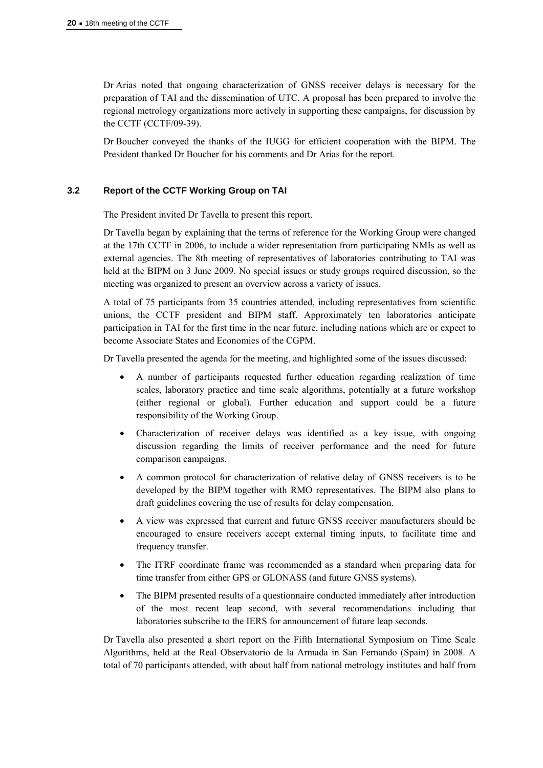Dr Arias noted that ongoing characterization of GNSS receiver delays is necessary for the preparation of TAI and the dissemination of UTC. A proposal has been prepared to involve the regional metrology organizations more actively in supporting these campaigns, for discussion by the CCTF (CCTF/09-39).

Dr Boucher conveyed the thanks of the IUGG for efficient cooperation with the BIPM. The President thanked Dr Boucher for his comments and Dr Arias for the report.

### 3.2 Report of the CCTF Working Group on TAI

The President invited Dr Tavella to present this report.

Dr Tavella began by explaining that the terms of reference for the Working Group were changed at the 17th CCTF in 2006, to include a wider representation from participating NMIs as well as external agencies. The 8th meeting of representatives of laboratories contributing to TAI was held at the BIPM on 3 June 2009. No special issues or study groups required discussion, so the meeting was organized to present an overview across a variety of issues.

A total of 75 participants from 35 countries attended, including representatives from scientific unions, the CCTF president and BIPM staff. Approximately ten laboratories anticipate participation in TAI for the first time in the near future, including nations which are or expect to become Associate States and Economies of the CGPM.

Dr Tavella presented the agenda for the meeting, and highlighted some of the issues discussed:

- A number of participants requested further education regarding realization of time scales, laboratory practice and time scale algorithms, potentially at a future workshop (either regional or global). Further education and support could be a future responsibility of the Working Group.
- Characterization of receiver delays was identified as a key issue, with ongoing discussion regarding the limits of receiver performance and the need for future comparison campaigns.
- A common protocol for characterization of relative delay of GNSS receivers is to be developed by the BIPM together with RMO representatives. The BIPM also plans to draft guidelines covering the use of results for delay compensation.
- A view was expressed that current and future GNSS receiver manufacturers should be encouraged to ensure receivers accept external timing inputs, to facilitate time and frequency transfer.
- The ITRF coordinate frame was recommended as a standard when preparing data for time transfer from either GPS or GLONASS (and future GNSS systems).
- The BIPM presented results of a questionnaire conducted immediately after introduction of the most recent leap second, with several recommendations including that laboratories subscribe to the IERS for announcement of future leap seconds.

Dr Tavella also presented a short report on the Fifth International Symposium on Time Scale Algorithms, held at the Real Observatorio de la Armada in San Fernando (Spain) in 2008. A total of 70 participants attended, with about half from national metrology institutes and half from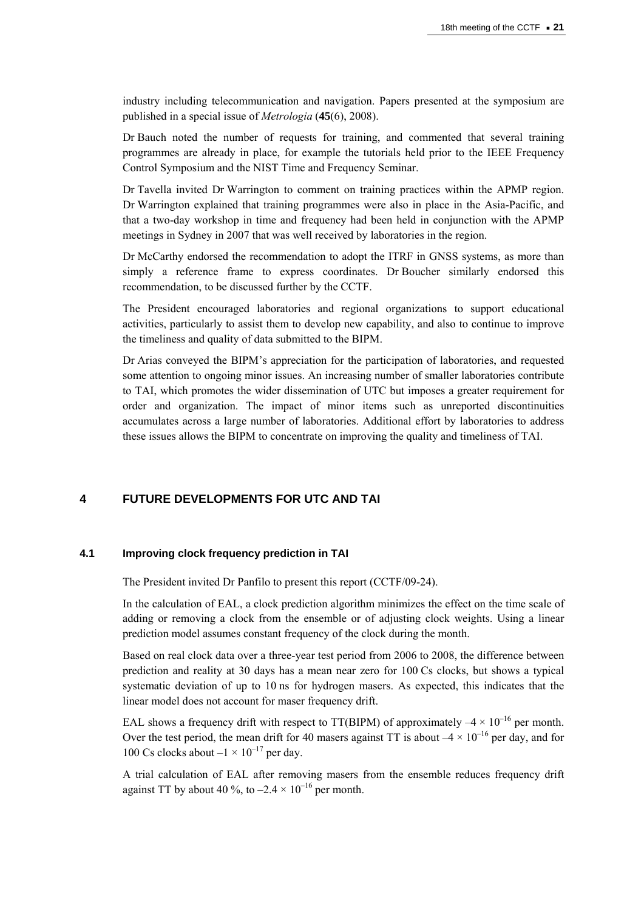industry including telecommunication and navigation. Papers presented at the symposium are published in a special issue of *Metrologia* (**45**(6), 2008).

Dr Bauch noted the number of requests for training, and commented that several training programmes are already in place, for example the tutorials held prior to the IEEE Frequency Control Symposium and the NIST Time and Frequency Seminar.

Dr Tavella invited Dr Warrington to comment on training practices within the APMP region. Dr Warrington explained that training programmes were also in place in the Asia-Pacific, and that a two-day workshop in time and frequency had been held in conjunction with the APMP meetings in Sydney in 2007 that was well received by laboratories in the region.

Dr McCarthy endorsed the recommendation to adopt the ITRF in GNSS systems, as more than simply a reference frame to express coordinates. Dr Boucher similarly endorsed this recommendation, to be discussed further by the CCTF.

The President encouraged laboratories and regional organizations to support educational activities, particularly to assist them to develop new capability, and also to continue to improve the timeliness and quality of data submitted to the BIPM.

Dr Arias conveyed the BIPM's appreciation for the participation of laboratories, and requested some attention to ongoing minor issues. An increasing number of smaller laboratories contribute to TAI, which promotes the wider dissemination of UTC but imposes a greater requirement for order and organization. The impact of minor items such as unreported discontinuities accumulates across a large number of laboratories. Additional effort by laboratories to address these issues allows the BIPM to concentrate on improving the quality and timeliness of TAI.

## 4 FUTURE DEVELOPMENTS FOR UTC AND TAI

### 4.1 Improving clock frequency prediction in TAI

The President invited Dr Panfilo to present this report (CCTF/09-24).

In the calculation of EAL, a clock prediction algorithm minimizes the effect on the time scale of adding or removing a clock from the ensemble or of adjusting clock weights. Using a linear prediction model assumes constant frequency of the clock during the month.

Based on real clock data over a three-year test period from 2006 to 2008, the difference between prediction and reality at 30 days has a mean near zero for 100 Cs clocks, but shows a typical systematic deviation of up to 10 ns for hydrogen masers. As expected, this indicates that the linear model does not account for maser frequency drift.

EAL shows a frequency drift with respect to TT(BIPM) of approximately $-4 \times 10^{-16}$ per month. Over the test period, the mean drift for 40 masers against TT is about $-4 \times 10^{-16}$ per day, and for 100 Cs clocks about $-1 \times 10^{-17}$ per day.

A trial calculation of EAL after removing masers from the ensemble reduces frequency drift against TT by about 40 %, to $-2.4 \times 10^{-16}$ per month.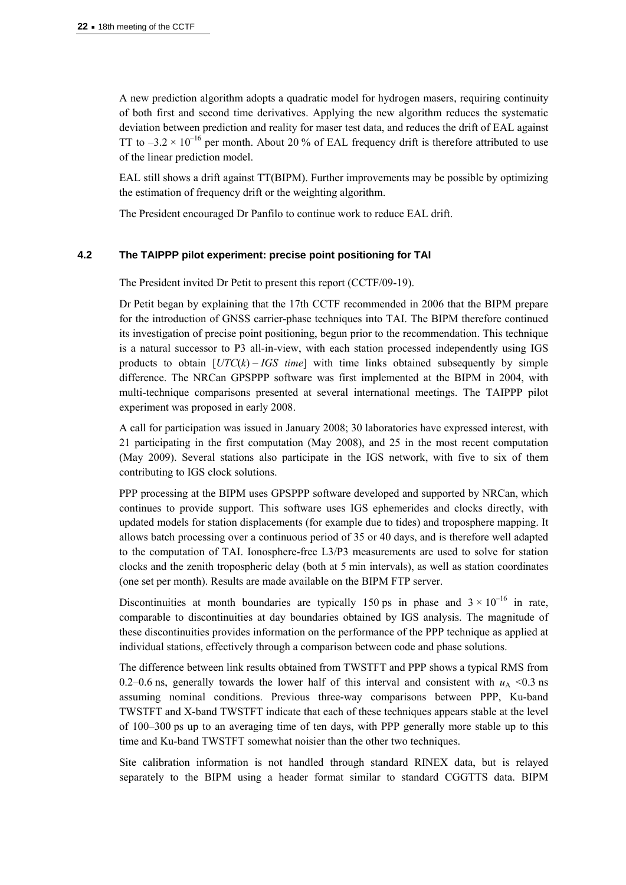A new prediction algorithm adopts a quadratic model for hydrogen masers, requiring continuity of both first and second time derivatives. Applying the new algorithm reduces the systematic deviation between prediction and reality for maser test data, and reduces the drift of EAL against TT to $-3.2 \times 10^{-16}$ per month. About 20 % of EAL frequency drift is therefore attributed to use of the linear prediction model.

EAL still shows a drift against TT(BIPM). Further improvements may be possible by optimizing the estimation of frequency drift or the weighting algorithm.

The President encouraged Dr Panfilo to continue work to reduce EAL drift.

### 4.2 The TAIPPP pilot experiment: precise point positioning for TAI

The President invited Dr Petit to present this report (CCTF/09-19).

Dr Petit began by explaining that the 17th CCTF recommended in 2006 that the BIPM prepare for the introduction of GNSS carrier-phase techniques into TAI. The BIPM therefore continued its investigation of precise point positioning, begun prior to the recommendation. This technique is a natural successor to P3 all-in-view, with each station processed independently using IGS products to obtain [*UTC*($k$) – *IGS time*] with time links obtained subsequently by simple difference. The NRCan GPSPPP software was first implemented at the BIPM in 2004, with multi-technique comparisons presented at several international meetings. The TAIPPP pilot experiment was proposed in early 2008.

A call for participation was issued in January 2008; 30 laboratories have expressed interest, with 21 participating in the first computation (May 2008), and 25 in the most recent computation (May 2009). Several stations also participate in the IGS network, with five to six of them contributing to IGS clock solutions.

PPP processing at the BIPM uses GPSPPP software developed and supported by NRCan, which continues to provide support. This software uses IGS ephemerides and clocks directly, with updated models for station displacements (for example due to tides) and troposphere mapping. It allows batch processing over a continuous period of 35 or 40 days, and is therefore well adapted to the computation of TAI. Ionosphere-free L3/P3 measurements are used to solve for station clocks and the zenith tropospheric delay (both at 5 min intervals), as well as station coordinates (one set per month). Results are made available on the BIPM FTP server.

Discontinuities at month boundaries are typically 150 ps in phase and $3 \times 10^{-16}$ in rate, comparable to discontinuities at day boundaries obtained by IGS analysis. The magnitude of these discontinuities provides information on the performance of the PPP technique as applied at individual stations, effectively through a comparison between code and phase solutions.

The difference between link results obtained from TWSTFT and PPP shows a typical RMS from 0.2–0.6 ns, generally towards the lower half of this interval and consistent with $u_A$ <0.3 ns assuming nominal conditions. Previous three-way comparisons between PPP, Ku-band TWSTFT and X-band TWSTFT indicate that each of these techniques appears stable at the level of 100–300 ps up to an averaging time of ten days, with PPP generally more stable up to this time and Ku-band TWSTFT somewhat noisier than the other two techniques.

Site calibration information is not handled through standard RINEX data, but is relayed separately to the BIPM using a header format similar to standard CGGTTS data. BIPM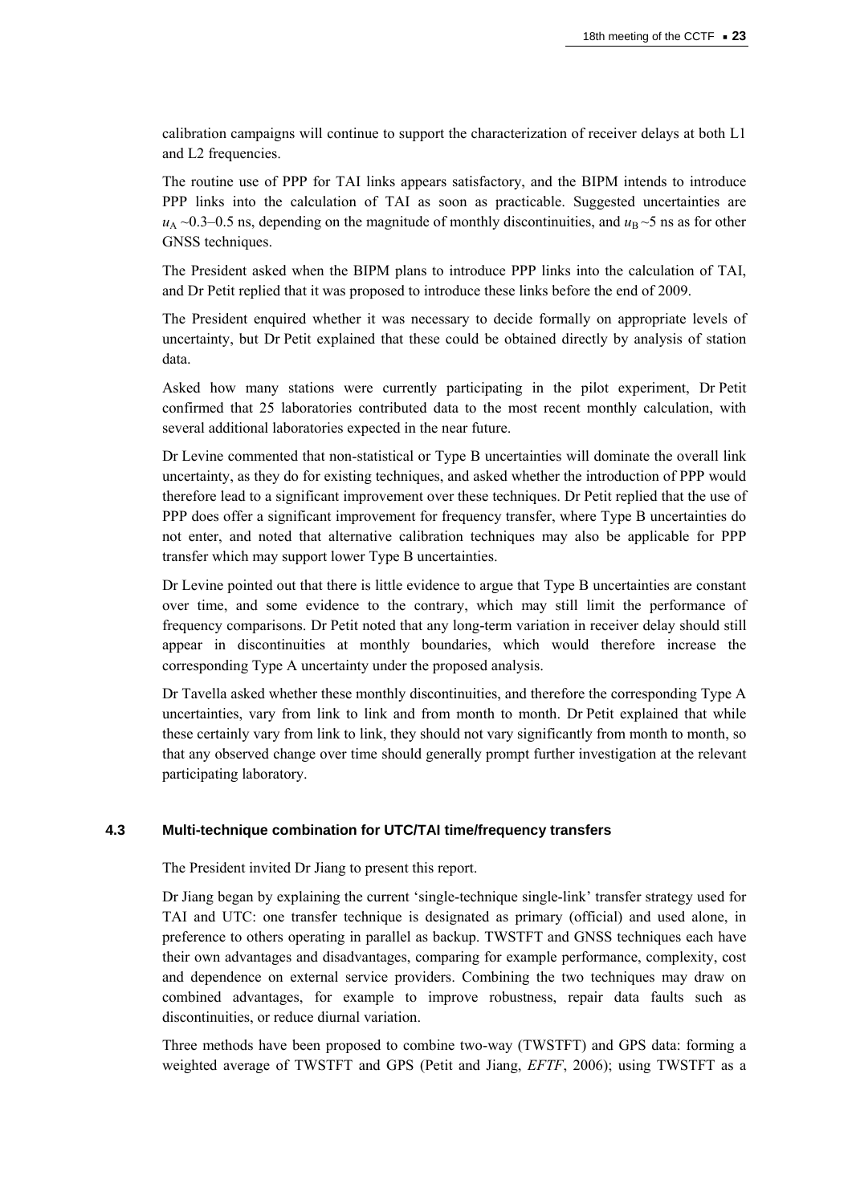calibration campaigns will continue to support the characterization of receiver delays at both L1 and L2 frequencies.

The routine use of PPP for TAI links appears satisfactory, and the BIPM intends to introduce PPP links into the calculation of TAI as soon as practicable. Suggested uncertainties are $u_A$ ~0.3–0.5 ns, depending on the magnitude of monthly discontinuities, and $u_B$ ~5 ns as for other GNSS techniques.

The President asked when the BIPM plans to introduce PPP links into the calculation of TAI, and Dr Petit replied that it was proposed to introduce these links before the end of 2009.

The President enquired whether it was necessary to decide formally on appropriate levels of uncertainty, but Dr Petit explained that these could be obtained directly by analysis of station data.

Asked how many stations were currently participating in the pilot experiment, Dr Petit confirmed that 25 laboratories contributed data to the most recent monthly calculation, with several additional laboratories expected in the near future.

Dr Levine commented that non-statistical or Type B uncertainties will dominate the overall link uncertainty, as they do for existing techniques, and asked whether the introduction of PPP would therefore lead to a significant improvement over these techniques. Dr Petit replied that the use of PPP does offer a significant improvement for frequency transfer, where Type B uncertainties do not enter, and noted that alternative calibration techniques may also be applicable for PPP transfer which may support lower Type B uncertainties.

Dr Levine pointed out that there is little evidence to argue that Type B uncertainties are constant over time, and some evidence to the contrary, which may still limit the performance of frequency comparisons. Dr Petit noted that any long-term variation in receiver delay should still appear in discontinuities at monthly boundaries, which would therefore increase the corresponding Type A uncertainty under the proposed analysis.

Dr Tavella asked whether these monthly discontinuities, and therefore the corresponding Type A uncertainties, vary from link to link and from month to month. Dr Petit explained that while these certainly vary from link to link, they should not vary significantly from month to month, so that any observed change over time should generally prompt further investigation at the relevant participating laboratory.

### 4.3 Multi-technique combination for UTC/TAI time/frequency transfers

The President invited Dr Jiang to present this report.

Dr Jiang began by explaining the current 'single-technique single-link' transfer strategy used for TAI and UTC: one transfer technique is designated as primary (official) and used alone, in preference to others operating in parallel as backup. TWSTFT and GNSS techniques each have their own advantages and disadvantages, comparing for example performance, complexity, cost and dependence on external service providers. Combining the two techniques may draw on combined advantages, for example to improve robustness, repair data faults such as discontinuities, or reduce diurnal variation.

Three methods have been proposed to combine two-way (TWSTFT) and GPS data: forming a weighted average of TWSTFT and GPS (Petit and Jiang, *EFTF*, 2006); using TWSTFT as a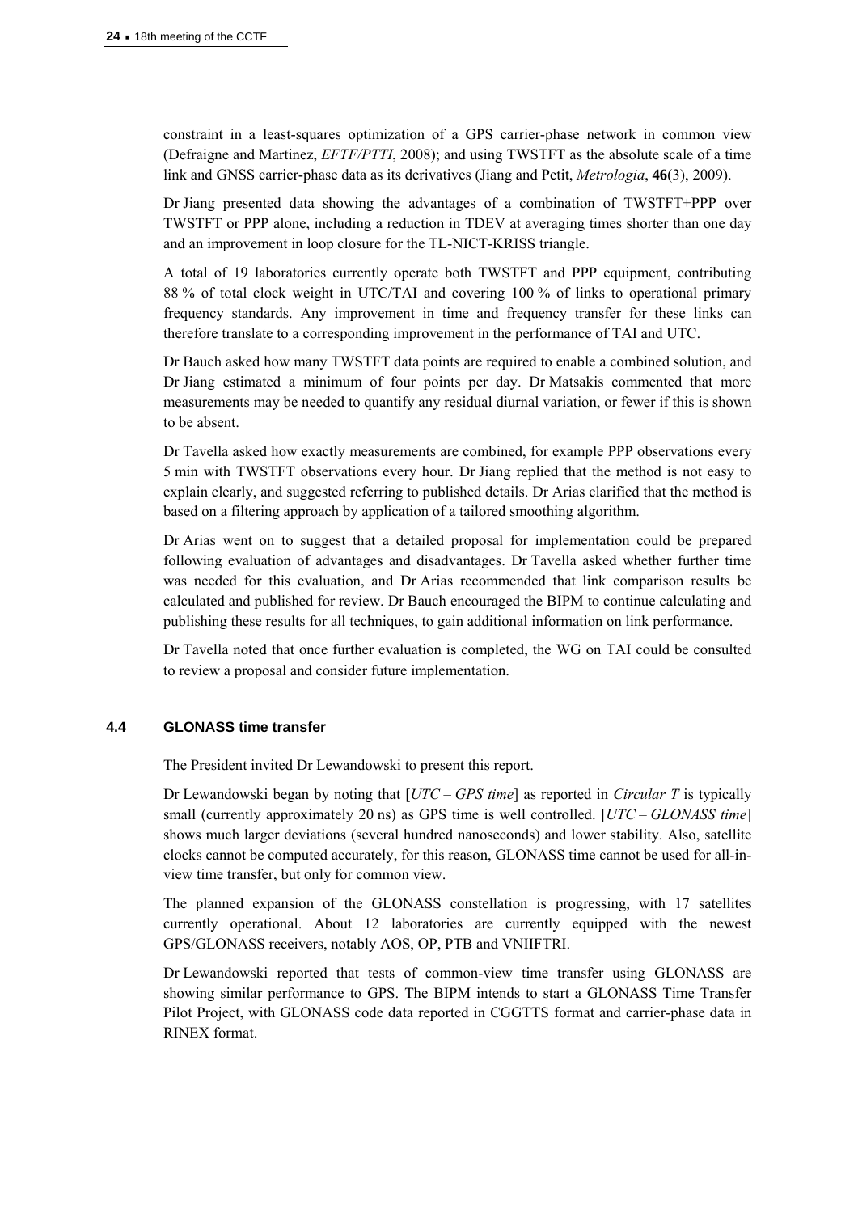constraint in a least-squares optimization of a GPS carrier-phase network in common view (Defraigne and Martinez, *EFTF/PTTI*, 2008); and using TWSTFT as the absolute scale of a time link and GNSS carrier-phase data as its derivatives (Jiang and Petit, *Metrologia*, **46**(3), 2009).

Dr Jiang presented data showing the advantages of a combination of TWSTFT+PPP over TWSTFT or PPP alone, including a reduction in TDEV at averaging times shorter than one day and an improvement in loop closure for the TL-NICT-KRISS triangle.

A total of 19 laboratories currently operate both TWSTFT and PPP equipment, contributing 88 % of total clock weight in UTC/TAI and covering 100 % of links to operational primary frequency standards. Any improvement in time and frequency transfer for these links can therefore translate to a corresponding improvement in the performance of TAI and UTC.

Dr Bauch asked how many TWSTFT data points are required to enable a combined solution, and Dr Jiang estimated a minimum of four points per day. Dr Matsakis commented that more measurements may be needed to quantify any residual diurnal variation, or fewer if this is shown to be absent.

Dr Tavella asked how exactly measurements are combined, for example PPP observations every 5 min with TWSTFT observations every hour. Dr Jiang replied that the method is not easy to explain clearly, and suggested referring to published details. Dr Arias clarified that the method is based on a filtering approach by application of a tailored smoothing algorithm.

Dr Arias went on to suggest that a detailed proposal for implementation could be prepared following evaluation of advantages and disadvantages. Dr Tavella asked whether further time was needed for this evaluation, and Dr Arias recommended that link comparison results be calculated and published for review. Dr Bauch encouraged the BIPM to continue calculating and publishing these results for all techniques, to gain additional information on link performance.

Dr Tavella noted that once further evaluation is completed, the WG on TAI could be consulted to review a proposal and consider future implementation.

### 4.4 GLONASS time transfer

The President invited Dr Lewandowski to present this report.

Dr Lewandowski began by noting that [*UTC – GPS time*] as reported in *Circular T* is typically small (currently approximately 20 ns) as GPS time is well controlled. [*UTC – GLONASS time*] shows much larger deviations (several hundred nanoseconds) and lower stability. Also, satellite clocks cannot be computed accurately, for this reason, GLONASS time cannot be used for all-in-view time transfer, but only for common view.

The planned expansion of the GLONASS constellation is progressing, with 17 satellites currently operational. About 12 laboratories are currently equipped with the newest GPS/GLONASS receivers, notably AOS, OP, PTB and VNIIFTRI.

Dr Lewandowski reported that tests of common-view time transfer using GLONASS are showing similar performance to GPS. The BIPM intends to start a GLONASS Time Transfer Pilot Project, with GLONASS code data reported in CGGTTS format and carrier-phase data in RINEX format.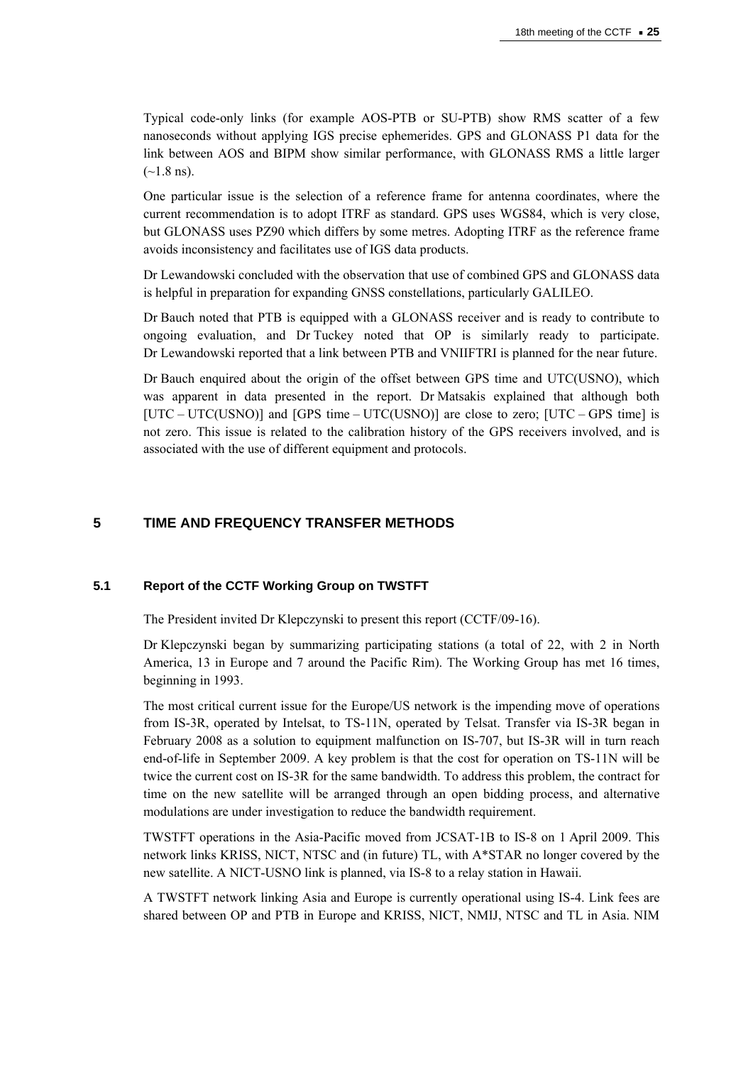Typical code-only links (for example AOS-PTB or SU-PTB) show RMS scatter of a few nanoseconds without applying IGS precise ephemerides. GPS and GLONASS P1 data for the link between AOS and BIPM show similar performance, with GLONASS RMS a little larger (~1.8 ns).

One particular issue is the selection of a reference frame for antenna coordinates, where the current recommendation is to adopt ITRF as standard. GPS uses WGS84, which is very close, but GLONASS uses PZ90 which differs by some metres. Adopting ITRF as the reference frame avoids inconsistency and facilitates use of IGS data products.

Dr Lewandowski concluded with the observation that use of combined GPS and GLONASS data is helpful in preparation for expanding GNSS constellations, particularly GALILEO.

Dr Bauch noted that PTB is equipped with a GLONASS receiver and is ready to contribute to ongoing evaluation, and Dr Tuckey noted that OP is similarly ready to participate. Dr Lewandowski reported that a link between PTB and VNIIFTRI is planned for the near future.

Dr Bauch enquired about the origin of the offset between GPS time and UTC(USNO), which was apparent in data presented in the report. Dr Matsakis explained that although both [UTC – UTC(USNO)] and [GPS time – UTC(USNO)] are close to zero; [UTC – GPS time] is not zero. This issue is related to the calibration history of the GPS receivers involved, and is associated with the use of different equipment and protocols.

## 5 TIME AND FREQUENCY TRANSFER METHODS

### 5.1 Report of the CCTF Working Group on TWSTFT

The President invited Dr Klepczynski to present this report (CCTF/09-16).

Dr Klepczynski began by summarizing participating stations (a total of 22, with 2 in North America, 13 in Europe and 7 around the Pacific Rim). The Working Group has met 16 times, beginning in 1993.

The most critical current issue for the Europe/US network is the impending move of operations from IS-3R, operated by Intelsat, to TS-11N, operated by Telsat. Transfer via IS-3R began in February 2008 as a solution to equipment malfunction on IS-707, but IS-3R will in turn reach end-of-life in September 2009. A key problem is that the cost for operation on TS-11N will be twice the current cost on IS-3R for the same bandwidth. To address this problem, the contract for time on the new satellite will be arranged through an open bidding process, and alternative modulations are under investigation to reduce the bandwidth requirement.

TWSTFT operations in the Asia-Pacific moved from JCSAT-1B to IS-8 on 1 April 2009. This network links KRISS, NICT, NTSC and (in future) TL, with A*STAR no longer covered by the new satellite. A NICT-USNO link is planned, via IS-8 to a relay station in Hawaii.

A TWSTFT network linking Asia and Europe is currently operational using IS-4. Link fees are shared between OP and PTB in Europe and KRISS, NICT, NMIJ, NTSC and TL in Asia. NIM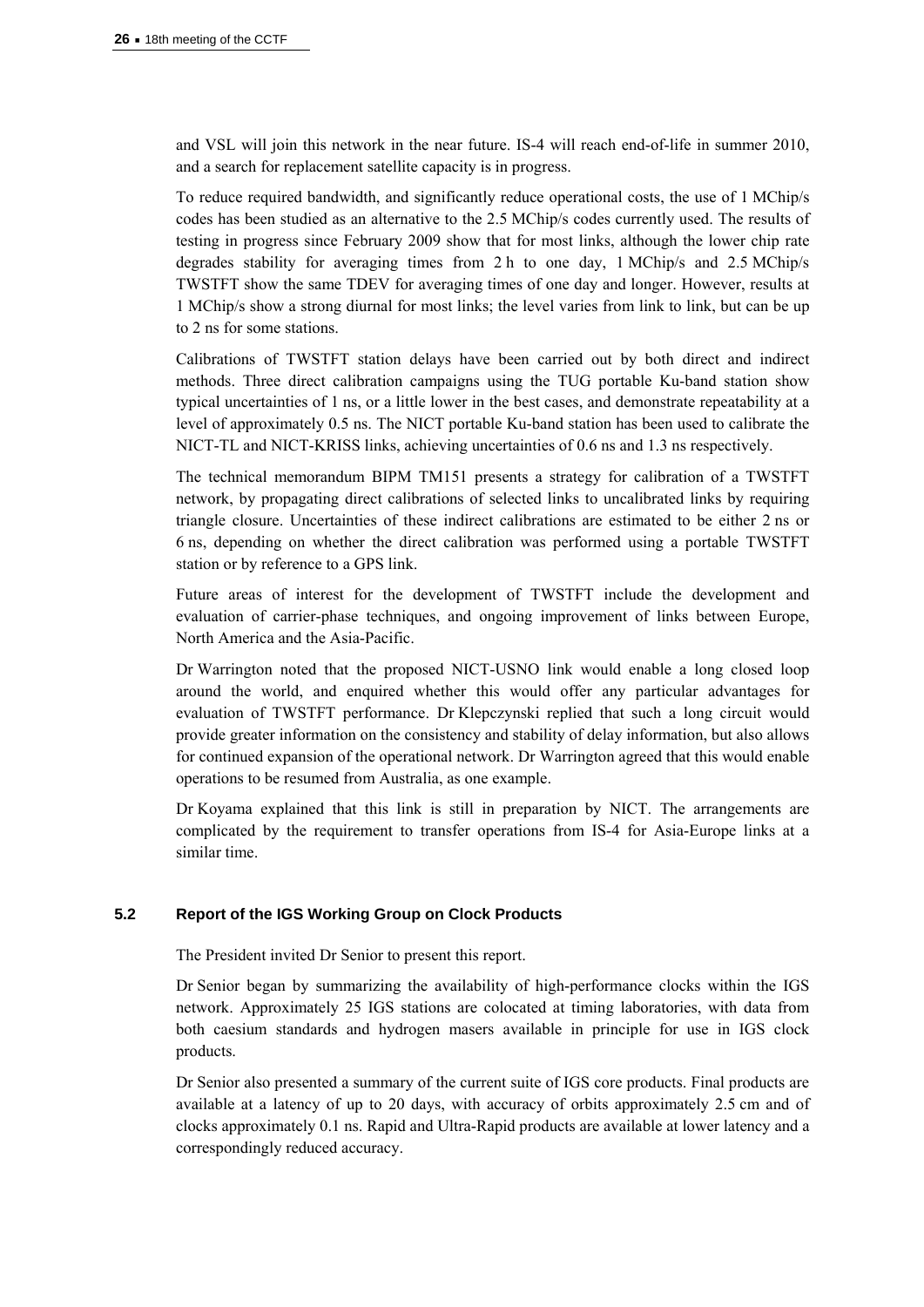and VSL will join this network in the near future. IS-4 will reach end-of-life in summer 2010, and a search for replacement satellite capacity is in progress.

To reduce required bandwidth, and significantly reduce operational costs, the use of 1 MChip/s codes has been studied as an alternative to the 2.5 MChip/s codes currently used. The results of testing in progress since February 2009 show that for most links, although the lower chip rate degrades stability for averaging times from 2 h to one day, 1 MChip/s and 2.5 MChip/s TWSTFT show the same TDEV for averaging times of one day and longer. However, results at 1 MChip/s show a strong diurnal for most links; the level varies from link to link, but can be up to 2 ns for some stations.

Calibrations of TWSTFT station delays have been carried out by both direct and indirect methods. Three direct calibration campaigns using the TUG portable Ku-band station show typical uncertainties of 1 ns, or a little lower in the best cases, and demonstrate repeatability at a level of approximately 0.5 ns. The NICT portable Ku-band station has been used to calibrate the NICT-TL and NICT-KRISS links, achieving uncertainties of 0.6 ns and 1.3 ns respectively.

The technical memorandum BIPM TM151 presents a strategy for calibration of a TWSTFT network, by propagating direct calibrations of selected links to uncalibrated links by requiring triangle closure. Uncertainties of these indirect calibrations are estimated to be either 2 ns or 6 ns, depending on whether the direct calibration was performed using a portable TWSTFT station or by reference to a GPS link.

Future areas of interest for the development of TWSTFT include the development and evaluation of carrier-phase techniques, and ongoing improvement of links between Europe, North America and the Asia-Pacific.

Dr Warrington noted that the proposed NICT-USNO link would enable a long closed loop around the world, and enquired whether this would offer any particular advantages for evaluation of TWSTFT performance. Dr Klepczynski replied that such a long circuit would provide greater information on the consistency and stability of delay information, but also allows for continued expansion of the operational network. Dr Warrington agreed that this would enable operations to be resumed from Australia, as one example.

Dr Koyama explained that this link is still in preparation by NICT. The arrangements are complicated by the requirement to transfer operations from IS-4 for Asia-Europe links at a similar time.

## 5.2 Report of the IGS Working Group on Clock Products

The President invited Dr Senior to present this report.

Dr Senior began by summarizing the availability of high-performance clocks within the IGS network. Approximately 25 IGS stations are colocated at timing laboratories, with data from both caesium standards and hydrogen masers available in principle for use in IGS clock products.

Dr Senior also presented a summary of the current suite of IGS core products. Final products are available at a latency of up to 20 days, with accuracy of orbits approximately 2.5 cm and of clocks approximately 0.1 ns. Rapid and Ultra-Rapid products are available at lower latency and a correspondingly reduced accuracy.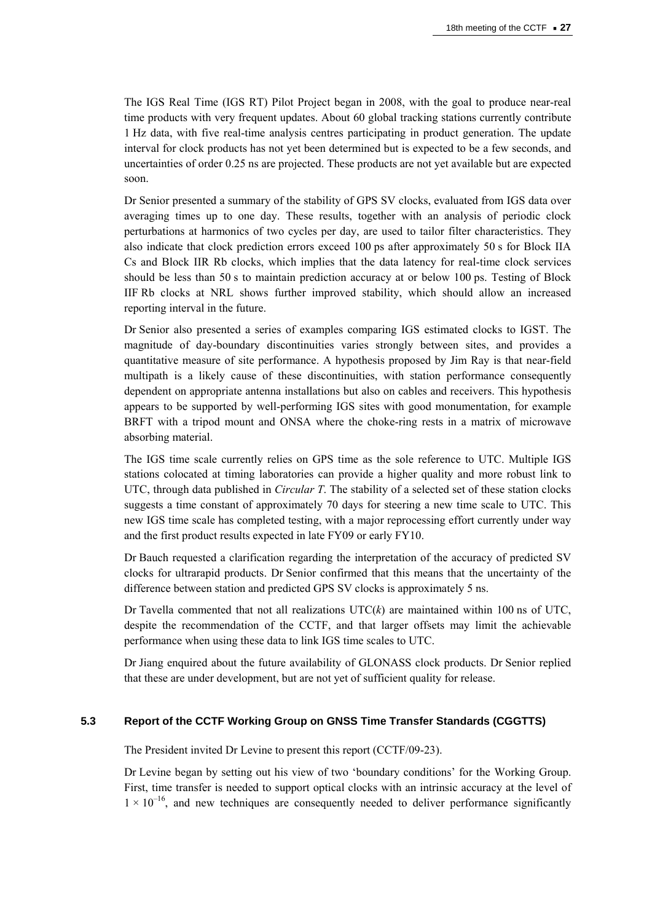The IGS Real Time (IGS RT) Pilot Project began in 2008, with the goal to produce near-real time products with very frequent updates. About 60 global tracking stations currently contribute 1 Hz data, with five real-time analysis centres participating in product generation. The update interval for clock products has not yet been determined but is expected to be a few seconds, and uncertainties of order 0.25 ns are projected. These products are not yet available but are expected soon.

Dr Senior presented a summary of the stability of GPS SV clocks, evaluated from IGS data over averaging times up to one day. These results, together with an analysis of periodic clock perturbations at harmonics of two cycles per day, are used to tailor filter characteristics. They also indicate that clock prediction errors exceed 100 ps after approximately 50 s for Block IIA Cs and Block IIR Rb clocks, which implies that the data latency for real-time clock services should be less than 50 s to maintain prediction accuracy at or below 100 ps. Testing of Block IIF Rb clocks at NRL shows further improved stability, which should allow an increased reporting interval in the future.

Dr Senior also presented a series of examples comparing IGS estimated clocks to IGST. The magnitude of day-boundary discontinuities varies strongly between sites, and provides a quantitative measure of site performance. A hypothesis proposed by Jim Ray is that near-field multipath is a likely cause of these discontinuities, with station performance consequently dependent on appropriate antenna installations but also on cables and receivers. This hypothesis appears to be supported by well-performing IGS sites with good monumentation, for example BRFT with a tripod mount and ONSA where the choke-ring rests in a matrix of microwave absorbing material.

The IGS time scale currently relies on GPS time as the sole reference to UTC. Multiple IGS stations colocated at timing laboratories can provide a higher quality and more robust link to UTC, through data published in *Circular T*. The stability of a selected set of these station clocks suggests a time constant of approximately 70 days for steering a new time scale to UTC. This new IGS time scale has completed testing, with a major reprocessing effort currently under way and the first product results expected in late FY09 or early FY10.

Dr Bauch requested a clarification regarding the interpretation of the accuracy of predicted SV clocks for ultrarapid products. Dr Senior confirmed that this means that the uncertainty of the difference between station and predicted GPS SV clocks is approximately 5 ns.

Dr Tavella commented that not all realizations UTC($k$) are maintained within 100 ns of UTC, despite the recommendation of the CCTF, and that larger offsets may limit the achievable performance when using these data to link IGS time scales to UTC.

Dr Jiang enquired about the future availability of GLONASS clock products. Dr Senior replied that these are under development, but are not yet of sufficient quality for release.

### 5.3 Report of the CCTF Working Group on GNSS Time Transfer Standards (CGGTTS)

The President invited Dr Levine to present this report (CCTF/09-23).

Dr Levine began by setting out his view of two 'boundary conditions' for the Working Group. First, time transfer is needed to support optical clocks with an intrinsic accuracy at the level of $1 \times 10^{-16}$, and new techniques are consequently needed to deliver performance significantly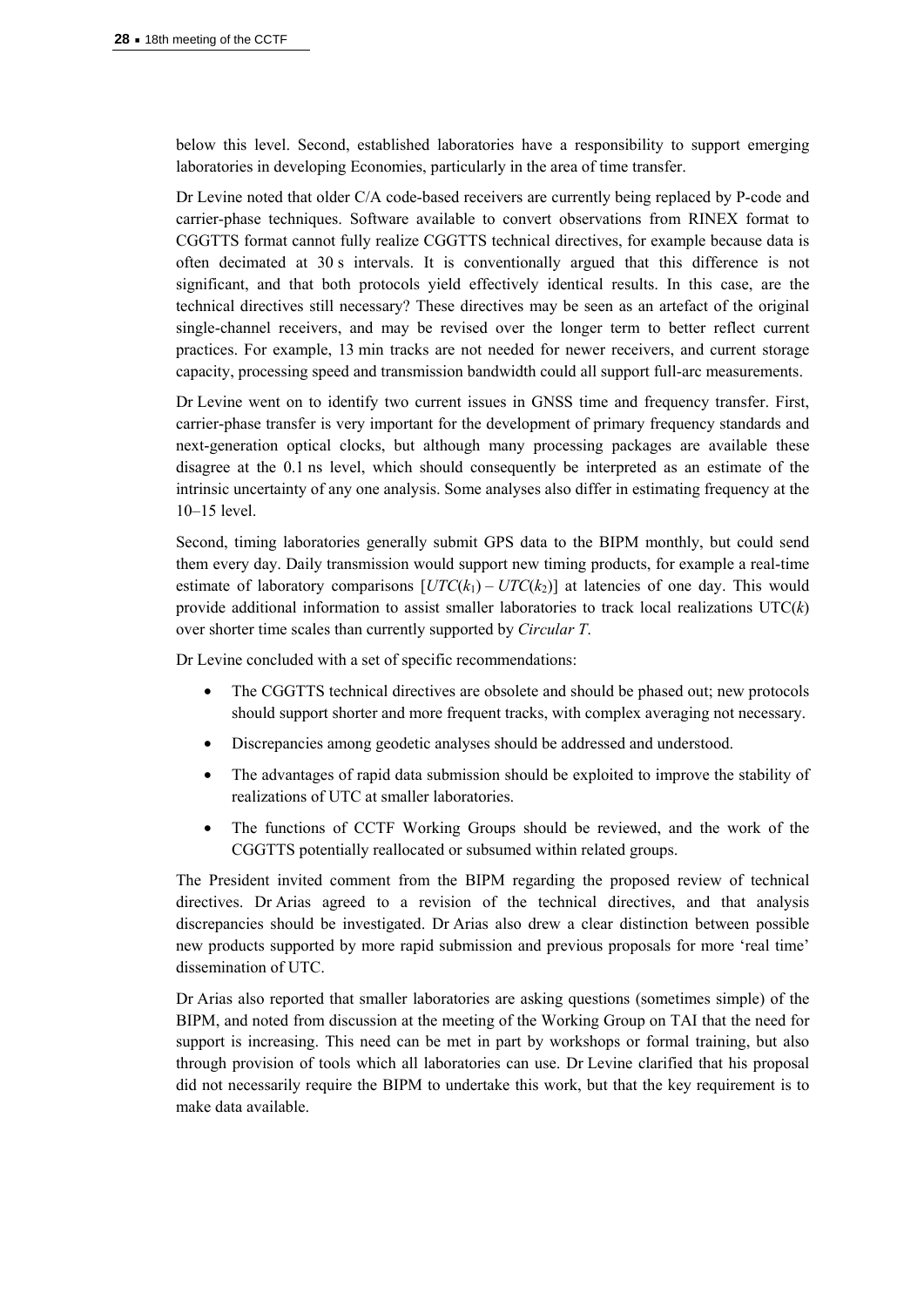below this level. Second, established laboratories have a responsibility to support emerging laboratories in developing Economies, particularly in the area of time transfer.

Dr Levine noted that older C/A code-based receivers are currently being replaced by P-code and carrier-phase techniques. Software available to convert observations from RINEX format to CGGTTS format cannot fully realize CGGTTS technical directives, for example because data is often decimated at 30 s intervals. It is conventionally argued that this difference is not significant, and that both protocols yield effectively identical results. In this case, are the technical directives still necessary? These directives may be seen as an artefact of the original single-channel receivers, and may be revised over the longer term to better reflect current practices. For example, 13 min tracks are not needed for newer receivers, and current storage capacity, processing speed and transmission bandwidth could all support full-arc measurements.

Dr Levine went on to identify two current issues in GNSS time and frequency transfer. First, carrier-phase transfer is very important for the development of primary frequency standards and next-generation optical clocks, but although many processing packages are available these disagree at the 0.1 ns level, which should consequently be interpreted as an estimate of the intrinsic uncertainty of any one analysis. Some analyses also differ in estimating frequency at the 10–15 level.

Second, timing laboratories generally submit GPS data to the BIPM monthly, but could send them every day. Daily transmission would support new timing products, for example a real-time estimate of laboratory comparisons $[UTC(k_1) - UTC(k_2)]$ at latencies of one day. This would provide additional information to assist smaller laboratories to track local realizations UTC($k$) over shorter time scales than currently supported by *Circular T*.

Dr Levine concluded with a set of specific recommendations:

- The CGGTTS technical directives are obsolete and should be phased out; new protocols should support shorter and more frequent tracks, with complex averaging not necessary.
- Discrepancies among geodetic analyses should be addressed and understood.
- The advantages of rapid data submission should be exploited to improve the stability of realizations of UTC at smaller laboratories.
- The functions of CCTF Working Groups should be reviewed, and the work of the CGGTTS potentially reallocated or subsumed within related groups.

The President invited comment from the BIPM regarding the proposed review of technical directives. Dr Arias agreed to a revision of the technical directives, and that analysis discrepancies should be investigated. Dr Arias also drew a clear distinction between possible new products supported by more rapid submission and previous proposals for more 'real time' dissemination of UTC.

Dr Arias also reported that smaller laboratories are asking questions (sometimes simple) of the BIPM, and noted from discussion at the meeting of the Working Group on TAI that the need for support is increasing. This need can be met in part by workshops or formal training, but also through provision of tools which all laboratories can use. Dr Levine clarified that his proposal did not necessarily require the BIPM to undertake this work, but that the key requirement is to make data available.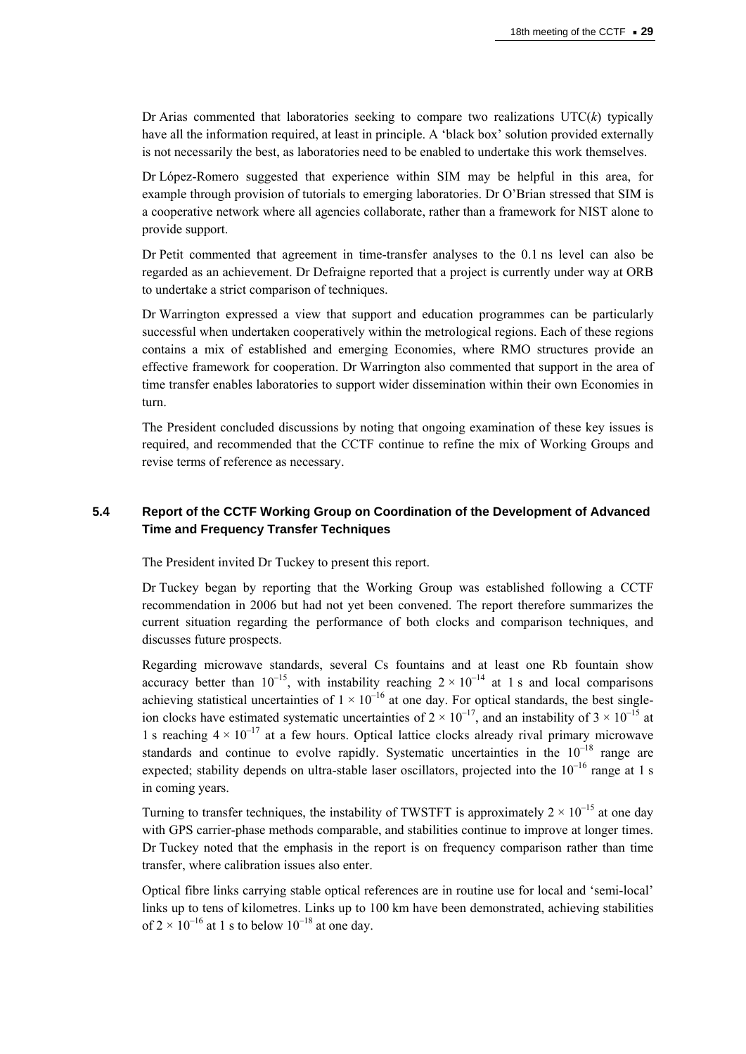Dr Arias commented that laboratories seeking to compare two realizations UTC(*k*) typically have all the information required, at least in principle. A 'black box' solution provided externally is not necessarily the best, as laboratories need to be enabled to undertake this work themselves.

Dr López-Romero suggested that experience within SIM may be helpful in this area, for example through provision of tutorials to emerging laboratories. Dr O'Brian stressed that SIM is a cooperative network where all agencies collaborate, rather than a framework for NIST alone to provide support.

Dr Petit commented that agreement in time-transfer analyses to the 0.1 ns level can also be regarded as an achievement. Dr Defraigne reported that a project is currently under way at ORB to undertake a strict comparison of techniques.

Dr Warrington expressed a view that support and education programmes can be particularly successful when undertaken cooperatively within the metrological regions. Each of these regions contains a mix of established and emerging Economies, where RMO structures provide an effective framework for cooperation. Dr Warrington also commented that support in the area of time transfer enables laboratories to support wider dissemination within their own Economies in turn.

The President concluded discussions by noting that ongoing examination of these key issues is required, and recommended that the CCTF continue to refine the mix of Working Groups and revise terms of reference as necessary.

### 5.4 Report of the CCTF Working Group on Coordination of the Development of Advanced Time and Frequency Transfer Techniques

The President invited Dr Tuckey to present this report.

Dr Tuckey began by reporting that the Working Group was established following a CCTF recommendation in 2006 but had not yet been convened. The report therefore summarizes the current situation regarding the performance of both clocks and comparison techniques, and discusses future prospects.

Regarding microwave standards, several Cs fountains and at least one Rb fountain show accuracy better than $10^{-15}$, with instability reaching $2 \times 10^{-14}$ at 1 s and local comparisons achieving statistical uncertainties of $1 \times 10^{-16}$ at one day. For optical standards, the best single-ion clocks have estimated systematic uncertainties of $2 \times 10^{-17}$, and an instability of $3 \times 10^{-15}$ at 1 s reaching $4 \times 10^{-17}$ at a few hours. Optical lattice clocks already rival primary microwave standards and continue to evolve rapidly. Systematic uncertainties in the $10^{-18}$ range are expected; stability depends on ultra-stable laser oscillators, projected into the $10^{-16}$ range at 1 s in coming years.

Turning to transfer techniques, the instability of TWSTFT is approximately $2 \times 10^{-15}$ at one day with GPS carrier-phase methods comparable, and stabilities continue to improve at longer times. Dr Tuckey noted that the emphasis in the report is on frequency comparison rather than time transfer, where calibration issues also enter.

Optical fibre links carrying stable optical references are in routine use for local and 'semi-local' links up to tens of kilometres. Links up to 100 km have been demonstrated, achieving stabilities of $2 \times 10^{-16}$ at 1 s to below $10^{-18}$ at one day.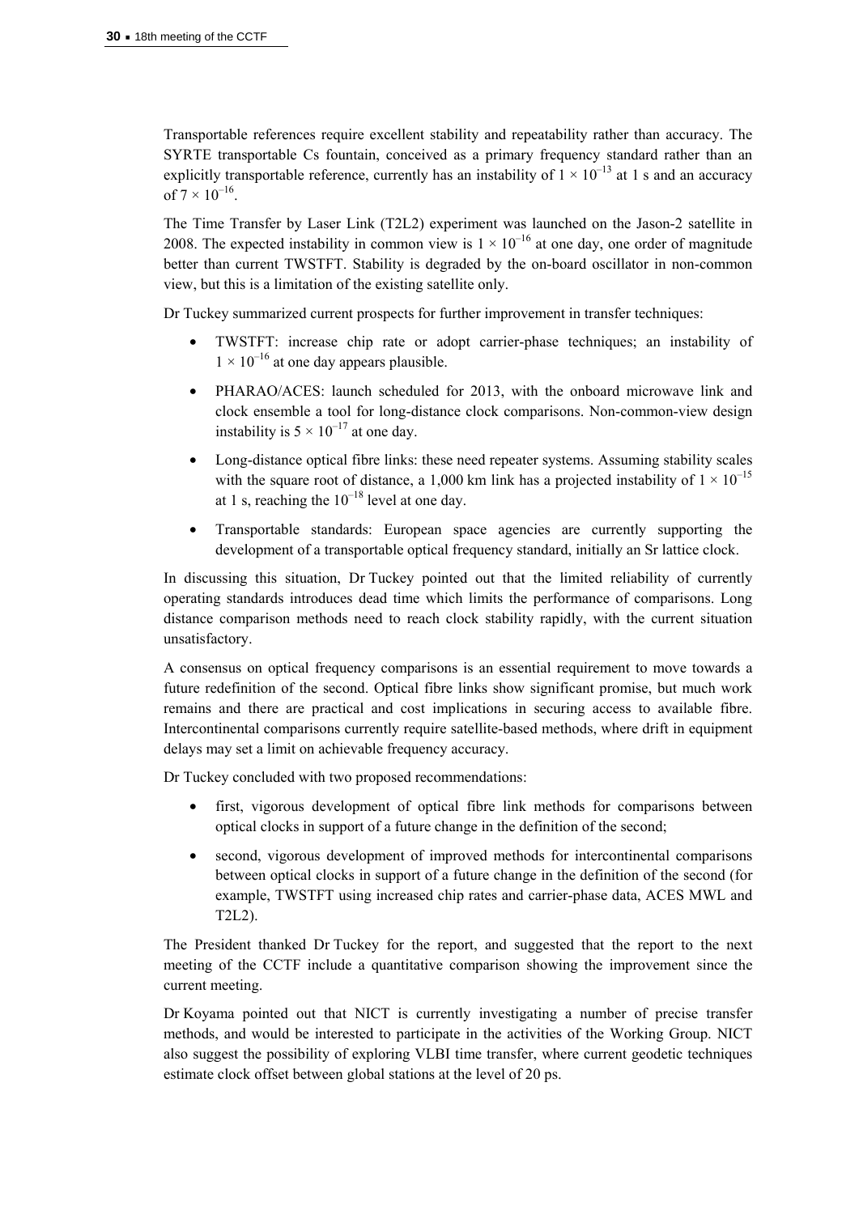Transportable references require excellent stability and repeatability rather than accuracy. The SYRTE transportable Cs fountain, conceived as a primary frequency standard rather than an explicitly transportable reference, currently has an instability of $1 \times 10^{-13}$ at 1 s and an accuracy of $7 \times 10^{-16}$.

The Time Transfer by Laser Link (T2L2) experiment was launched on the Jason-2 satellite in 2008. The expected instability in common view is $1 \times 10^{-16}$ at one day, one order of magnitude better than current TWSTFT. Stability is degraded by the on-board oscillator in non-common view, but this is a limitation of the existing satellite only.

Dr Tuckey summarized current prospects for further improvement in transfer techniques:

- TWSTFT: increase chip rate or adopt carrier-phase techniques; an instability of $1 \times 10^{-16}$ at one day appears plausible.
- PHARAO/ACES: launch scheduled for 2013, with the onboard microwave link and clock ensemble a tool for long-distance clock comparisons. Non-common-view design instability is $5 \times 10^{-17}$ at one day.
- Long-distance optical fibre links: these need repeater systems. Assuming stability scales with the square root of distance, a 1,000 km link has a projected instability of $1 \times 10^{-15}$ at 1 s, reaching the $10^{-18}$ level at one day.
- Transportable standards: European space agencies are currently supporting the development of a transportable optical frequency standard, initially an Sr lattice clock.

In discussing this situation, Dr Tuckey pointed out that the limited reliability of currently operating standards introduces dead time which limits the performance of comparisons. Long distance comparison methods need to reach clock stability rapidly, with the current situation unsatisfactory.

A consensus on optical frequency comparisons is an essential requirement to move towards a future redefinition of the second. Optical fibre links show significant promise, but much work remains and there are practical and cost implications in securing access to available fibre. Intercontinental comparisons currently require satellite-based methods, where drift in equipment delays may set a limit on achievable frequency accuracy.

Dr Tuckey concluded with two proposed recommendations:

- first, vigorous development of optical fibre link methods for comparisons between optical clocks in support of a future change in the definition of the second;
- second, vigorous development of improved methods for intercontinental comparisons between optical clocks in support of a future change in the definition of the second (for example, TWSTFT using increased chip rates and carrier-phase data, ACES MWL and T2L2).

The President thanked Dr Tuckey for the report, and suggested that the report to the next meeting of the CCTF include a quantitative comparison showing the improvement since the current meeting.

Dr Koyama pointed out that NICT is currently investigating a number of precise transfer methods, and would be interested to participate in the activities of the Working Group. NICT also suggest the possibility of exploring VLBI time transfer, where current geodetic techniques estimate clock offset between global stations at the level of 20 ps.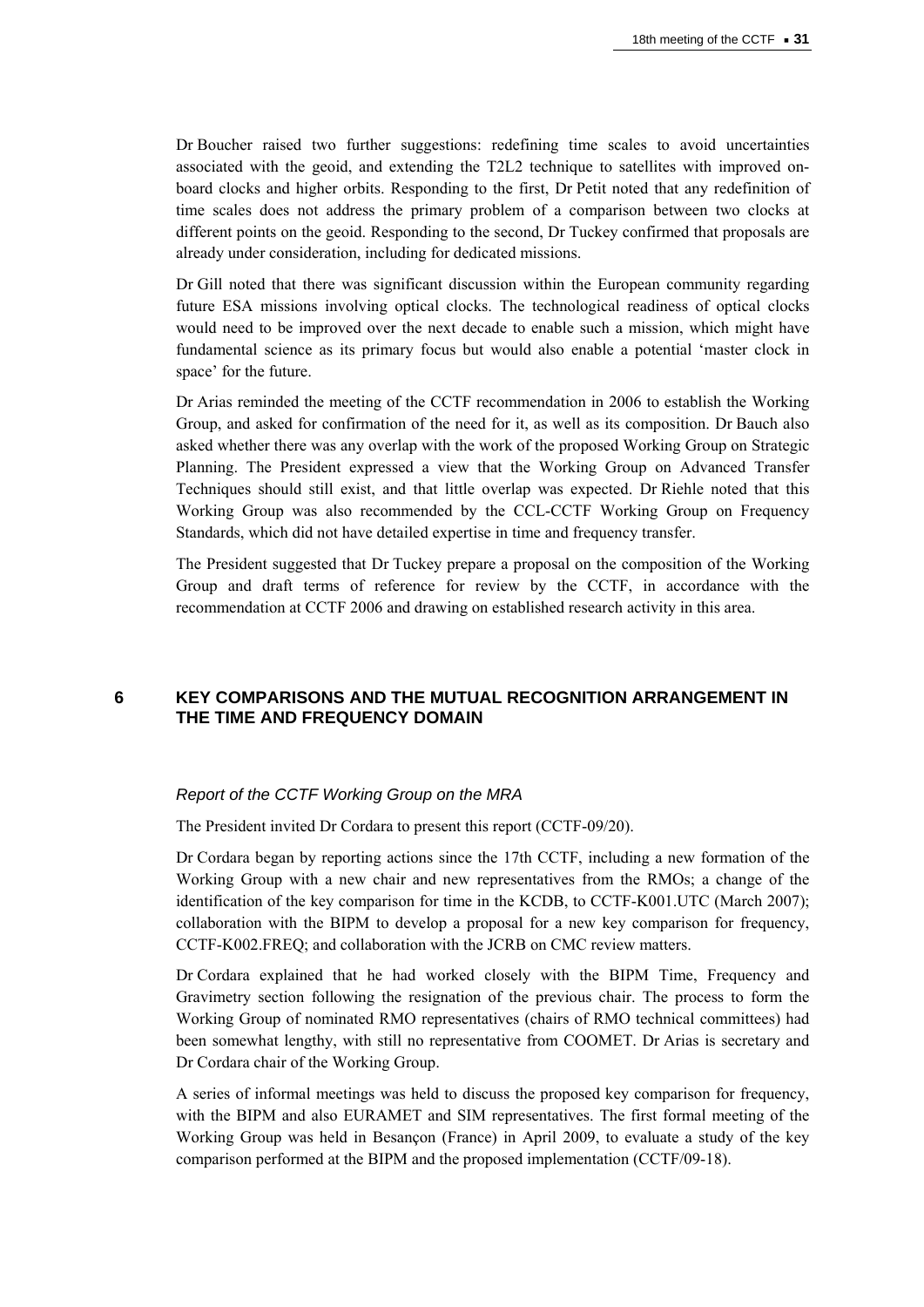Dr Boucher raised two further suggestions: redefining time scales to avoid uncertainties associated with the geoid, and extending the T2L2 technique to satellites with improved on-board clocks and higher orbits. Responding to the first, Dr Petit noted that any redefinition of time scales does not address the primary problem of a comparison between two clocks at different points on the geoid. Responding to the second, Dr Tuckey confirmed that proposals are already under consideration, including for dedicated missions.

Dr Gill noted that there was significant discussion within the European community regarding future ESA missions involving optical clocks. The technological readiness of optical clocks would need to be improved over the next decade to enable such a mission, which might have fundamental science as its primary focus but would also enable a potential 'master clock in space' for the future.

Dr Arias reminded the meeting of the CCTF recommendation in 2006 to establish the Working Group, and asked for confirmation of the need for it, as well as its composition. Dr Bauch also asked whether there was any overlap with the work of the proposed Working Group on Strategic Planning. The President expressed a view that the Working Group on Advanced Transfer Techniques should still exist, and that little overlap was expected. Dr Riehle noted that this Working Group was also recommended by the CCL-CCTF Working Group on Frequency Standards, which did not have detailed expertise in time and frequency transfer.

The President suggested that Dr Tuckey prepare a proposal on the composition of the Working Group and draft terms of reference for review by the CCTF, in accordance with the recommendation at CCTF 2006 and drawing on established research activity in this area.

## 6 KEY COMPARISONS AND THE MUTUAL RECOGNITION ARRANGEMENT IN THE TIME AND FREQUENCY DOMAIN

### *Report of the CCTF Working Group on the MRA*

The President invited Dr Cordara to present this report (CCTF-09/20).

Dr Cordara began by reporting actions since the 17th CCTF, including a new formation of the Working Group with a new chair and new representatives from the RMOs; a change of the identification of the key comparison for time in the KCDB, to CCTF-K001.UTC (March 2007); collaboration with the BIPM to develop a proposal for a new key comparison for frequency, CCTF-K002.FREQ; and collaboration with the JCRB on CMC review matters.

Dr Cordara explained that he had worked closely with the BIPM Time, Frequency and Gravimetry section following the resignation of the previous chair. The process to form the Working Group of nominated RMO representatives (chairs of RMO technical committees) had been somewhat lengthy, with still no representative from COOMET. Dr Arias is secretary and Dr Cordara chair of the Working Group.

A series of informal meetings was held to discuss the proposed key comparison for frequency, with the BIPM and also EURAMET and SIM representatives. The first formal meeting of the Working Group was held in Besançon (France) in April 2009, to evaluate a study of the key comparison performed at the BIPM and the proposed implementation (CCTF/09-18).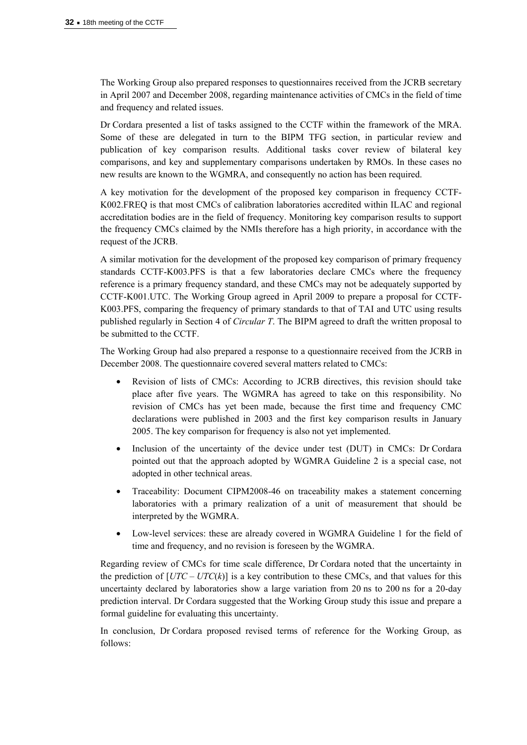The Working Group also prepared responses to questionnaires received from the JCRB secretary in April 2007 and December 2008, regarding maintenance activities of CMCs in the field of time and frequency and related issues.

Dr Cordara presented a list of tasks assigned to the CCTF within the framework of the MRA. Some of these are delegated in turn to the BIPM TFG section, in particular review and publication of key comparison results. Additional tasks cover review of bilateral key comparisons, and key and supplementary comparisons undertaken by RMOs. In these cases no new results are known to the WGMRA, and consequently no action has been required.

A key motivation for the development of the proposed key comparison in frequency CCTF-K002.FREQ is that most CMCs of calibration laboratories accredited within ILAC and regional accreditation bodies are in the field of frequency. Monitoring key comparison results to support the frequency CMCs claimed by the NMIs therefore has a high priority, in accordance with the request of the JCRB.

A similar motivation for the development of the proposed key comparison of primary frequency standards CCTF-K003.PFS is that a few laboratories declare CMCs where the frequency reference is a primary frequency standard, and these CMCs may not be adequately supported by CCTF-K001.UTC. The Working Group agreed in April 2009 to prepare a proposal for CCTF-K003.PFS, comparing the frequency of primary standards to that of TAI and UTC using results published regularly in Section 4 of *Circular T*. The BIPM agreed to draft the written proposal to be submitted to the CCTF.

The Working Group had also prepared a response to a questionnaire received from the JCRB in December 2008. The questionnaire covered several matters related to CMCs:

- Revision of lists of CMCs: According to JCRB directives, this revision should take place after five years. The WGMRA has agreed to take on this responsibility. No revision of CMCs has yet been made, because the first time and frequency CMC declarations were published in 2003 and the first key comparison results in January 2005. The key comparison for frequency is also not yet implemented.
- Inclusion of the uncertainty of the device under test (DUT) in CMCs: Dr Cordara pointed out that the approach adopted by WGMRA Guideline 2 is a special case, not adopted in other technical areas.
- Traceability: Document CIPM2008-46 on traceability makes a statement concerning laboratories with a primary realization of a unit of measurement that should be interpreted by the WGMRA.
- Low-level services: these are already covered in WGMRA Guideline 1 for the field of time and frequency, and no revision is foreseen by the WGMRA.

Regarding review of CMCs for time scale difference, Dr Cordara noted that the uncertainty in the prediction of $[UTC - UTC(k)]$ is a key contribution to these CMCs, and that values for this uncertainty declared by laboratories show a large variation from 20 ns to 200 ns for a 20-day prediction interval. Dr Cordara suggested that the Working Group study this issue and prepare a formal guideline for evaluating this uncertainty.

In conclusion, Dr Cordara proposed revised terms of reference for the Working Group, as follows: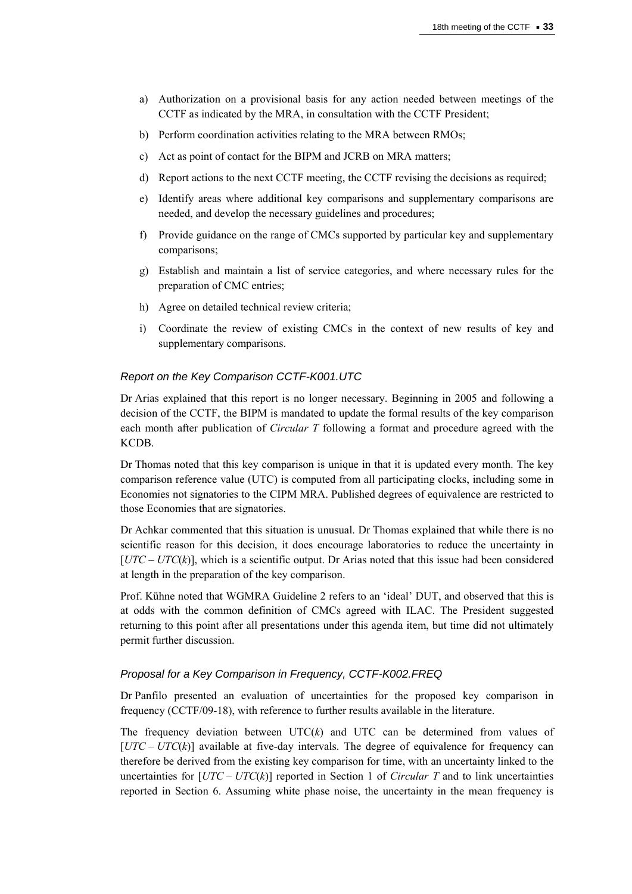a) Authorization on a provisional basis for any action needed between meetings of the CCTF as indicated by the MRA, in consultation with the CCTF President;

b) Perform coordination activities relating to the MRA between RMOs;

c) Act as point of contact for the BIPM and JCRB on MRA matters;

d) Report actions to the next CCTF meeting, the CCTF revising the decisions as required;

e) Identify areas where additional key comparisons and supplementary comparisons are needed, and develop the necessary guidelines and procedures;

f) Provide guidance on the range of CMCs supported by particular key and supplementary comparisons;

g) Establish and maintain a list of service categories, and where necessary rules for the preparation of CMC entries;

h) Agree on detailed technical review criteria;

i) Coordinate the review of existing CMCs in the context of new results of key and supplementary comparisons.

### *Report on the Key Comparison CCTF-K001.UTC*

Dr Arias explained that this report is no longer necessary. Beginning in 2005 and following a decision of the CCTF, the BIPM is mandated to update the formal results of the key comparison each month after publication of *Circular T* following a format and procedure agreed with the KCDB.

Dr Thomas noted that this key comparison is unique in that it is updated every month. The key comparison reference value (UTC) is computed from all participating clocks, including some in Economies not signatories to the CIPM MRA. Published degrees of equivalence are restricted to those Economies that are signatories.

Dr Achkar commented that this situation is unusual. Dr Thomas explained that while there is no scientific reason for this decision, it does encourage laboratories to reduce the uncertainty in $[UTC - UTC(k)]$, which is a scientific output. Dr Arias noted that this issue had been considered at length in the preparation of the key comparison.

Prof. Kühne noted that WGMRA Guideline 2 refers to an 'ideal' DUT, and observed that this is at odds with the common definition of CMCs agreed with ILAC. The President suggested returning to this point after all presentations under this agenda item, but time did not ultimately permit further discussion.

### *Proposal for a Key Comparison in Frequency, CCTF-K002.FREQ*

Dr Panfilo presented an evaluation of uncertainties for the proposed key comparison in frequency (CCTF/09-18), with reference to further results available in the literature.

The frequency deviation between UTC($k$) and UTC can be determined from values of $[UTC - UTC(k)]$ available at five-day intervals. The degree of equivalence for frequency can therefore be derived from the existing key comparison for time, with an uncertainty linked to the uncertainties for $[UTC - UTC(k)]$ reported in Section 1 of *Circular T* and to link uncertainties reported in Section 6. Assuming white phase noise, the uncertainty in the mean frequency is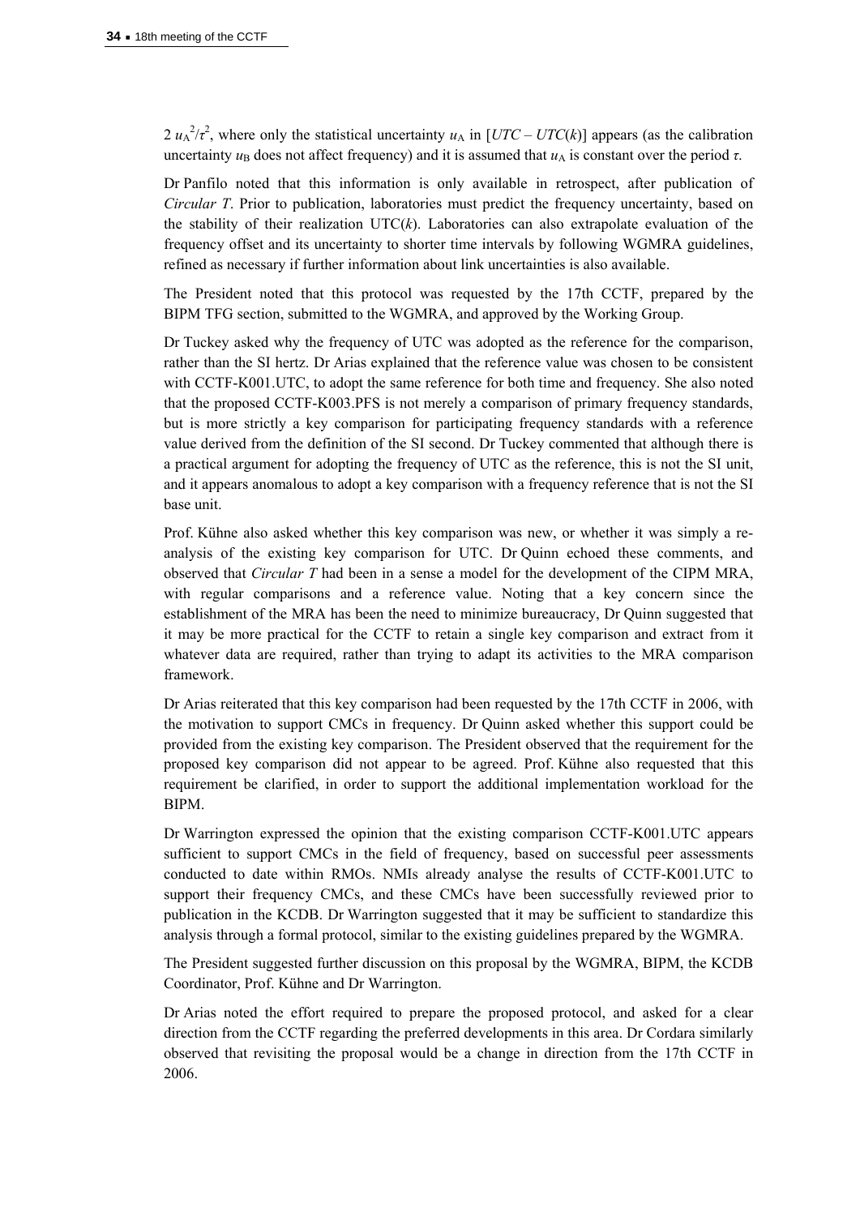$2\,u_A^2/\tau^2$, where only the statistical uncertainty $u_A$ in [$UTC - UTC(k)$] appears (as the calibration uncertainty $u_B$ does not affect frequency) and it is assumed that $u_A$ is constant over the period $\tau$.

Dr Panfilo noted that this information is only available in retrospect, after publication of *Circular T*. Prior to publication, laboratories must predict the frequency uncertainty, based on the stability of their realization UTC($k$). Laboratories can also extrapolate evaluation of the frequency offset and its uncertainty to shorter time intervals by following WGMRA guidelines, refined as necessary if further information about link uncertainties is also available.

The President noted that this protocol was requested by the 17th CCTF, prepared by the BIPM TFG section, submitted to the WGMRA, and approved by the Working Group.

Dr Tuckey asked why the frequency of UTC was adopted as the reference for the comparison, rather than the SI hertz. Dr Arias explained that the reference value was chosen to be consistent with CCTF-K001.UTC, to adopt the same reference for both time and frequency. She also noted that the proposed CCTF-K003.PFS is not merely a comparison of primary frequency standards, but is more strictly a key comparison for participating frequency standards with a reference value derived from the definition of the SI second. Dr Tuckey commented that although there is a practical argument for adopting the frequency of UTC as the reference, this is not the SI unit, and it appears anomalous to adopt a key comparison with a frequency reference that is not the SI base unit.

Prof. Kühne also asked whether this key comparison was new, or whether it was simply a re-analysis of the existing key comparison for UTC. Dr Quinn echoed these comments, and observed that *Circular T* had been in a sense a model for the development of the CIPM MRA, with regular comparisons and a reference value. Noting that a key concern since the establishment of the MRA has been the need to minimize bureaucracy, Dr Quinn suggested that it may be more practical for the CCTF to retain a single key comparison and extract from it whatever data are required, rather than trying to adapt its activities to the MRA comparison framework.

Dr Arias reiterated that this key comparison had been requested by the 17th CCTF in 2006, with the motivation to support CMCs in frequency. Dr Quinn asked whether this support could be provided from the existing key comparison. The President observed that the requirement for the proposed key comparison did not appear to be agreed. Prof. Kühne also requested that this requirement be clarified, in order to support the additional implementation workload for the BIPM.

Dr Warrington expressed the opinion that the existing comparison CCTF-K001.UTC appears sufficient to support CMCs in the field of frequency, based on successful peer assessments conducted to date within RMOs. NMIs already analyse the results of CCTF-K001.UTC to support their frequency CMCs, and these CMCs have been successfully reviewed prior to publication in the KCDB. Dr Warrington suggested that it may be sufficient to standardize this analysis through a formal protocol, similar to the existing guidelines prepared by the WGMRA.

The President suggested further discussion on this proposal by the WGMRA, BIPM, the KCDB Coordinator, Prof. Kühne and Dr Warrington.

Dr Arias noted the effort required to prepare the proposed protocol, and asked for a clear direction from the CCTF regarding the preferred developments in this area. Dr Cordara similarly observed that revisiting the proposal would be a change in direction from the 17th CCTF in 2006.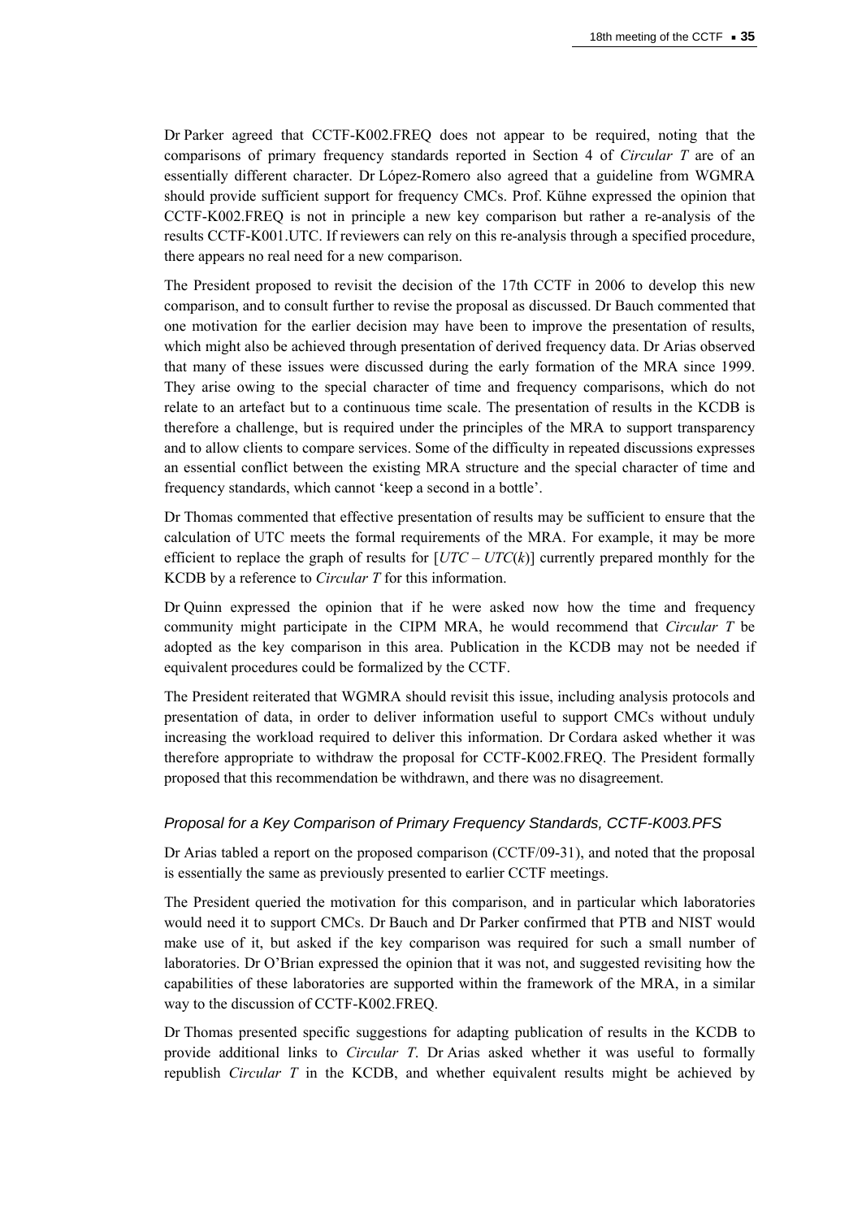Dr Parker agreed that CCTF-K002.FREQ does not appear to be required, noting that the comparisons of primary frequency standards reported in Section 4 of *Circular T* are of an essentially different character. Dr López-Romero also agreed that a guideline from WGMRA should provide sufficient support for frequency CMCs. Prof. Kühne expressed the opinion that CCTF-K002.FREQ is not in principle a new key comparison but rather a re-analysis of the results CCTF-K001.UTC. If reviewers can rely on this re-analysis through a specified procedure, there appears no real need for a new comparison.

The President proposed to revisit the decision of the 17th CCTF in 2006 to develop this new comparison, and to consult further to revise the proposal as discussed. Dr Bauch commented that one motivation for the earlier decision may have been to improve the presentation of results, which might also be achieved through presentation of derived frequency data. Dr Arias observed that many of these issues were discussed during the early formation of the MRA since 1999. They arise owing to the special character of time and frequency comparisons, which do not relate to an artefact but to a continuous time scale. The presentation of results in the KCDB is therefore a challenge, but is required under the principles of the MRA to support transparency and to allow clients to compare services. Some of the difficulty in repeated discussions expresses an essential conflict between the existing MRA structure and the special character of time and frequency standards, which cannot 'keep a second in a bottle'.

Dr Thomas commented that effective presentation of results may be sufficient to ensure that the calculation of UTC meets the formal requirements of the MRA. For example, it may be more efficient to replace the graph of results for [$UTC - UTC(k)$] currently prepared monthly for the KCDB by a reference to *Circular T* for this information.

Dr Quinn expressed the opinion that if he were asked now how the time and frequency community might participate in the CIPM MRA, he would recommend that *Circular T* be adopted as the key comparison in this area. Publication in the KCDB may not be needed if equivalent procedures could be formalized by the CCTF.

The President reiterated that WGMRA should revisit this issue, including analysis protocols and presentation of data, in order to deliver information useful to support CMCs without unduly increasing the workload required to deliver this information. Dr Cordara asked whether it was therefore appropriate to withdraw the proposal for CCTF-K002.FREQ. The President formally proposed that this recommendation be withdrawn, and there was no disagreement.

### *Proposal for a Key Comparison of Primary Frequency Standards, CCTF-K003.PFS*

Dr Arias tabled a report on the proposed comparison (CCTF/09-31), and noted that the proposal is essentially the same as previously presented to earlier CCTF meetings.

The President queried the motivation for this comparison, and in particular which laboratories would need it to support CMCs. Dr Bauch and Dr Parker confirmed that PTB and NIST would make use of it, but asked if the key comparison was required for such a small number of laboratories. Dr O'Brian expressed the opinion that it was not, and suggested revisiting how the capabilities of these laboratories are supported within the framework of the MRA, in a similar way to the discussion of CCTF-K002.FREQ.

Dr Thomas presented specific suggestions for adapting publication of results in the KCDB to provide additional links to *Circular T*. Dr Arias asked whether it was useful to formally republish *Circular T* in the KCDB, and whether equivalent results might be achieved by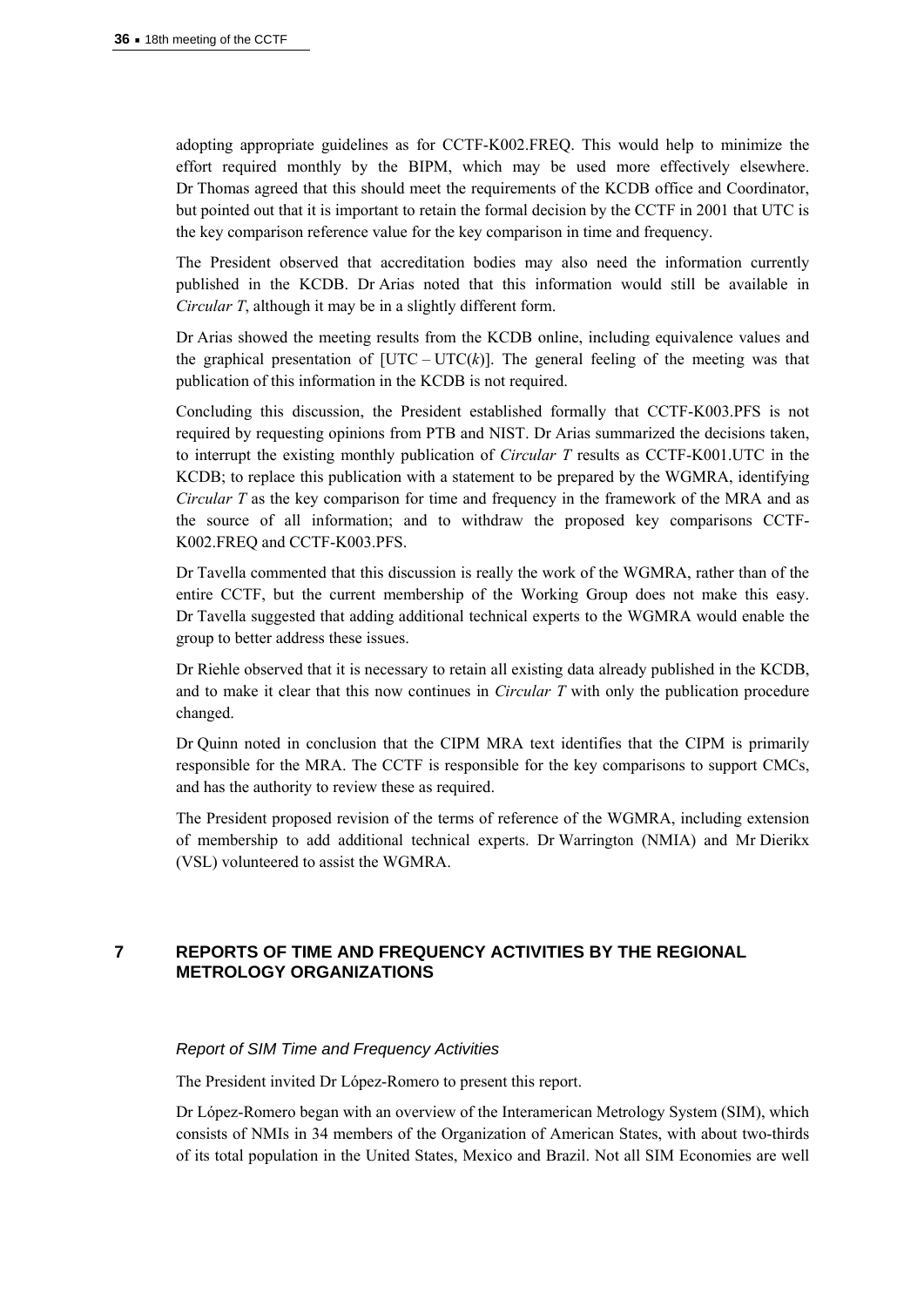adopting appropriate guidelines as for CCTF-K002.FREQ. This would help to minimize the effort required monthly by the BIPM, which may be used more effectively elsewhere. Dr Thomas agreed that this should meet the requirements of the KCDB office and Coordinator, but pointed out that it is important to retain the formal decision by the CCTF in 2001 that UTC is the key comparison reference value for the key comparison in time and frequency.

The President observed that accreditation bodies may also need the information currently published in the KCDB. Dr Arias noted that this information would still be available in *Circular T*, although it may be in a slightly different form.

Dr Arias showed the meeting results from the KCDB online, including equivalence values and the graphical presentation of [UTC – UTC($k$)]. The general feeling of the meeting was that publication of this information in the KCDB is not required.

Concluding this discussion, the President established formally that CCTF-K003.PFS is not required by requesting opinions from PTB and NIST. Dr Arias summarized the decisions taken, to interrupt the existing monthly publication of *Circular T* results as CCTF-K001.UTC in the KCDB; to replace this publication with a statement to be prepared by the WGMRA, identifying *Circular T* as the key comparison for time and frequency in the framework of the MRA and as the source of all information; and to withdraw the proposed key comparisons CCTF-K002.FREQ and CCTF-K003.PFS.

Dr Tavella commented that this discussion is really the work of the WGMRA, rather than of the entire CCTF, but the current membership of the Working Group does not make this easy. Dr Tavella suggested that adding additional technical experts to the WGMRA would enable the group to better address these issues.

Dr Riehle observed that it is necessary to retain all existing data already published in the KCDB, and to make it clear that this now continues in *Circular T* with only the publication procedure changed.

Dr Quinn noted in conclusion that the CIPM MRA text identifies that the CIPM is primarily responsible for the MRA. The CCTF is responsible for the key comparisons to support CMCs, and has the authority to review these as required.

The President proposed revision of the terms of reference of the WGMRA, including extension of membership to add additional technical experts. Dr Warrington (NMIA) and Mr Dierikx (VSL) volunteered to assist the WGMRA.

## 7 REPORTS OF TIME AND FREQUENCY ACTIVITIES BY THE REGIONAL METROLOGY ORGANIZATIONS

### *Report of SIM Time and Frequency Activities*

The President invited Dr López-Romero to present this report.

Dr López-Romero began with an overview of the Interamerican Metrology System (SIM), which consists of NMIs in 34 members of the Organization of American States, with about two-thirds of its total population in the United States, Mexico and Brazil. Not all SIM Economies are well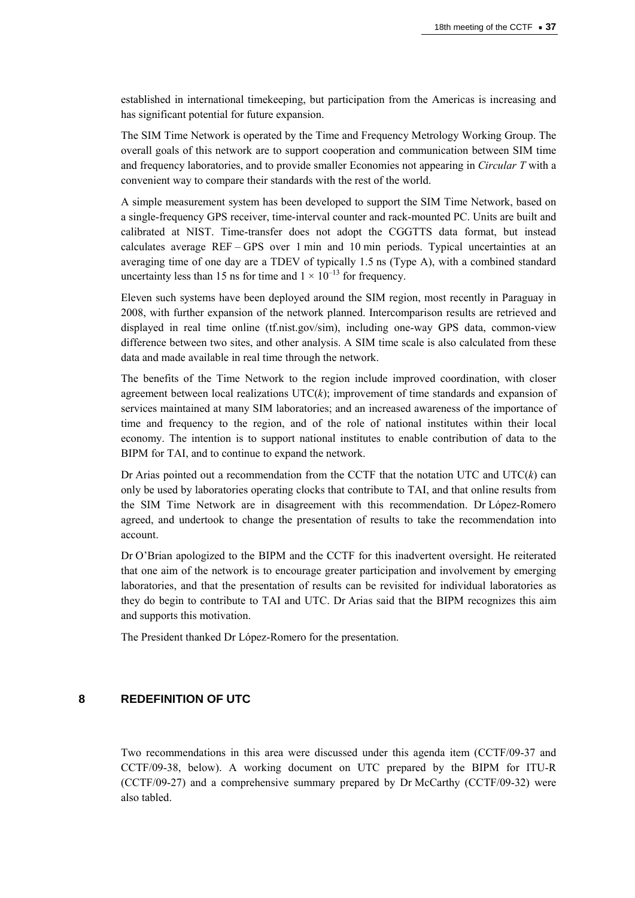established in international timekeeping, but participation from the Americas is increasing and has significant potential for future expansion.

The SIM Time Network is operated by the Time and Frequency Metrology Working Group. The overall goals of this network are to support cooperation and communication between SIM time and frequency laboratories, and to provide smaller Economies not appearing in *Circular T* with a convenient way to compare their standards with the rest of the world.

A simple measurement system has been developed to support the SIM Time Network, based on a single-frequency GPS receiver, time-interval counter and rack-mounted PC. Units are built and calibrated at NIST. Time-transfer does not adopt the CGGTTS data format, but instead calculates average REF – GPS over 1 min and 10 min periods. Typical uncertainties at an averaging time of one day are a TDEV of typically 1.5 ns (Type A), with a combined standard uncertainty less than 15 ns for time and $1 \times 10^{-13}$ for frequency.

Eleven such systems have been deployed around the SIM region, most recently in Paraguay in 2008, with further expansion of the network planned. Intercomparison results are retrieved and displayed in real time online (tf.nist.gov/sim), including one-way GPS data, common-view difference between two sites, and other analysis. A SIM time scale is also calculated from these data and made available in real time through the network.

The benefits of the Time Network to the region include improved coordination, with closer agreement between local realizations UTC($k$); improvement of time standards and expansion of services maintained at many SIM laboratories; and an increased awareness of the importance of time and frequency to the region, and of the role of national institutes within their local economy. The intention is to support national institutes to enable contribution of data to the BIPM for TAI, and to continue to expand the network.

Dr Arias pointed out a recommendation from the CCTF that the notation UTC and UTC($k$) can only be used by laboratories operating clocks that contribute to TAI, and that online results from the SIM Time Network are in disagreement with this recommendation. Dr López-Romero agreed, and undertook to change the presentation of results to take the recommendation into account.

Dr O'Brian apologized to the BIPM and the CCTF for this inadvertent oversight. He reiterated that one aim of the network is to encourage greater participation and involvement by emerging laboratories, and that the presentation of results can be revisited for individual laboratories as they do begin to contribute to TAI and UTC. Dr Arias said that the BIPM recognizes this aim and supports this motivation.

The President thanked Dr López-Romero for the presentation.

## 8 REDEFINITION OF UTC

Two recommendations in this area were discussed under this agenda item (CCTF/09-37 and CCTF/09-38, below). A working document on UTC prepared by the BIPM for ITU-R (CCTF/09-27) and a comprehensive summary prepared by Dr McCarthy (CCTF/09-32) were also tabled.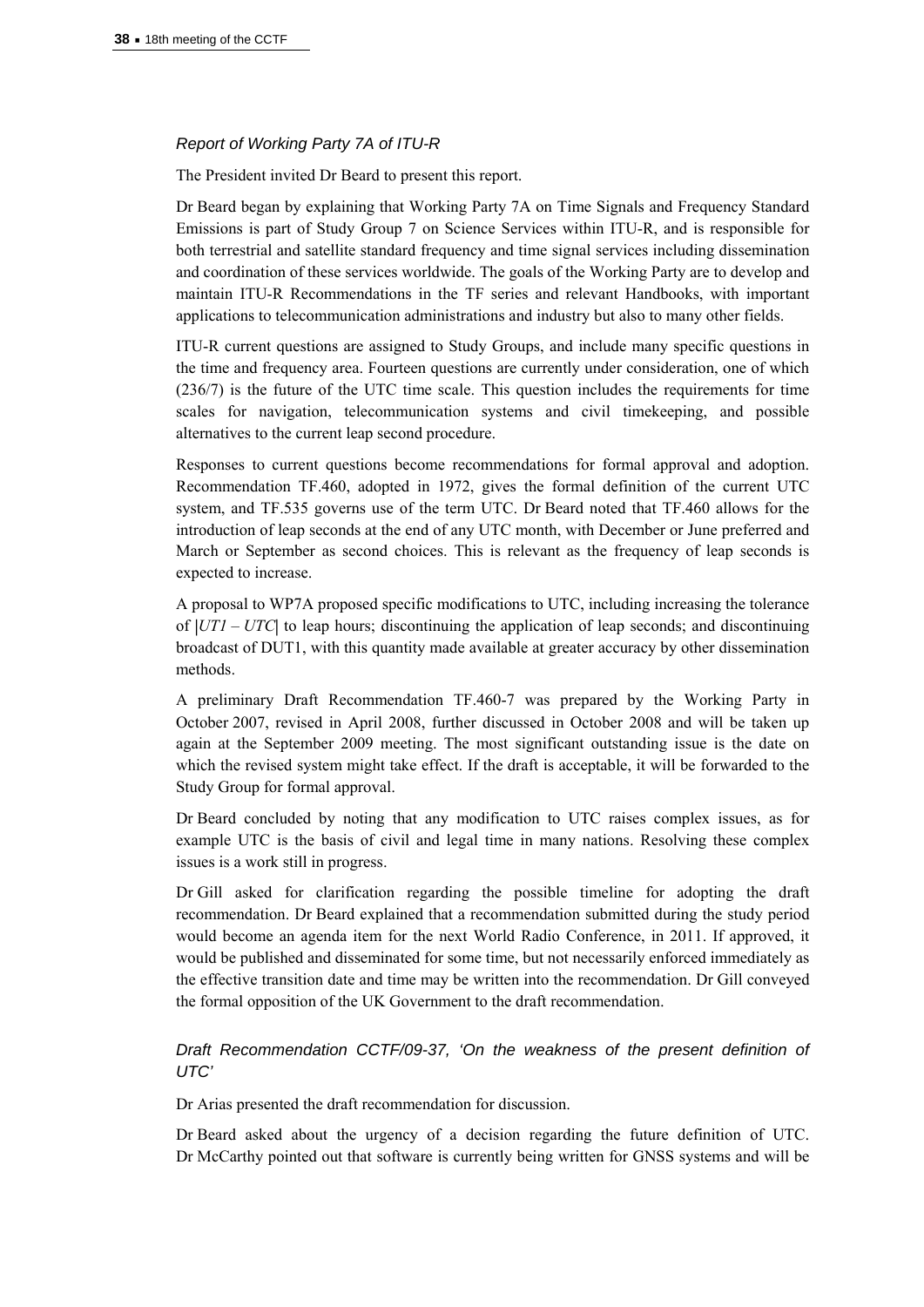### *Report of Working Party 7A of ITU-R*

The President invited Dr Beard to present this report.

Dr Beard began by explaining that Working Party 7A on Time Signals and Frequency Standard Emissions is part of Study Group 7 on Science Services within ITU-R, and is responsible for both terrestrial and satellite standard frequency and time signal services including dissemination and coordination of these services worldwide. The goals of the Working Party are to develop and maintain ITU-R Recommendations in the TF series and relevant Handbooks, with important applications to telecommunication administrations and industry but also to many other fields.

ITU-R current questions are assigned to Study Groups, and include many specific questions in the time and frequency area. Fourteen questions are currently under consideration, one of which (236/7) is the future of the UTC time scale. This question includes the requirements for time scales for navigation, telecommunication systems and civil timekeeping, and possible alternatives to the current leap second procedure.

Responses to current questions become recommendations for formal approval and adoption. Recommendation TF.460, adopted in 1972, gives the formal definition of the current UTC system, and TF.535 governs use of the term UTC. Dr Beard noted that TF.460 allows for the introduction of leap seconds at the end of any UTC month, with December or June preferred and March or September as second choices. This is relevant as the frequency of leap seconds is expected to increase.

A proposal to WP7A proposed specific modifications to UTC, including increasing the tolerance of $|UT1 - UTC|$ to leap hours; discontinuing the application of leap seconds; and discontinuing broadcast of DUT1, with this quantity made available at greater accuracy by other dissemination methods.

A preliminary Draft Recommendation TF.460-7 was prepared by the Working Party in October 2007, revised in April 2008, further discussed in October 2008 and will be taken up again at the September 2009 meeting. The most significant outstanding issue is the date on which the revised system might take effect. If the draft is acceptable, it will be forwarded to the Study Group for formal approval.

Dr Beard concluded by noting that any modification to UTC raises complex issues, as for example UTC is the basis of civil and legal time in many nations. Resolving these complex issues is a work still in progress.

Dr Gill asked for clarification regarding the possible timeline for adopting the draft recommendation. Dr Beard explained that a recommendation submitted during the study period would become an agenda item for the next World Radio Conference, in 2011. If approved, it would be published and disseminated for some time, but not necessarily enforced immediately as the effective transition date and time may be written into the recommendation. Dr Gill conveyed the formal opposition of the UK Government to the draft recommendation.

### *Draft Recommendation CCTF/09-37, 'On the weakness of the present definition of UTC'*

Dr Arias presented the draft recommendation for discussion.

Dr Beard asked about the urgency of a decision regarding the future definition of UTC. Dr McCarthy pointed out that software is currently being written for GNSS systems and will be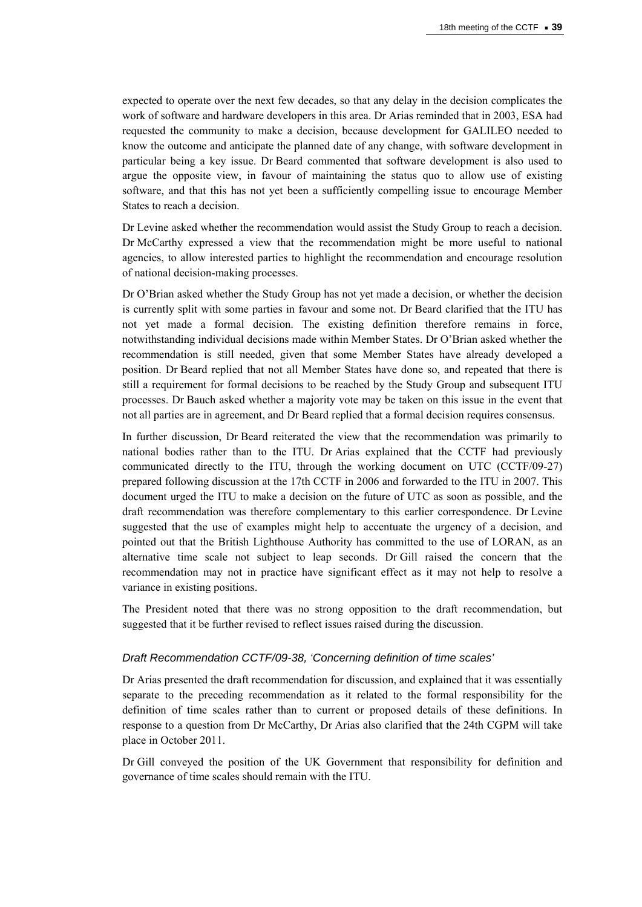expected to operate over the next few decades, so that any delay in the decision complicates the work of software and hardware developers in this area. Dr Arias reminded that in 2003, ESA had requested the community to make a decision, because development for GALILEO needed to know the outcome and anticipate the planned date of any change, with software development in particular being a key issue. Dr Beard commented that software development is also used to argue the opposite view, in favour of maintaining the status quo to allow use of existing software, and that this has not yet been a sufficiently compelling issue to encourage Member States to reach a decision.

Dr Levine asked whether the recommendation would assist the Study Group to reach a decision. Dr McCarthy expressed a view that the recommendation might be more useful to national agencies, to allow interested parties to highlight the recommendation and encourage resolution of national decision-making processes.

Dr O'Brian asked whether the Study Group has not yet made a decision, or whether the decision is currently split with some parties in favour and some not. Dr Beard clarified that the ITU has not yet made a formal decision. The existing definition therefore remains in force, notwithstanding individual decisions made within Member States. Dr O'Brian asked whether the recommendation is still needed, given that some Member States have already developed a position. Dr Beard replied that not all Member States have done so, and repeated that there is still a requirement for formal decisions to be reached by the Study Group and subsequent ITU processes. Dr Bauch asked whether a majority vote may be taken on this issue in the event that not all parties are in agreement, and Dr Beard replied that a formal decision requires consensus.

In further discussion, Dr Beard reiterated the view that the recommendation was primarily to national bodies rather than to the ITU. Dr Arias explained that the CCTF had previously communicated directly to the ITU, through the working document on UTC (CCTF/09-27) prepared following discussion at the 17th CCTF in 2006 and forwarded to the ITU in 2007. This document urged the ITU to make a decision on the future of UTC as soon as possible, and the draft recommendation was therefore complementary to this earlier correspondence. Dr Levine suggested that the use of examples might help to accentuate the urgency of a decision, and pointed out that the British Lighthouse Authority has committed to the use of LORAN, as an alternative time scale not subject to leap seconds. Dr Gill raised the concern that the recommendation may not in practice have significant effect as it may not help to resolve a variance in existing positions.

The President noted that there was no strong opposition to the draft recommendation, but suggested that it be further revised to reflect issues raised during the discussion.

#### *Draft Recommendation CCTF/09-38, 'Concerning definition of time scales'*

Dr Arias presented the draft recommendation for discussion, and explained that it was essentially separate to the preceding recommendation as it related to the formal responsibility for the definition of time scales rather than to current or proposed details of these definitions. In response to a question from Dr McCarthy, Dr Arias also clarified that the 24th CGPM will take place in October 2011.

Dr Gill conveyed the position of the UK Government that responsibility for definition and governance of time scales should remain with the ITU.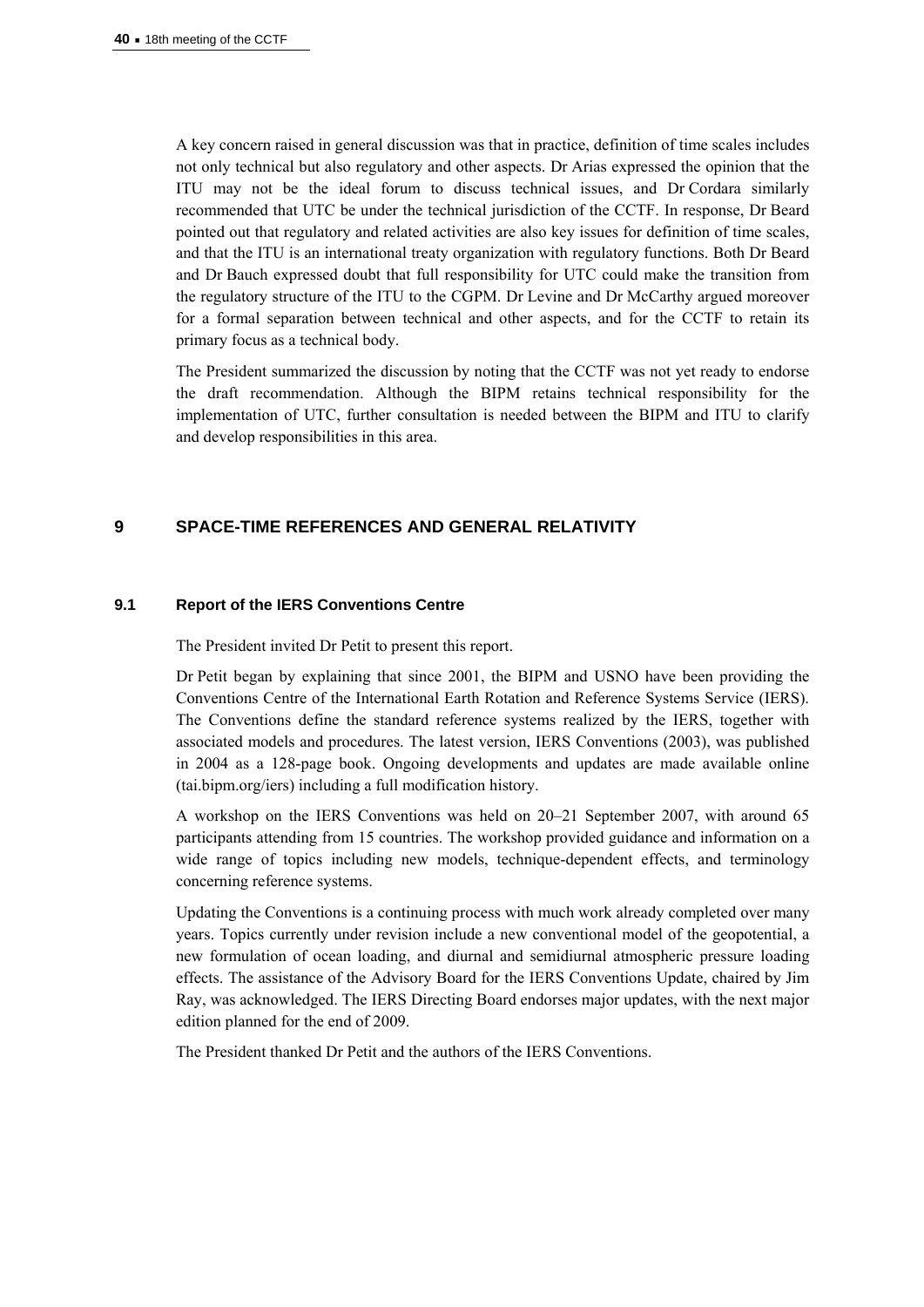A key concern raised in general discussion was that in practice, definition of time scales includes not only technical but also regulatory and other aspects. Dr Arias expressed the opinion that the ITU may not be the ideal forum to discuss technical issues, and Dr Cordara similarly recommended that UTC be under the technical jurisdiction of the CCTF. In response, Dr Beard pointed out that regulatory and related activities are also key issues for definition of time scales, and that the ITU is an international treaty organization with regulatory functions. Both Dr Beard and Dr Bauch expressed doubt that full responsibility for UTC could make the transition from the regulatory structure of the ITU to the CGPM. Dr Levine and Dr McCarthy argued moreover for a formal separation between technical and other aspects, and for the CCTF to retain its primary focus as a technical body.

The President summarized the discussion by noting that the CCTF was not yet ready to endorse the draft recommendation. Although the BIPM retains technical responsibility for the implementation of UTC, further consultation is needed between the BIPM and ITU to clarify and develop responsibilities in this area.

## 9 SPACE-TIME REFERENCES AND GENERAL RELATIVITY

### 9.1 Report of the IERS Conventions Centre

The President invited Dr Petit to present this report.

Dr Petit began by explaining that since 2001, the BIPM and USNO have been providing the Conventions Centre of the International Earth Rotation and Reference Systems Service (IERS). The Conventions define the standard reference systems realized by the IERS, together with associated models and procedures. The latest version, IERS Conventions (2003), was published in 2004 as a 128-page book. Ongoing developments and updates are made available online (tai.bipm.org/iers) including a full modification history.

A workshop on the IERS Conventions was held on 20–21 September 2007, with around 65 participants attending from 15 countries. The workshop provided guidance and information on a wide range of topics including new models, technique-dependent effects, and terminology concerning reference systems.

Updating the Conventions is a continuing process with much work already completed over many years. Topics currently under revision include a new conventional model of the geopotential, a new formulation of ocean loading, and diurnal and semidiurnal atmospheric pressure loading effects. The assistance of the Advisory Board for the IERS Conventions Update, chaired by Jim Ray, was acknowledged. The IERS Directing Board endorses major updates, with the next major edition planned for the end of 2009.

The President thanked Dr Petit and the authors of the IERS Conventions.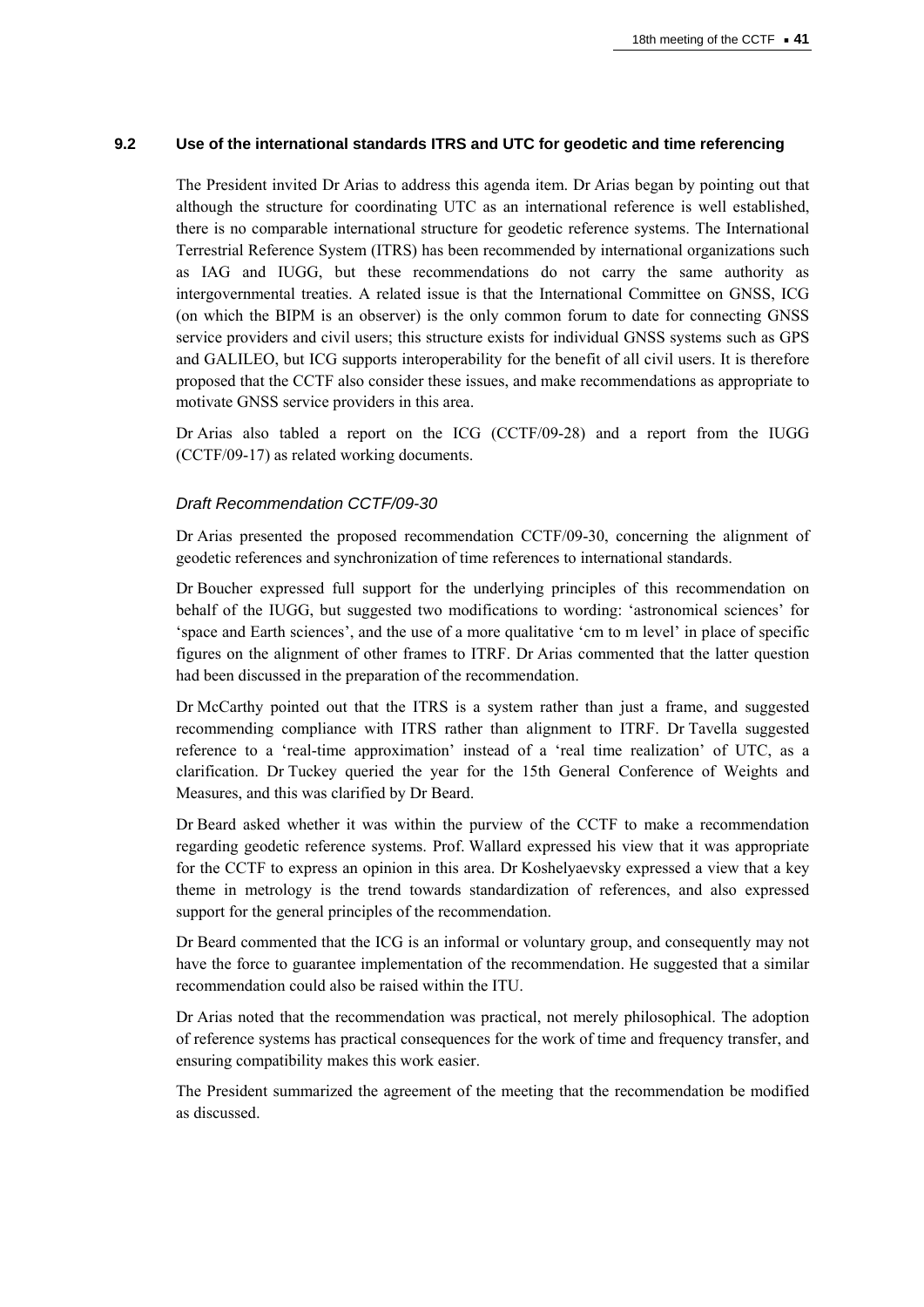### 9.2 Use of the international standards ITRS and UTC for geodetic and time referencing

The President invited Dr Arias to address this agenda item. Dr Arias began by pointing out that although the structure for coordinating UTC as an international reference is well established, there is no comparable international structure for geodetic reference systems. The International Terrestrial Reference System (ITRS) has been recommended by international organizations such as IAG and IUGG, but these recommendations do not carry the same authority as intergovernmental treaties. A related issue is that the International Committee on GNSS, ICG (on which the BIPM is an observer) is the only common forum to date for connecting GNSS service providers and civil users; this structure exists for individual GNSS systems such as GPS and GALILEO, but ICG supports interoperability for the benefit of all civil users. It is therefore proposed that the CCTF also consider these issues, and make recommendations as appropriate to motivate GNSS service providers in this area.

Dr Arias also tabled a report on the ICG (CCTF/09-28) and a report from the IUGG (CCTF/09-17) as related working documents.

#### *Draft Recommendation CCTF/09-30*

Dr Arias presented the proposed recommendation CCTF/09-30, concerning the alignment of geodetic references and synchronization of time references to international standards.

Dr Boucher expressed full support for the underlying principles of this recommendation on behalf of the IUGG, but suggested two modifications to wording: 'astronomical sciences' for 'space and Earth sciences', and the use of a more qualitative 'cm to m level' in place of specific figures on the alignment of other frames to ITRF. Dr Arias commented that the latter question had been discussed in the preparation of the recommendation.

Dr McCarthy pointed out that the ITRS is a system rather than just a frame, and suggested recommending compliance with ITRS rather than alignment to ITRF. Dr Tavella suggested reference to a 'real-time approximation' instead of a 'real time realization' of UTC, as a clarification. Dr Tuckey queried the year for the 15th General Conference of Weights and Measures, and this was clarified by Dr Beard.

Dr Beard asked whether it was within the purview of the CCTF to make a recommendation regarding geodetic reference systems. Prof. Wallard expressed his view that it was appropriate for the CCTF to express an opinion in this area. Dr Koshelyaevsky expressed a view that a key theme in metrology is the trend towards standardization of references, and also expressed support for the general principles of the recommendation.

Dr Beard commented that the ICG is an informal or voluntary group, and consequently may not have the force to guarantee implementation of the recommendation. He suggested that a similar recommendation could also be raised within the ITU.

Dr Arias noted that the recommendation was practical, not merely philosophical. The adoption of reference systems has practical consequences for the work of time and frequency transfer, and ensuring compatibility makes this work easier.

The President summarized the agreement of the meeting that the recommendation be modified as discussed.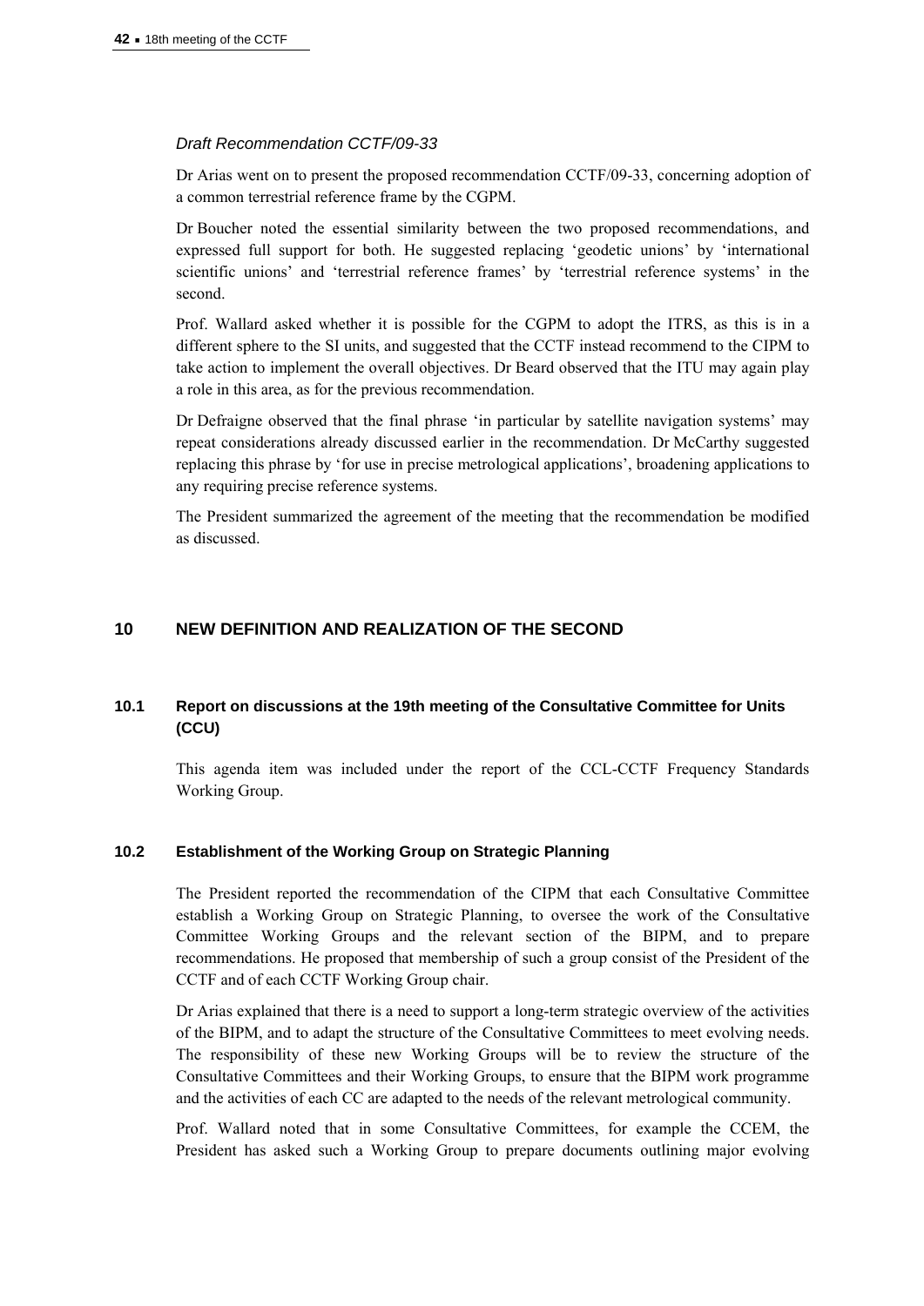*Draft Recommendation CCTF/09-33*

Dr Arias went on to present the proposed recommendation CCTF/09-33, concerning adoption of a common terrestrial reference frame by the CGPM.

Dr Boucher noted the essential similarity between the two proposed recommendations, and expressed full support for both. He suggested replacing 'geodetic unions' by 'international scientific unions' and 'terrestrial reference frames' by 'terrestrial reference systems' in the second.

Prof. Wallard asked whether it is possible for the CGPM to adopt the ITRS, as this is in a different sphere to the SI units, and suggested that the CCTF instead recommend to the CIPM to take action to implement the overall objectives. Dr Beard observed that the ITU may again play a role in this area, as for the previous recommendation.

Dr Defraigne observed that the final phrase 'in particular by satellite navigation systems' may repeat considerations already discussed earlier in the recommendation. Dr McCarthy suggested replacing this phrase by 'for use in precise metrological applications', broadening applications to any requiring precise reference systems.

The President summarized the agreement of the meeting that the recommendation be modified as discussed.

## 10 NEW DEFINITION AND REALIZATION OF THE SECOND

### 10.1 Report on discussions at the 19th meeting of the Consultative Committee for Units (CCU)

This agenda item was included under the report of the CCL-CCTF Frequency Standards Working Group.

### 10.2 Establishment of the Working Group on Strategic Planning

The President reported the recommendation of the CIPM that each Consultative Committee establish a Working Group on Strategic Planning, to oversee the work of the Consultative Committee Working Groups and the relevant section of the BIPM, and to prepare recommendations. He proposed that membership of such a group consist of the President of the CCTF and of each CCTF Working Group chair.

Dr Arias explained that there is a need to support a long-term strategic overview of the activities of the BIPM, and to adapt the structure of the Consultative Committees to meet evolving needs. The responsibility of these new Working Groups will be to review the structure of the Consultative Committees and their Working Groups, to ensure that the BIPM work programme and the activities of each CC are adapted to the needs of the relevant metrological community.

Prof. Wallard noted that in some Consultative Committees, for example the CCEM, the President has asked such a Working Group to prepare documents outlining major evolving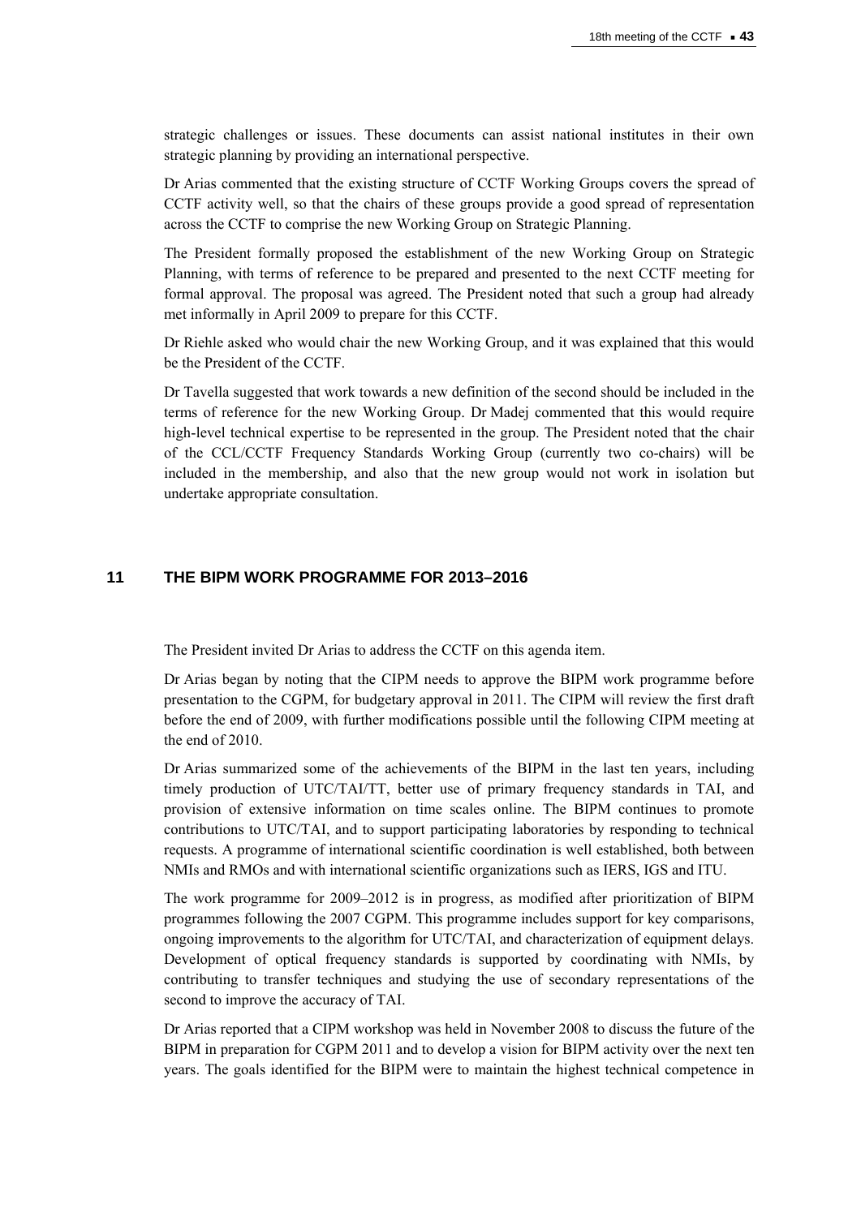strategic challenges or issues. These documents can assist national institutes in their own strategic planning by providing an international perspective.

Dr Arias commented that the existing structure of CCTF Working Groups covers the spread of CCTF activity well, so that the chairs of these groups provide a good spread of representation across the CCTF to comprise the new Working Group on Strategic Planning.

The President formally proposed the establishment of the new Working Group on Strategic Planning, with terms of reference to be prepared and presented to the next CCTF meeting for formal approval. The proposal was agreed. The President noted that such a group had already met informally in April 2009 to prepare for this CCTF.

Dr Riehle asked who would chair the new Working Group, and it was explained that this would be the President of the CCTF.

Dr Tavella suggested that work towards a new definition of the second should be included in the terms of reference for the new Working Group. Dr Madej commented that this would require high-level technical expertise to be represented in the group. The President noted that the chair of the CCL/CCTF Frequency Standards Working Group (currently two co-chairs) will be included in the membership, and also that the new group would not work in isolation but undertake appropriate consultation.

## 11 THE BIPM WORK PROGRAMME FOR 2013–2016

The President invited Dr Arias to address the CCTF on this agenda item.

Dr Arias began by noting that the CIPM needs to approve the BIPM work programme before presentation to the CGPM, for budgetary approval in 2011. The CIPM will review the first draft before the end of 2009, with further modifications possible until the following CIPM meeting at the end of 2010.

Dr Arias summarized some of the achievements of the BIPM in the last ten years, including timely production of UTC/TAI/TT, better use of primary frequency standards in TAI, and provision of extensive information on time scales online. The BIPM continues to promote contributions to UTC/TAI, and to support participating laboratories by responding to technical requests. A programme of international scientific coordination is well established, both between NMIs and RMOs and with international scientific organizations such as IERS, IGS and ITU.

The work programme for 2009–2012 is in progress, as modified after prioritization of BIPM programmes following the 2007 CGPM. This programme includes support for key comparisons, ongoing improvements to the algorithm for UTC/TAI, and characterization of equipment delays. Development of optical frequency standards is supported by coordinating with NMIs, by contributing to transfer techniques and studying the use of secondary representations of the second to improve the accuracy of TAI.

Dr Arias reported that a CIPM workshop was held in November 2008 to discuss the future of the BIPM in preparation for CGPM 2011 and to develop a vision for BIPM activity over the next ten years. The goals identified for the BIPM were to maintain the highest technical competence in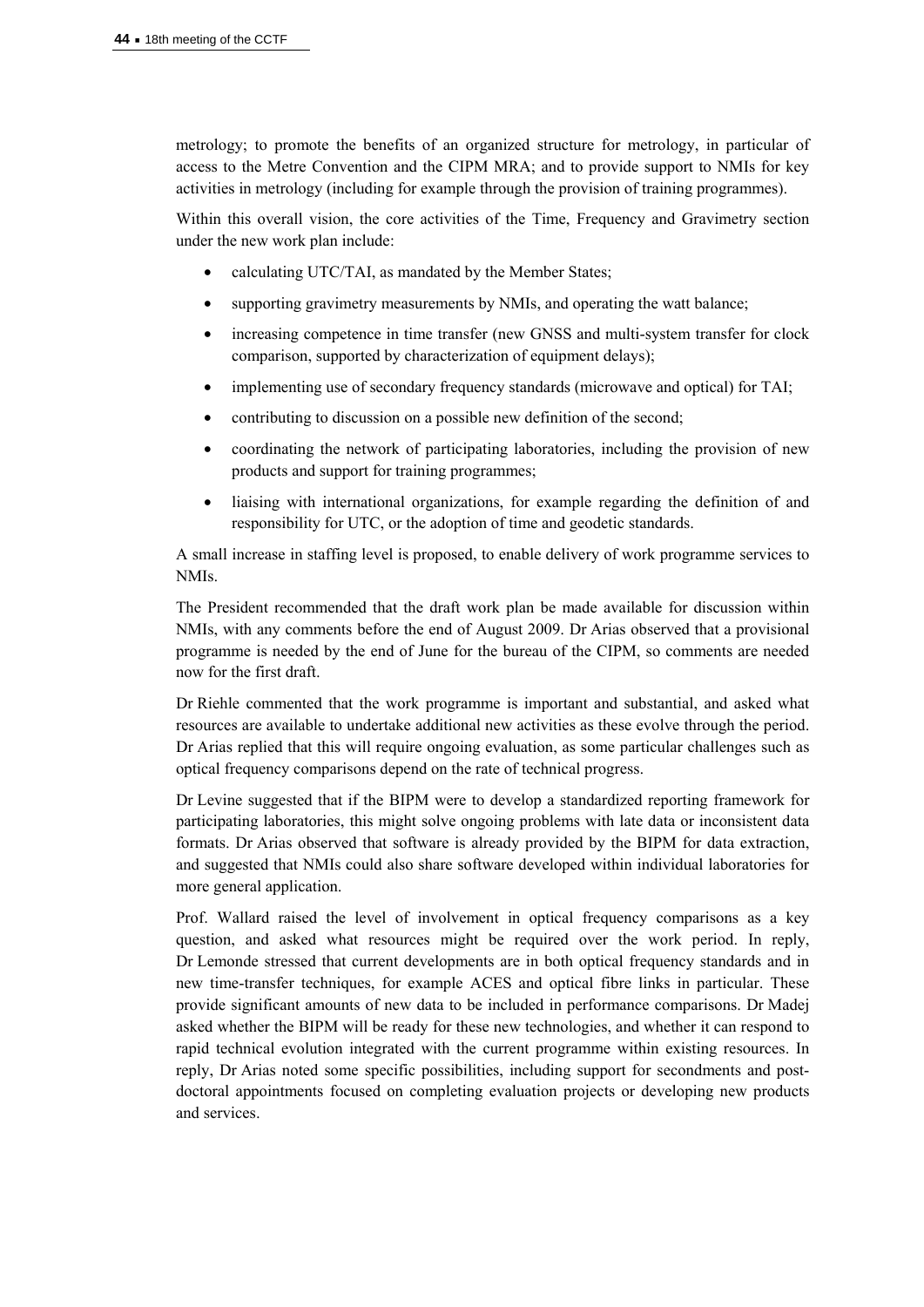metrology; to promote the benefits of an organized structure for metrology, in particular of access to the Metre Convention and the CIPM MRA; and to provide support to NMIs for key activities in metrology (including for example through the provision of training programmes).

Within this overall vision, the core activities of the Time, Frequency and Gravimetry section under the new work plan include:

- calculating UTC/TAI, as mandated by the Member States;
- supporting gravimetry measurements by NMIs, and operating the watt balance;
- increasing competence in time transfer (new GNSS and multi-system transfer for clock comparison, supported by characterization of equipment delays);
- implementing use of secondary frequency standards (microwave and optical) for TAI;
- contributing to discussion on a possible new definition of the second;
- coordinating the network of participating laboratories, including the provision of new products and support for training programmes;
- liaising with international organizations, for example regarding the definition of and responsibility for UTC, or the adoption of time and geodetic standards.

A small increase in staffing level is proposed, to enable delivery of work programme services to NMIs.

The President recommended that the draft work plan be made available for discussion within NMIs, with any comments before the end of August 2009. Dr Arias observed that a provisional programme is needed by the end of June for the bureau of the CIPM, so comments are needed now for the first draft.

Dr Riehle commented that the work programme is important and substantial, and asked what resources are available to undertake additional new activities as these evolve through the period. Dr Arias replied that this will require ongoing evaluation, as some particular challenges such as optical frequency comparisons depend on the rate of technical progress.

Dr Levine suggested that if the BIPM were to develop a standardized reporting framework for participating laboratories, this might solve ongoing problems with late data or inconsistent data formats. Dr Arias observed that software is already provided by the BIPM for data extraction, and suggested that NMIs could also share software developed within individual laboratories for more general application.

Prof. Wallard raised the level of involvement in optical frequency comparisons as a key question, and asked what resources might be required over the work period. In reply, Dr Lemonde stressed that current developments are in both optical frequency standards and in new time-transfer techniques, for example ACES and optical fibre links in particular. These provide significant amounts of new data to be included in performance comparisons. Dr Madej asked whether the BIPM will be ready for these new technologies, and whether it can respond to rapid technical evolution integrated with the current programme within existing resources. In reply, Dr Arias noted some specific possibilities, including support for secondments and post-doctoral appointments focused on completing evaluation projects or developing new products and services.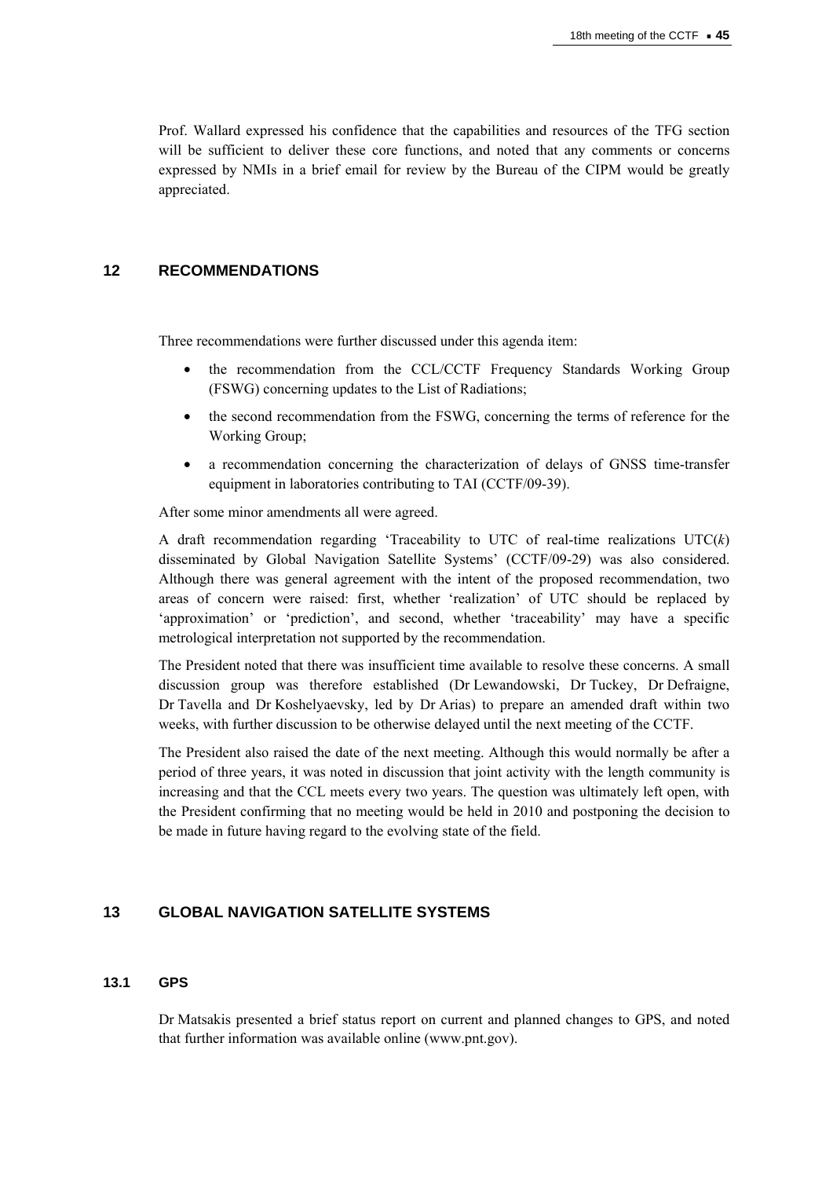Prof. Wallard expressed his confidence that the capabilities and resources of the TFG section will be sufficient to deliver these core functions, and noted that any comments or concerns expressed by NMIs in a brief email for review by the Bureau of the CIPM would be greatly appreciated.

## 12 RECOMMENDATIONS

Three recommendations were further discussed under this agenda item:

- the recommendation from the CCL/CCTF Frequency Standards Working Group (FSWG) concerning updates to the List of Radiations;
- the second recommendation from the FSWG, concerning the terms of reference for the Working Group;
- a recommendation concerning the characterization of delays of GNSS time-transfer equipment in laboratories contributing to TAI (CCTF/09-39).

After some minor amendments all were agreed.

A draft recommendation regarding 'Traceability to UTC of real-time realizations UTC(*k*) disseminated by Global Navigation Satellite Systems' (CCTF/09-29) was also considered. Although there was general agreement with the intent of the proposed recommendation, two areas of concern were raised: first, whether 'realization' of UTC should be replaced by 'approximation' or 'prediction', and second, whether 'traceability' may have a specific metrological interpretation not supported by the recommendation.

The President noted that there was insufficient time available to resolve these concerns. A small discussion group was therefore established (Dr Lewandowski, Dr Tuckey, Dr Defraigne, Dr Tavella and Dr Koshelyaevsky, led by Dr Arias) to prepare an amended draft within two weeks, with further discussion to be otherwise delayed until the next meeting of the CCTF.

The President also raised the date of the next meeting. Although this would normally be after a period of three years, it was noted in discussion that joint activity with the length community is increasing and that the CCL meets every two years. The question was ultimately left open, with the President confirming that no meeting would be held in 2010 and postponing the decision to be made in future having regard to the evolving state of the field.

## 13 GLOBAL NAVIGATION SATELLITE SYSTEMS

### 13.1 GPS

Dr Matsakis presented a brief status report on current and planned changes to GPS, and noted that further information was available online (www.pnt.gov).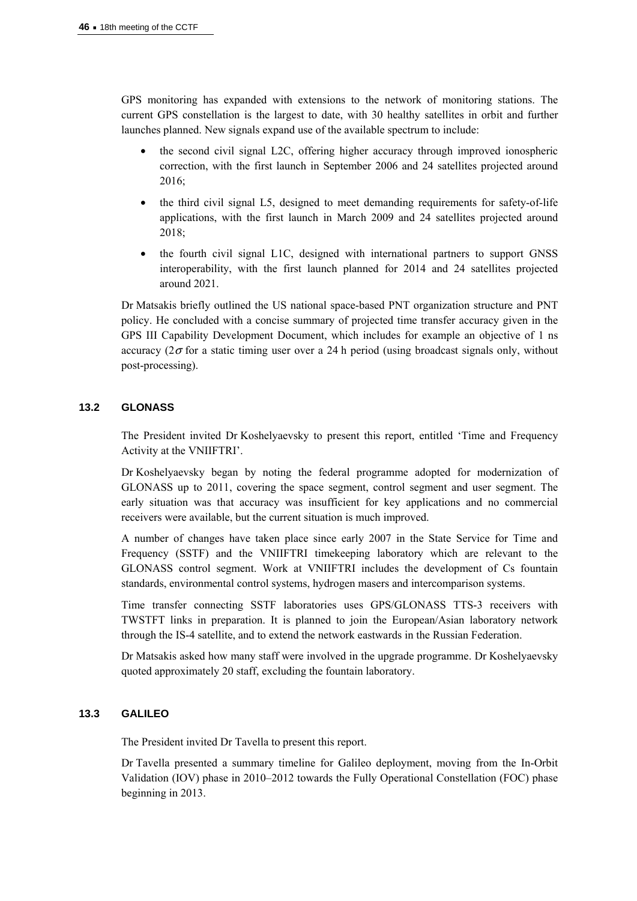GPS monitoring has expanded with extensions to the network of monitoring stations. The current GPS constellation is the largest to date, with 30 healthy satellites in orbit and further launches planned. New signals expand use of the available spectrum to include:

- the second civil signal L2C, offering higher accuracy through improved ionospheric correction, with the first launch in September 2006 and 24 satellites projected around 2016;
- the third civil signal L5, designed to meet demanding requirements for safety-of-life applications, with the first launch in March 2009 and 24 satellites projected around 2018;
- the fourth civil signal L1C, designed with international partners to support GNSS interoperability, with the first launch planned for 2014 and 24 satellites projected around 2021.

Dr Matsakis briefly outlined the US national space-based PNT organization structure and PNT policy. He concluded with a concise summary of projected time transfer accuracy given in the GPS III Capability Development Document, which includes for example an objective of 1 ns accuracy ($2\sigma$ for a static timing user over a 24 h period (using broadcast signals only, without post-processing).

### 13.2 GLONASS

The President invited Dr Koshelyaevsky to present this report, entitled 'Time and Frequency Activity at the VNIIFTRI'.

Dr Koshelyaevsky began by noting the federal programme adopted for modernization of GLONASS up to 2011, covering the space segment, control segment and user segment. The early situation was that accuracy was insufficient for key applications and no commercial receivers were available, but the current situation is much improved.

A number of changes have taken place since early 2007 in the State Service for Time and Frequency (SSTF) and the VNIIFTRI timekeeping laboratory which are relevant to the GLONASS control segment. Work at VNIIFTRI includes the development of Cs fountain standards, environmental control systems, hydrogen masers and intercomparison systems.

Time transfer connecting SSTF laboratories uses GPS/GLONASS TTS-3 receivers with TWSTFT links in preparation. It is planned to join the European/Asian laboratory network through the IS-4 satellite, and to extend the network eastwards in the Russian Federation.

Dr Matsakis asked how many staff were involved in the upgrade programme. Dr Koshelyaevsky quoted approximately 20 staff, excluding the fountain laboratory.

### 13.3 GALILEO

The President invited Dr Tavella to present this report.

Dr Tavella presented a summary timeline for Galileo deployment, moving from the In-Orbit Validation (IOV) phase in 2010–2012 towards the Fully Operational Constellation (FOC) phase beginning in 2013.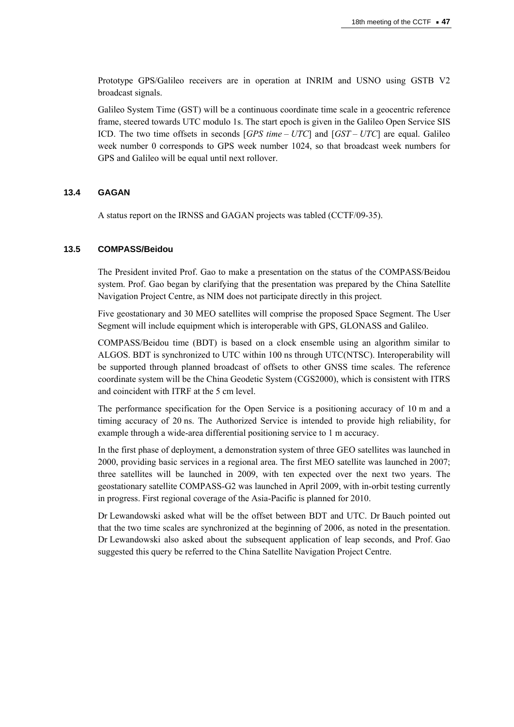Prototype GPS/Galileo receivers are in operation at INRIM and USNO using GSTB V2 broadcast signals.

Galileo System Time (GST) will be a continuous coordinate time scale in a geocentric reference frame, steered towards UTC modulo 1s. The start epoch is given in the Galileo Open Service SIS ICD. The two time offsets in seconds [*GPS time* – *UTC*] and [*GST* – *UTC*] are equal. Galileo week number 0 corresponds to GPS week number 1024, so that broadcast week numbers for GPS and Galileo will be equal until next rollover.

### 13.4 GAGAN

A status report on the IRNSS and GAGAN projects was tabled (CCTF/09-35).

### 13.5 COMPASS/Beidou

The President invited Prof. Gao to make a presentation on the status of the COMPASS/Beidou system. Prof. Gao began by clarifying that the presentation was prepared by the China Satellite Navigation Project Centre, as NIM does not participate directly in this project.

Five geostationary and 30 MEO satellites will comprise the proposed Space Segment. The User Segment will include equipment which is interoperable with GPS, GLONASS and Galileo.

COMPASS/Beidou time (BDT) is based on a clock ensemble using an algorithm similar to ALGOS. BDT is synchronized to UTC within 100 ns through UTC(NTSC). Interoperability will be supported through planned broadcast of offsets to other GNSS time scales. The reference coordinate system will be the China Geodetic System (CGS2000), which is consistent with ITRS and coincident with ITRF at the 5 cm level.

The performance specification for the Open Service is a positioning accuracy of 10 m and a timing accuracy of 20 ns. The Authorized Service is intended to provide high reliability, for example through a wide-area differential positioning service to 1 m accuracy.

In the first phase of deployment, a demonstration system of three GEO satellites was launched in 2000, providing basic services in a regional area. The first MEO satellite was launched in 2007; three satellites will be launched in 2009, with ten expected over the next two years. The geostationary satellite COMPASS-G2 was launched in April 2009, with in-orbit testing currently in progress. First regional coverage of the Asia-Pacific is planned for 2010.

Dr Lewandowski asked what will be the offset between BDT and UTC. Dr Bauch pointed out that the two time scales are synchronized at the beginning of 2006, as noted in the presentation. Dr Lewandowski also asked about the subsequent application of leap seconds, and Prof. Gao suggested this query be referred to the China Satellite Navigation Project Centre.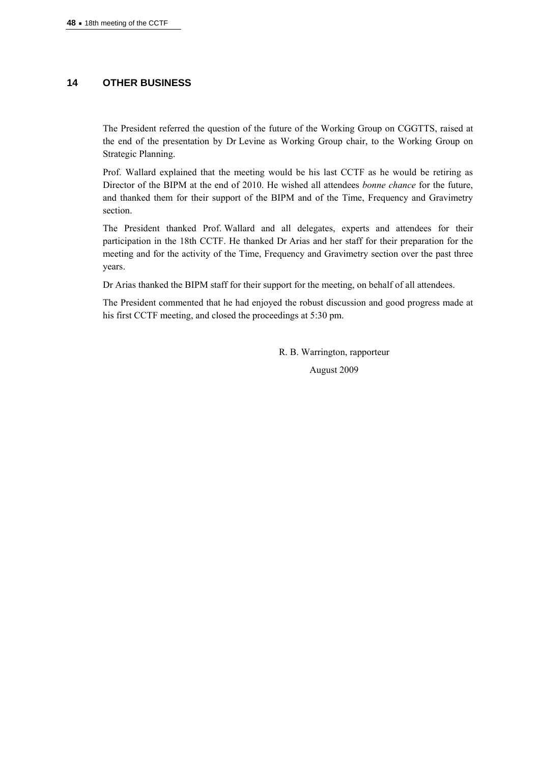## 14 OTHER BUSINESS

The President referred the question of the future of the Working Group on CGGTTS, raised at the end of the presentation by Dr Levine as Working Group chair, to the Working Group on Strategic Planning.

Prof. Wallard explained that the meeting would be his last CCTF as he would be retiring as Director of the BIPM at the end of 2010. He wished all attendees *bonne chance* for the future, and thanked them for their support of the BIPM and of the Time, Frequency and Gravimetry section.

The President thanked Prof. Wallard and all delegates, experts and attendees for their participation in the 18th CCTF. He thanked Dr Arias and her staff for their preparation for the meeting and for the activity of the Time, Frequency and Gravimetry section over the past three years.

Dr Arias thanked the BIPM staff for their support for the meeting, on behalf of all attendees.

The President commented that he had enjoyed the robust discussion and good progress made at his first CCTF meeting, and closed the proceedings at 5:30 pm.

R. B. Warrington, rapporteur

August 2009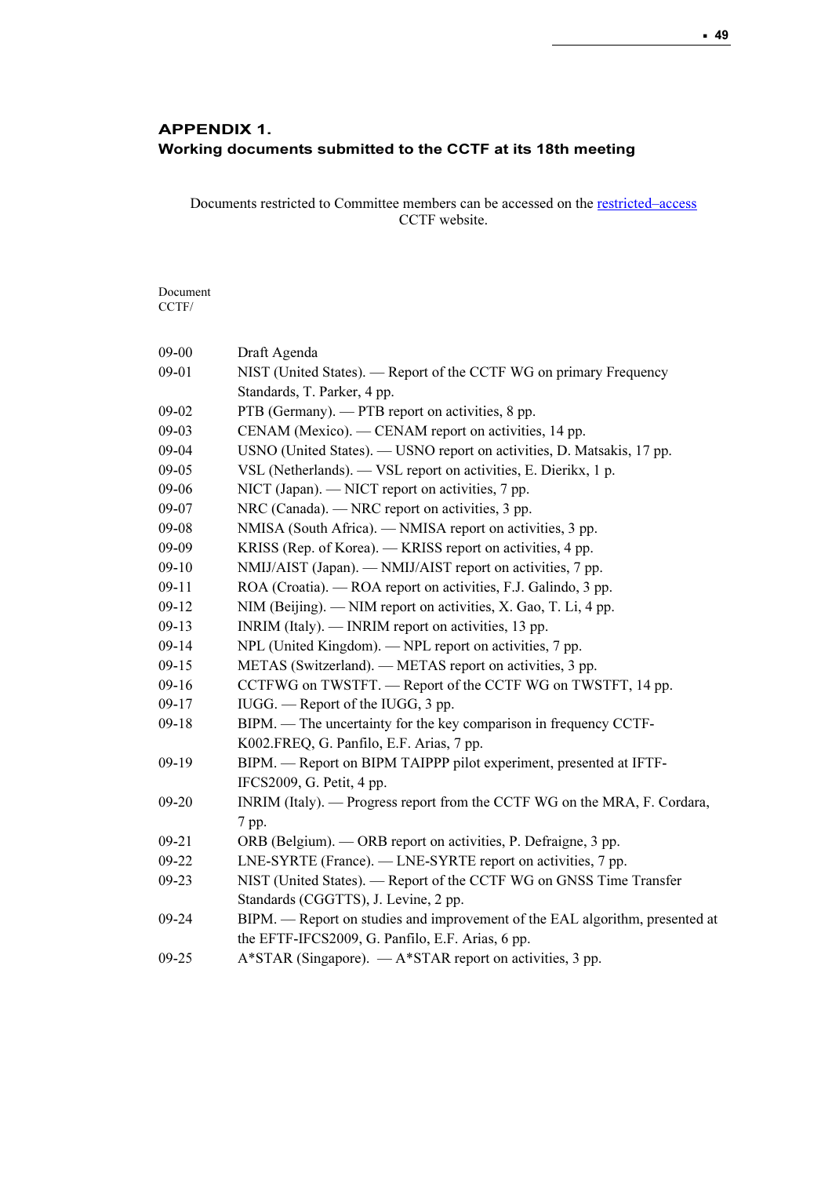## APPENDIX 1.
## Working documents submitted to the CCTF at its 18th meeting

Documents restricted to Committee members can be accessed on the restricted–access CCTF website.

| Document CCTF/ | |
|---|---|
| 09-00 | Draft Agenda |
| 09-01 | NIST (United States). — Report of the CCTF WG on primary Frequency Standards, T. Parker, 4 pp. |
| 09-02 | PTB (Germany). — PTB report on activities, 8 pp. |
| 09-03 | CENAM (Mexico). — CENAM report on activities, 14 pp. |
| 09-04 | USNO (United States). — USNO report on activities, D. Matsakis, 17 pp. |
| 09-05 | VSL (Netherlands). — VSL report on activities, E. Dierikx, 1 p. |
| 09-06 | NICT (Japan). — NICT report on activities, 7 pp. |
| 09-07 | NRC (Canada). — NRC report on activities, 3 pp. |
| 09-08 | NMISA (South Africa). — NMISA report on activities, 3 pp. |
| 09-09 | KRISS (Rep. of Korea). — KRISS report on activities, 4 pp. |
| 09-10 | NMIJ/AIST (Japan). — NMIJ/AIST report on activities, 7 pp. |
| 09-11 | ROA (Croatia). — ROA report on activities, F.J. Galindo, 3 pp. |
| 09-12 | NIM (Beijing). — NIM report on activities, X. Gao, T. Li, 4 pp. |
| 09-13 | INRIM (Italy). — INRIM report on activities, 13 pp. |
| 09-14 | NPL (United Kingdom). — NPL report on activities, 7 pp. |
| 09-15 | METAS (Switzerland). — METAS report on activities, 3 pp. |
| 09-16 | CCTFWG on TWSTFT. — Report of the CCTF WG on TWSTFT, 14 pp. |
| 09-17 | IUGG. — Report of the IUGG, 3 pp. |
| 09-18 | BIPM. — The uncertainty for the key comparison in frequency CCTF-K002.FREQ, G. Panfilo, E.F. Arias, 7 pp. |
| 09-19 | BIPM. — Report on BIPM TAIPPP pilot experiment, presented at IFTF-IFCS2009, G. Petit, 4 pp. |
| 09-20 | INRIM (Italy). — Progress report from the CCTF WG on the MRA, F. Cordara, 7 pp. |
| 09-21 | ORB (Belgium). — ORB report on activities, P. Defraigne, 3 pp. |
| 09-22 | LNE-SYRTE (France). — LNE-SYRTE report on activities, 7 pp. |
| 09-23 | NIST (United States). — Report of the CCTF WG on GNSS Time Transfer Standards (CGGTTS), J. Levine, 2 pp. |
| 09-24 | BIPM. — Report on studies and improvement of the EAL algorithm, presented at the EFTF-IFCS2009, G. Panfilo, E.F. Arias, 6 pp. |
| 09-25 | A*STAR (Singapore). — A*STAR report on activities, 3 pp. |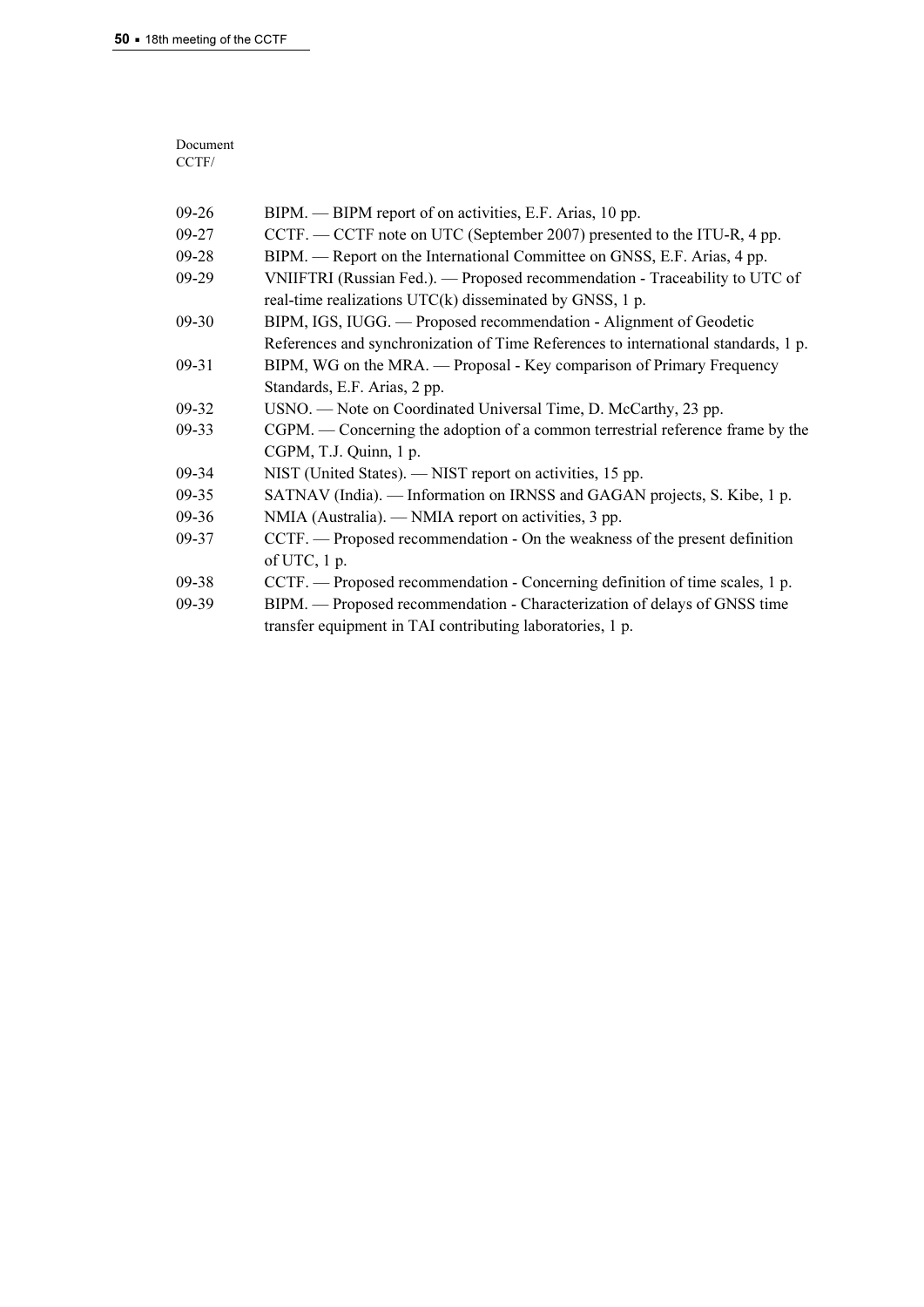Document
CCTF/

| | |
|---|---|
| 09-26 | BIPM. — BIPM report of on activities, E.F. Arias, 10 pp. |
| 09-27 | CCTF. — CCTF note on UTC (September 2007) presented to the ITU-R, 4 pp. |
| 09-28 | BIPM. — Report on the International Committee on GNSS, E.F. Arias, 4 pp. |
| 09-29 | VNIIFTRI (Russian Fed.). — Proposed recommendation - Traceability to UTC of real-time realizations UTC(k) disseminated by GNSS, 1 p. |
| 09-30 | BIPM, IGS, IUGG. — Proposed recommendation - Alignment of Geodetic References and synchronization of Time References to international standards, 1 p. |
| 09-31 | BIPM, WG on the MRA. — Proposal - Key comparison of Primary Frequency Standards, E.F. Arias, 2 pp. |
| 09-32 | USNO. — Note on Coordinated Universal Time, D. McCarthy, 23 pp. |
| 09-33 | CGPM. — Concerning the adoption of a common terrestrial reference frame by the CGPM, T.J. Quinn, 1 p. |
| 09-34 | NIST (United States). — NIST report on activities, 15 pp. |
| 09-35 | SATNAV (India). — Information on IRNSS and GAGAN projects, S. Kibe, 1 p. |
| 09-36 | NMIA (Australia). — NMIA report on activities, 3 pp. |
| 09-37 | CCTF. — Proposed recommendation - On the weakness of the present definition of UTC, 1 p. |
| 09-38 | CCTF. — Proposed recommendation - Concerning definition of time scales, 1 p. |
| 09-39 | BIPM. — Proposed recommendation - Characterization of delays of GNSS time transfer equipment in TAI contributing laboratories, 1 p. |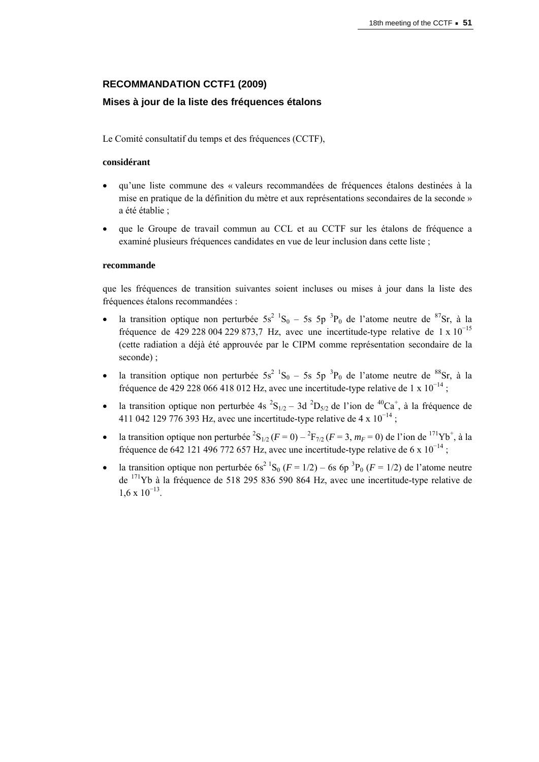## RECOMMANDATION CCTF1 (2009)

### Mises à jour de la liste des fréquences étalons

Le Comité consultatif du temps et des fréquences (CCTF),

**considérant**

- qu'une liste commune des « valeurs recommandées de fréquences étalons destinées à la mise en pratique de la définition du mètre et aux représentations secondaires de la seconde » a été établie ;
- que le Groupe de travail commun au CCL et au CCTF sur les étalons de fréquence a examiné plusieurs fréquences candidates en vue de leur inclusion dans cette liste ;

**recommande**

que les fréquences de transition suivantes soient incluses ou mises à jour dans la liste des fréquences étalons recommandées :

- la transition optique non perturbée $5s^2\ ^1S_0 - 5s\ 5p\ ^3P_0$ de l'atome neutre de $^{87}$Sr, à la fréquence de 429 228 004 229 873,7 Hz, avec une incertitude-type relative de $1 \times 10^{-15}$ (cette radiation a déjà été approuvée par le CIPM comme représentation secondaire de la seconde) ;
- la transition optique non perturbée $5s^2\ ^1S_0 - 5s\ 5p\ ^3P_0$ de l'atome neutre de $^{88}$Sr, à la fréquence de 429 228 066 418 012 Hz, avec une incertitude-type relative de $1 \times 10^{-14}$ ;
- la transition optique non perturbée $4s\ ^2S_{1/2} - 3d\ ^2D_{5/2}$ de l'ion de $^{40}Ca^+$, à la fréquence de 411 042 129 776 393 Hz, avec une incertitude-type relative de $4 \times 10^{-14}$ ;
- la transition optique non perturbée $^2S_{1/2}\ (F = 0) - {}^2F_{7/2}\ (F = 3,\ m_F = 0)$ de l'ion de $^{171}Yb^+$, à la fréquence de 642 121 496 772 657 Hz, avec une incertitude-type relative de $6 \times 10^{-14}$ ;
- la transition optique non perturbée $6s^2\ ^1S_0\ (F = 1/2) - 6s\ 6p\ ^3P_0\ (F = 1/2)$ de l'atome neutre de $^{171}$Yb à la fréquence de 518 295 836 590 864 Hz, avec une incertitude-type relative de $1,6 \times 10^{-13}$.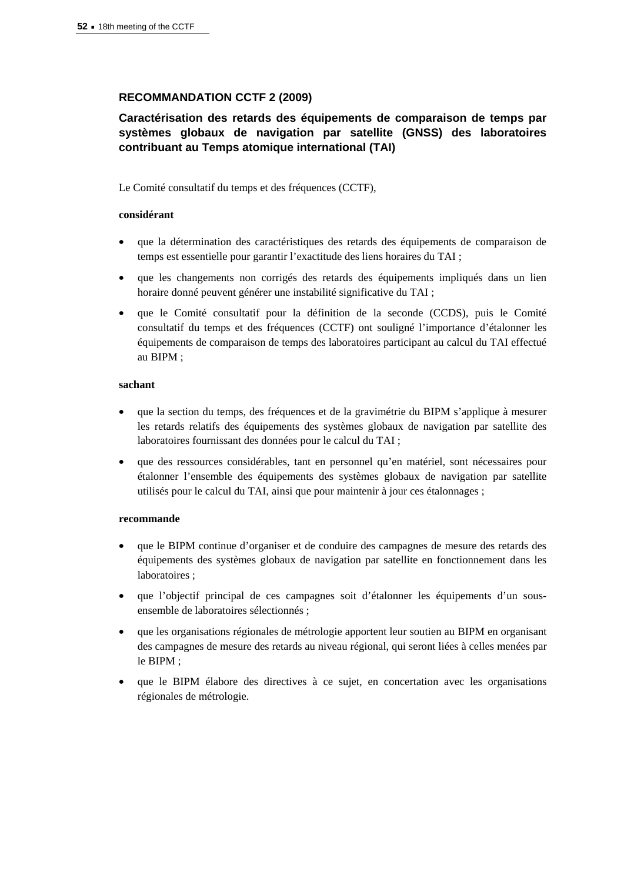## RECOMMANDATION CCTF 2 (2009)

### Caractérisation des retards des équipements de comparaison de temps par systèmes globaux de navigation par satellite (GNSS) des laboratoires contribuant au Temps atomique international (TAI)

Le Comité consultatif du temps et des fréquences (CCTF),

**considérant**

- que la détermination des caractéristiques des retards des équipements de comparaison de temps est essentielle pour garantir l'exactitude des liens horaires du TAI ;
- que les changements non corrigés des retards des équipements impliqués dans un lien horaire donné peuvent générer une instabilité significative du TAI ;
- que le Comité consultatif pour la définition de la seconde (CCDS), puis le Comité consultatif du temps et des fréquences (CCTF) ont souligné l'importance d'étalonner les équipements de comparaison de temps des laboratoires participant au calcul du TAI effectué au BIPM ;

**sachant**

- que la section du temps, des fréquences et de la gravimétrie du BIPM s'applique à mesurer les retards relatifs des équipements des systèmes globaux de navigation par satellite des laboratoires fournissant des données pour le calcul du TAI ;
- que des ressources considérables, tant en personnel qu'en matériel, sont nécessaires pour étalonner l'ensemble des équipements des systèmes globaux de navigation par satellite utilisés pour le calcul du TAI, ainsi que pour maintenir à jour ces étalonnages ;

**recommande**

- que le BIPM continue d'organiser et de conduire des campagnes de mesure des retards des équipements des systèmes globaux de navigation par satellite en fonctionnement dans les laboratoires ;
- que l'objectif principal de ces campagnes soit d'étalonner les équipements d'un sous-ensemble de laboratoires sélectionnés ;
- que les organisations régionales de métrologie apportent leur soutien au BIPM en organisant des campagnes de mesure des retards au niveau régional, qui seront liées à celles menées par le BIPM ;
- que le BIPM élabore des directives à ce sujet, en concertation avec les organisations régionales de métrologie.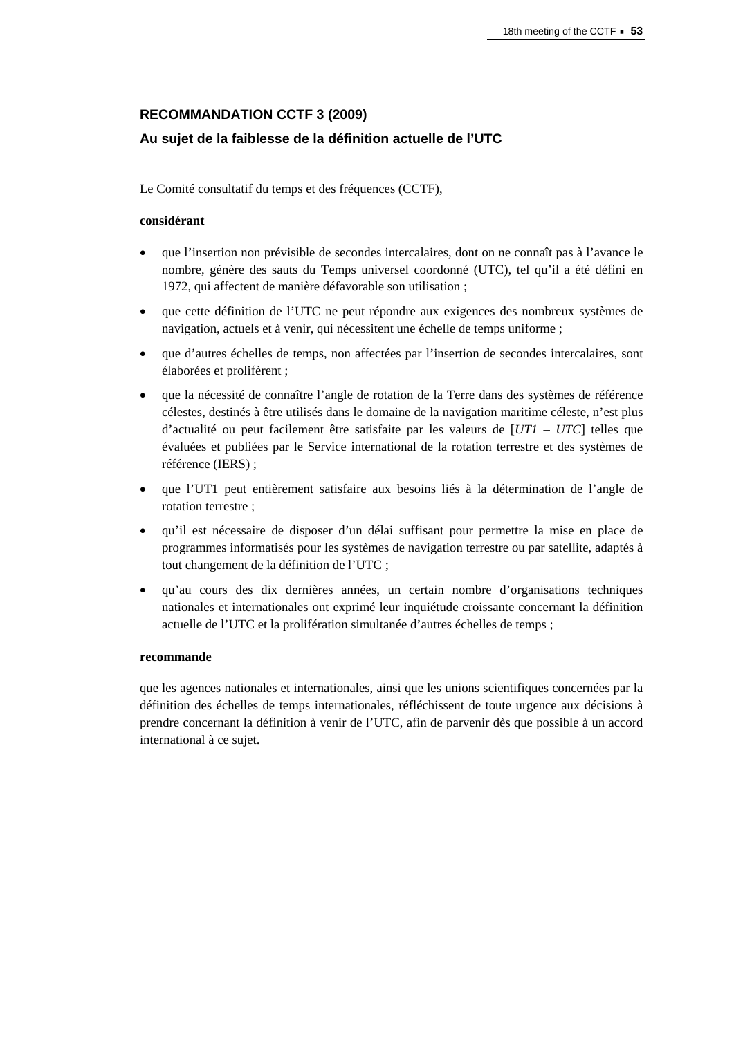## RECOMMANDATION CCTF 3 (2009)

### Au sujet de la faiblesse de la définition actuelle de l’UTC

Le Comité consultatif du temps et des fréquences (CCTF),

**considérant**

- que l’insertion non prévisible de secondes intercalaires, dont on ne connaît pas à l’avance le nombre, génère des sauts du Temps universel coordonné (UTC), tel qu’il a été défini en 1972, qui affectent de manière défavorable son utilisation ;
- que cette définition de l’UTC ne peut répondre aux exigences des nombreux systèmes de navigation, actuels et à venir, qui nécessitent une échelle de temps uniforme ;
- que d’autres échelles de temps, non affectées par l’insertion de secondes intercalaires, sont élaborées et prolifèrent ;
- que la nécessité de connaître l’angle de rotation de la Terre dans des systèmes de référence célestes, destinés à être utilisés dans le domaine de la navigation maritime céleste, n’est plus d’actualité ou peut facilement être satisfaite par les valeurs de [*UT1 – UTC*] telles que évaluées et publiées par le Service international de la rotation terrestre et des systèmes de référence (IERS) ;
- que l’UT1 peut entièrement satisfaire aux besoins liés à la détermination de l’angle de rotation terrestre ;
- qu’il est nécessaire de disposer d’un délai suffisant pour permettre la mise en place de programmes informatisés pour les systèmes de navigation terrestre ou par satellite, adaptés à tout changement de la définition de l’UTC ;
- qu’au cours des dix dernières années, un certain nombre d’organisations techniques nationales et internationales ont exprimé leur inquiétude croissante concernant la définition actuelle de l’UTC et la prolifération simultanée d’autres échelles de temps ;

**recommande**

que les agences nationales et internationales, ainsi que les unions scientifiques concernées par la définition des échelles de temps internationales, réfléchissent de toute urgence aux décisions à prendre concernant la définition à venir de l’UTC, afin de parvenir dès que possible à un accord international à ce sujet.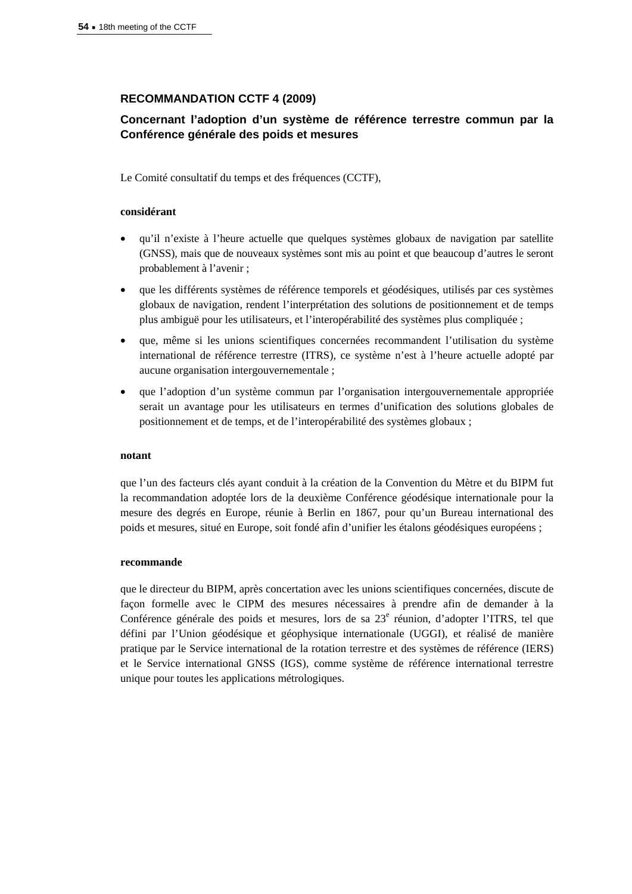## RECOMMANDATION CCTF 4 (2009)

### Concernant l'adoption d'un système de référence terrestre commun par la Conférence générale des poids et mesures

Le Comité consultatif du temps et des fréquences (CCTF),

**considérant**

- qu'il n'existe à l'heure actuelle que quelques systèmes globaux de navigation par satellite (GNSS), mais que de nouveaux systèmes sont mis au point et que beaucoup d'autres le seront probablement à l'avenir ;
- que les différents systèmes de référence temporels et géodésiques, utilisés par ces systèmes globaux de navigation, rendent l'interprétation des solutions de positionnement et de temps plus ambiguë pour les utilisateurs, et l'interopérabilité des systèmes plus compliquée ;
- que, même si les unions scientifiques concernées recommandent l'utilisation du système international de référence terrestre (ITRS), ce système n'est à l'heure actuelle adopté par aucune organisation intergouvernementale ;
- que l'adoption d'un système commun par l'organisation intergouvernementale appropriée serait un avantage pour les utilisateurs en termes d'unification des solutions globales de positionnement et de temps, et de l'interopérabilité des systèmes globaux ;

**notant**

que l'un des facteurs clés ayant conduit à la création de la Convention du Mètre et du BIPM fut la recommandation adoptée lors de la deuxième Conférence géodésique internationale pour la mesure des degrés en Europe, réunie à Berlin en 1867, pour qu'un Bureau international des poids et mesures, situé en Europe, soit fondé afin d'unifier les étalons géodésiques européens ;

**recommande**

que le directeur du BIPM, après concertation avec les unions scientifiques concernées, discute de façon formelle avec le CIPM des mesures nécessaires à prendre afin de demander à la Conférence générale des poids et mesures, lors de sa 23^e^ réunion, d'adopter l'ITRS, tel que défini par l'Union géodésique et géophysique internationale (UGGI), et réalisé de manière pratique par le Service international de la rotation terrestre et des systèmes de référence (IERS) et le Service international GNSS (IGS), comme système de référence international terrestre unique pour toutes les applications métrologiques.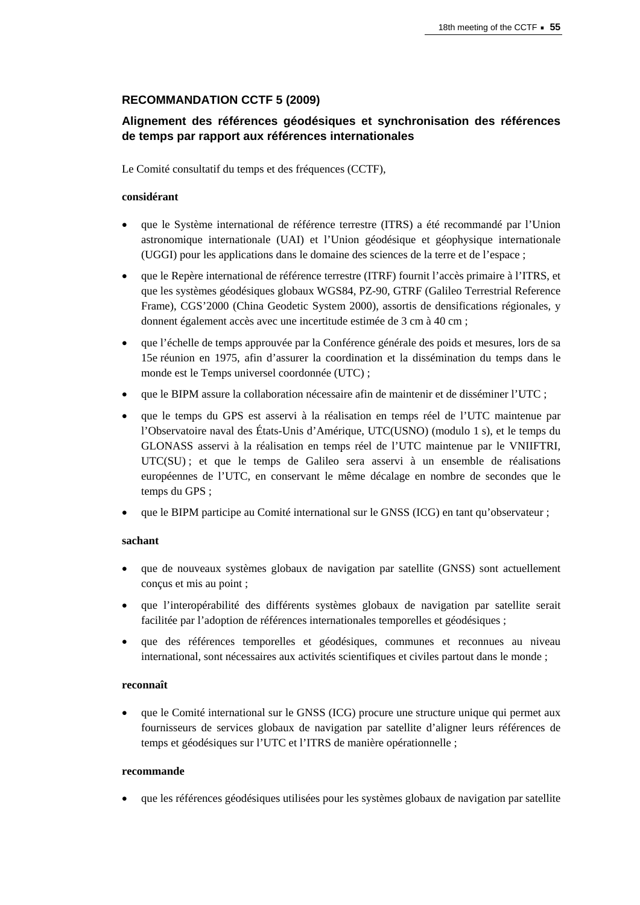### RECOMMANDATION CCTF 5 (2009)

### Alignement des références géodésiques et synchronisation des références de temps par rapport aux références internationales

Le Comité consultatif du temps et des fréquences (CCTF),

**considérant**

- que le Système international de référence terrestre (ITRS) a été recommandé par l'Union astronomique internationale (UAI) et l'Union géodésique et géophysique internationale (UGGI) pour les applications dans le domaine des sciences de la terre et de l'espace ;
- que le Repère international de référence terrestre (ITRF) fournit l'accès primaire à l'ITRS, et que les systèmes géodésiques globaux WGS84, PZ-90, GTRF (Galileo Terrestrial Reference Frame), CGS'2000 (China Geodetic System 2000), assortis de densifications régionales, y donnent également accès avec une incertitude estimée de 3 cm à 40 cm ;
- que l'échelle de temps approuvée par la Conférence générale des poids et mesures, lors de sa 15e réunion en 1975, afin d'assurer la coordination et la dissémination du temps dans le monde est le Temps universel coordonnée (UTC) ;
- que le BIPM assure la collaboration nécessaire afin de maintenir et de disséminer l'UTC ;
- que le temps du GPS est asservi à la réalisation en temps réel de l'UTC maintenue par l'Observatoire naval des États-Unis d'Amérique, UTC(USNO) (modulo 1 s), et le temps du GLONASS asservi à la réalisation en temps réel de l'UTC maintenue par le VNIIFTRI, UTC(SU) ; et que le temps de Galileo sera asservi à un ensemble de réalisations européennes de l'UTC, en conservant le même décalage en nombre de secondes que le temps du GPS ;
- que le BIPM participe au Comité international sur le GNSS (ICG) en tant qu'observateur ;

**sachant**

- que de nouveaux systèmes globaux de navigation par satellite (GNSS) sont actuellement conçus et mis au point ;
- que l'interopérabilité des différents systèmes globaux de navigation par satellite serait facilitée par l'adoption de références internationales temporelles et géodésiques ;
- que des références temporelles et géodésiques, communes et reconnues au niveau international, sont nécessaires aux activités scientifiques et civiles partout dans le monde ;

**reconnaît**

- que le Comité international sur le GNSS (ICG) procure une structure unique qui permet aux fournisseurs de services globaux de navigation par satellite d'aligner leurs références de temps et géodésiques sur l'UTC et l'ITRS de manière opérationnelle ;

**recommande**

- que les références géodésiques utilisées pour les systèmes globaux de navigation par satellite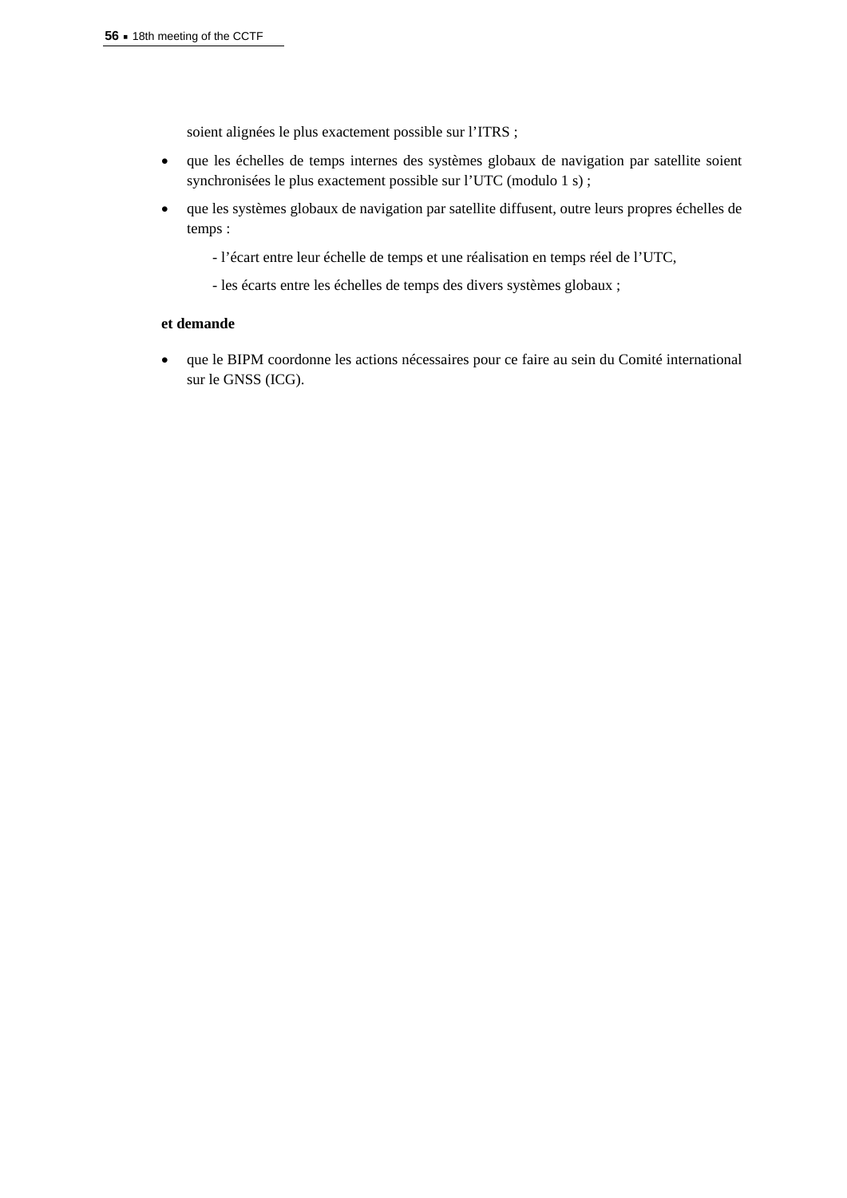soient alignées le plus exactement possible sur l'ITRS ;

- que les échelles de temps internes des systèmes globaux de navigation par satellite soient synchronisées le plus exactement possible sur l'UTC (modulo 1 s) ;
- que les systèmes globaux de navigation par satellite diffusent, outre leurs propres échelles de temps :
  - l'écart entre leur échelle de temps et une réalisation en temps réel de l'UTC,
  - les écarts entre les échelles de temps des divers systèmes globaux ;

**et demande**

- que le BIPM coordonne les actions nécessaires pour ce faire au sein du Comité international sur le GNSS (ICG).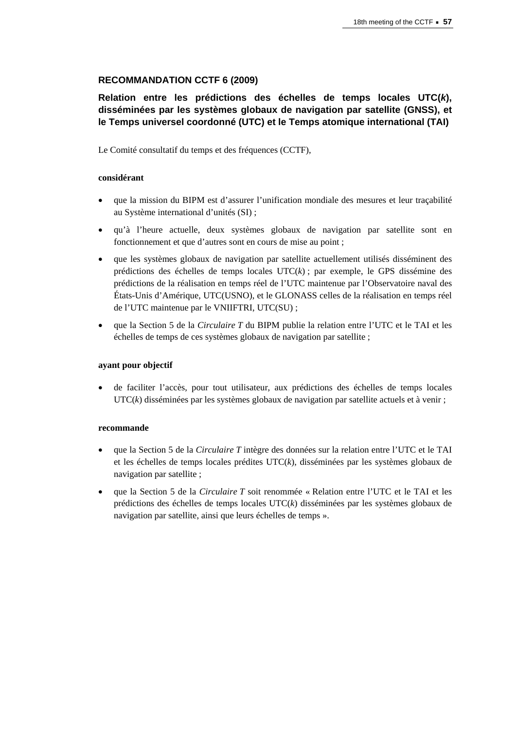## RECOMMANDATION CCTF 6 (2009)

### Relation entre les prédictions des échelles de temps locales UTC(*k*), disséminées par les systèmes globaux de navigation par satellite (GNSS), et le Temps universel coordonné (UTC) et le Temps atomique international (TAI)

Le Comité consultatif du temps et des fréquences (CCTF),

**considérant**

- que la mission du BIPM est d'assurer l'unification mondiale des mesures et leur traçabilité au Système international d'unités (SI) ;
- qu'à l'heure actuelle, deux systèmes globaux de navigation par satellite sont en fonctionnement et que d'autres sont en cours de mise au point ;
- que les systèmes globaux de navigation par satellite actuellement utilisés disséminent des prédictions des échelles de temps locales UTC(*k*) ; par exemple, le GPS dissémine des prédictions de la réalisation en temps réel de l'UTC maintenue par l'Observatoire naval des États-Unis d'Amérique, UTC(USNO), et le GLONASS celles de la réalisation en temps réel de l'UTC maintenue par le VNIIFTRI, UTC(SU) ;
- que la Section 5 de la *Circulaire T* du BIPM publie la relation entre l'UTC et le TAI et les échelles de temps de ces systèmes globaux de navigation par satellite ;

**ayant pour objectif**

- de faciliter l'accès, pour tout utilisateur, aux prédictions des échelles de temps locales UTC(*k*) disséminées par les systèmes globaux de navigation par satellite actuels et à venir ;

**recommande**

- que la Section 5 de la *Circulaire T* intègre des données sur la relation entre l'UTC et le TAI et les échelles de temps locales prédites UTC(*k*), disséminées par les systèmes globaux de navigation par satellite ;
- que la Section 5 de la *Circulaire T* soit renommée « Relation entre l'UTC et le TAI et les prédictions des échelles de temps locales UTC(*k*) disséminées par les systèmes globaux de navigation par satellite, ainsi que leurs échelles de temps ».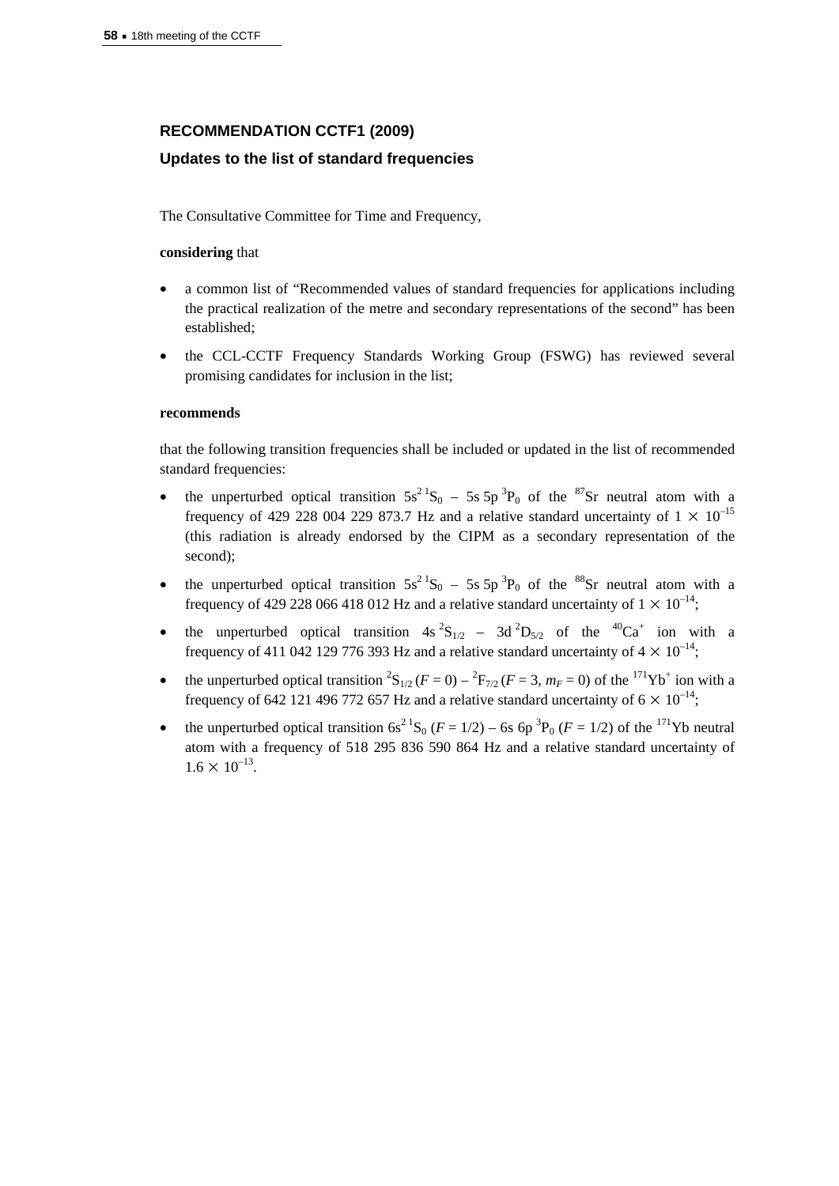## RECOMMENDATION CCTF1 (2009)

### Updates to the list of standard frequencies

The Consultative Committee for Time and Frequency,

**considering** that

- a common list of “Recommended values of standard frequencies for applications including the practical realization of the metre and secondary representations of the second” has been established;
- the CCL-CCTF Frequency Standards Working Group (FSWG) has reviewed several promising candidates for inclusion in the list;

**recommends**

that the following transition frequencies shall be included or updated in the list of recommended standard frequencies:

- the unperturbed optical transition $5s^2\,{}^1S_0$ – $5s\,5p\,{}^3P_0$ of the ${}^{87}$Sr neutral atom with a frequency of 429 228 004 229 873.7 Hz and a relative standard uncertainty of $1 \times 10^{-15}$ (this radiation is already endorsed by the CIPM as a secondary representation of the second);
- the unperturbed optical transition $5s^2\,{}^1S_0$ – $5s\,5p\,{}^3P_0$ of the ${}^{88}$Sr neutral atom with a frequency of 429 228 066 418 012 Hz and a relative standard uncertainty of $1 \times 10^{-14}$;
- the unperturbed optical transition $4s\,{}^2S_{1/2}$ – $3d\,{}^2D_{5/2}$ of the ${}^{40}Ca^+$ ion with a frequency of 411 042 129 776 393 Hz and a relative standard uncertainty of $4 \times 10^{-14}$;
- the unperturbed optical transition ${}^2S_{1/2}$ ($F = 0$) – ${}^2F_{7/2}$ ($F = 3$, $m_F = 0$) of the ${}^{171}Yb^+$ ion with a frequency of 642 121 496 772 657 Hz and a relative standard uncertainty of $6 \times 10^{-14}$;
- the unperturbed optical transition $6s^2\,{}^1S_0$ ($F = 1/2$) – $6s\,6p\,{}^3P_0$ ($F = 1/2$) of the ${}^{171}$Yb neutral atom with a frequency of 518 295 836 590 864 Hz and a relative standard uncertainty of $1.6 \times 10^{-13}$.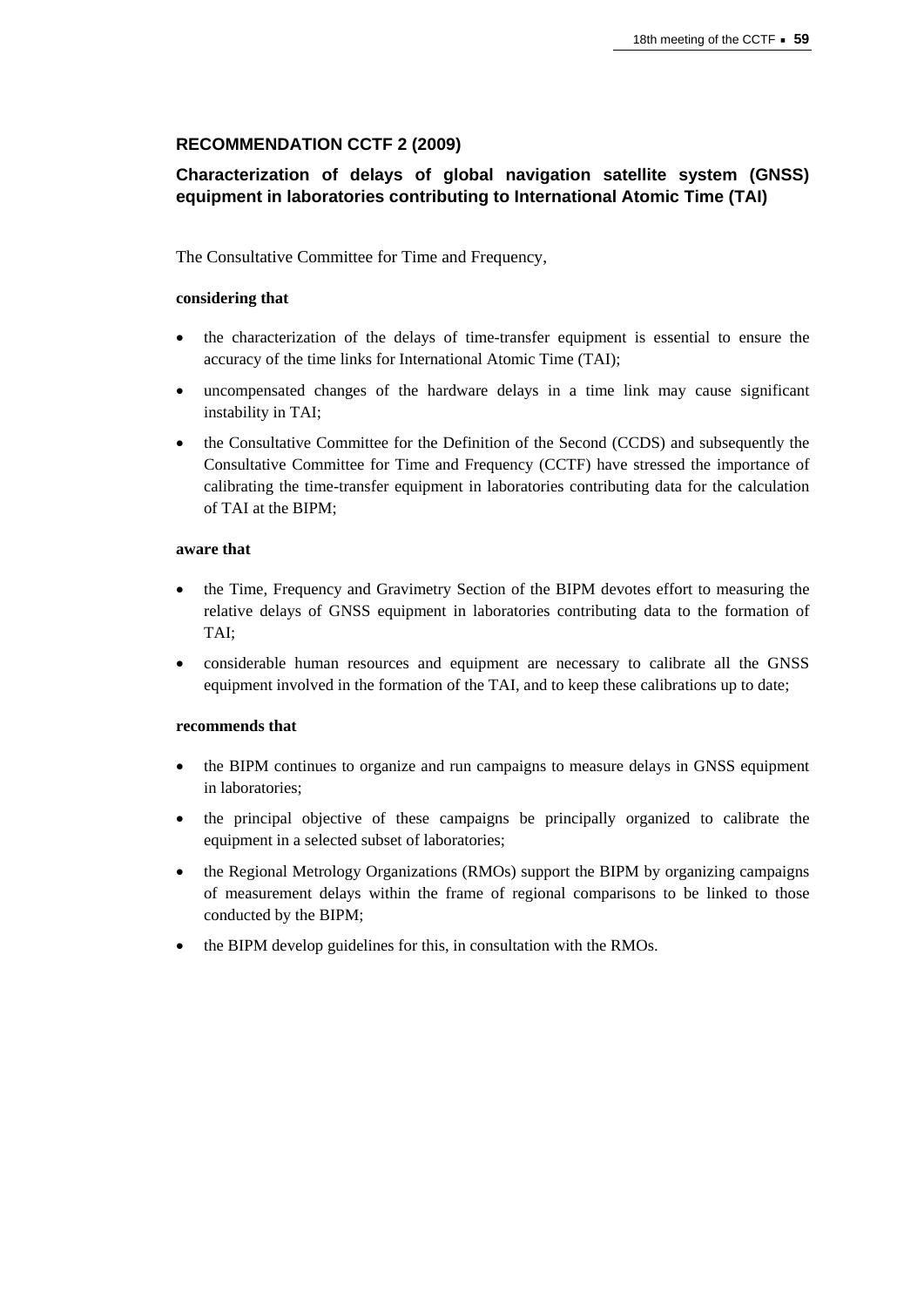## RECOMMENDATION CCTF 2 (2009)

### Characterization of delays of global navigation satellite system (GNSS) equipment in laboratories contributing to International Atomic Time (TAI)

The Consultative Committee for Time and Frequency,

**considering that**

- the characterization of the delays of time-transfer equipment is essential to ensure the accuracy of the time links for International Atomic Time (TAI);
- uncompensated changes of the hardware delays in a time link may cause significant instability in TAI;
- the Consultative Committee for the Definition of the Second (CCDS) and subsequently the Consultative Committee for Time and Frequency (CCTF) have stressed the importance of calibrating the time-transfer equipment in laboratories contributing data for the calculation of TAI at the BIPM;

**aware that**

- the Time, Frequency and Gravimetry Section of the BIPM devotes effort to measuring the relative delays of GNSS equipment in laboratories contributing data to the formation of TAI;
- considerable human resources and equipment are necessary to calibrate all the GNSS equipment involved in the formation of the TAI, and to keep these calibrations up to date;

**recommends that**

- the BIPM continues to organize and run campaigns to measure delays in GNSS equipment in laboratories;
- the principal objective of these campaigns be principally organized to calibrate the equipment in a selected subset of laboratories;
- the Regional Metrology Organizations (RMOs) support the BIPM by organizing campaigns of measurement delays within the frame of regional comparisons to be linked to those conducted by the BIPM;
- the BIPM develop guidelines for this, in consultation with the RMOs.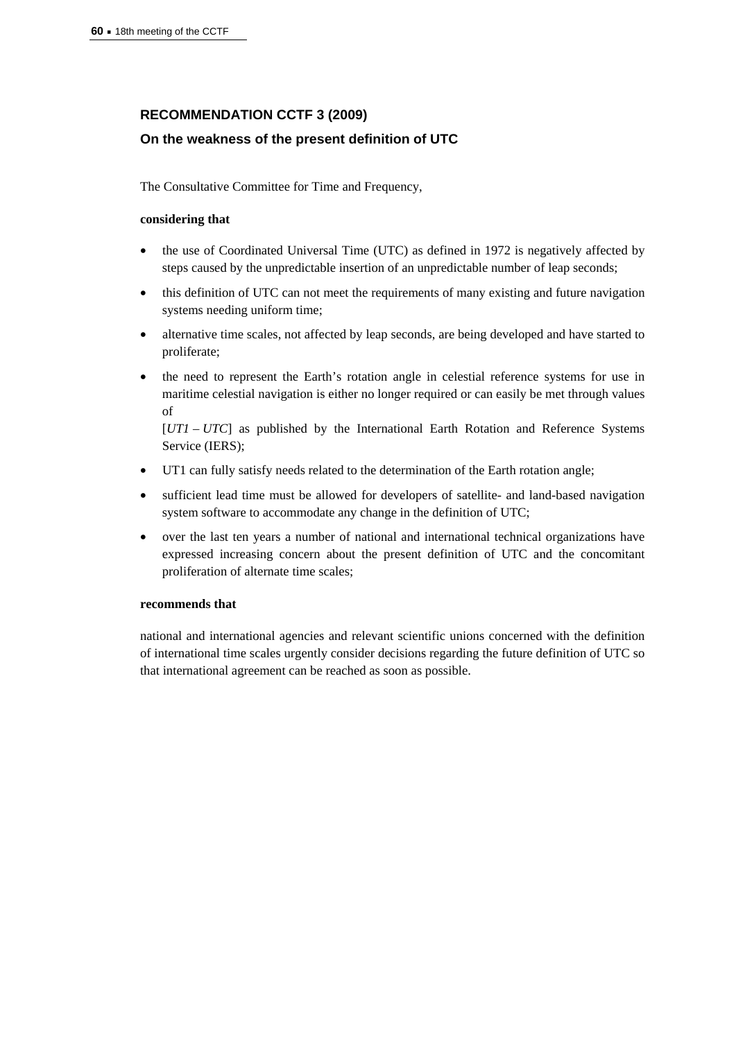## RECOMMENDATION CCTF 3 (2009)

### On the weakness of the present definition of UTC

The Consultative Committee for Time and Frequency,

**considering that**

- the use of Coordinated Universal Time (UTC) as defined in 1972 is negatively affected by steps caused by the unpredictable insertion of an unpredictable number of leap seconds;
- this definition of UTC can not meet the requirements of many existing and future navigation systems needing uniform time;
- alternative time scales, not affected by leap seconds, are being developed and have started to proliferate;
- the need to represent the Earth's rotation angle in celestial reference systems for use in maritime celestial navigation is either no longer required or can easily be met through values of [*UT1 – UTC*] as published by the International Earth Rotation and Reference Systems Service (IERS);
- UT1 can fully satisfy needs related to the determination of the Earth rotation angle;
- sufficient lead time must be allowed for developers of satellite- and land-based navigation system software to accommodate any change in the definition of UTC;
- over the last ten years a number of national and international technical organizations have expressed increasing concern about the present definition of UTC and the concomitant proliferation of alternate time scales;

**recommends that**

national and international agencies and relevant scientific unions concerned with the definition of international time scales urgently consider decisions regarding the future definition of UTC so that international agreement can be reached as soon as possible.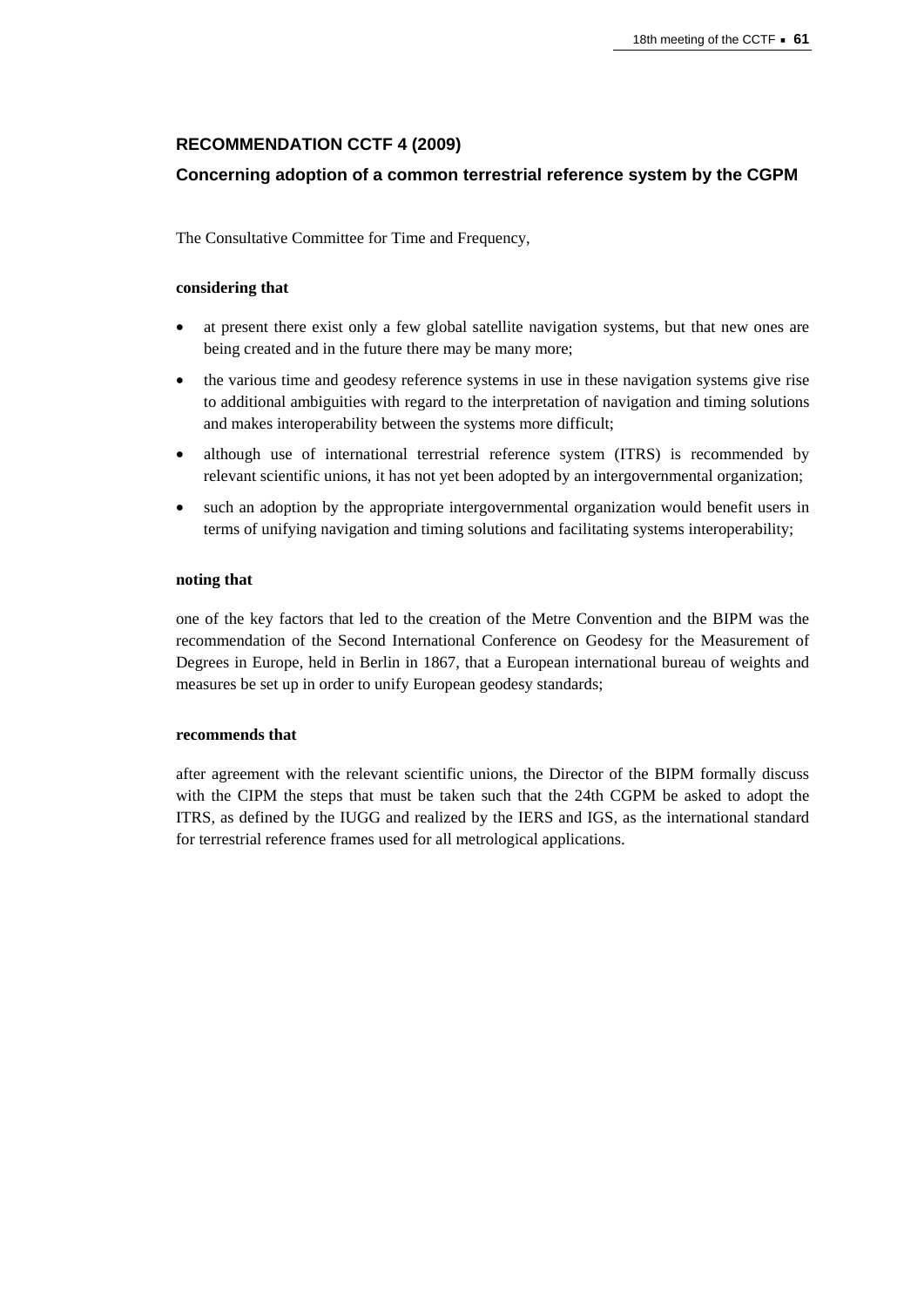## RECOMMENDATION CCTF 4 (2009)

### Concerning adoption of a common terrestrial reference system by the CGPM

The Consultative Committee for Time and Frequency,

**considering that**

- at present there exist only a few global satellite navigation systems, but that new ones are being created and in the future there may be many more;
- the various time and geodesy reference systems in use in these navigation systems give rise to additional ambiguities with regard to the interpretation of navigation and timing solutions and makes interoperability between the systems more difficult;
- although use of international terrestrial reference system (ITRS) is recommended by relevant scientific unions, it has not yet been adopted by an intergovernmental organization;
- such an adoption by the appropriate intergovernmental organization would benefit users in terms of unifying navigation and timing solutions and facilitating systems interoperability;

**noting that**

one of the key factors that led to the creation of the Metre Convention and the BIPM was the recommendation of the Second International Conference on Geodesy for the Measurement of Degrees in Europe, held in Berlin in 1867, that a European international bureau of weights and measures be set up in order to unify European geodesy standards;

**recommends that**

after agreement with the relevant scientific unions, the Director of the BIPM formally discuss with the CIPM the steps that must be taken such that the 24th CGPM be asked to adopt the ITRS, as defined by the IUGG and realized by the IERS and IGS, as the international standard for terrestrial reference frames used for all metrological applications.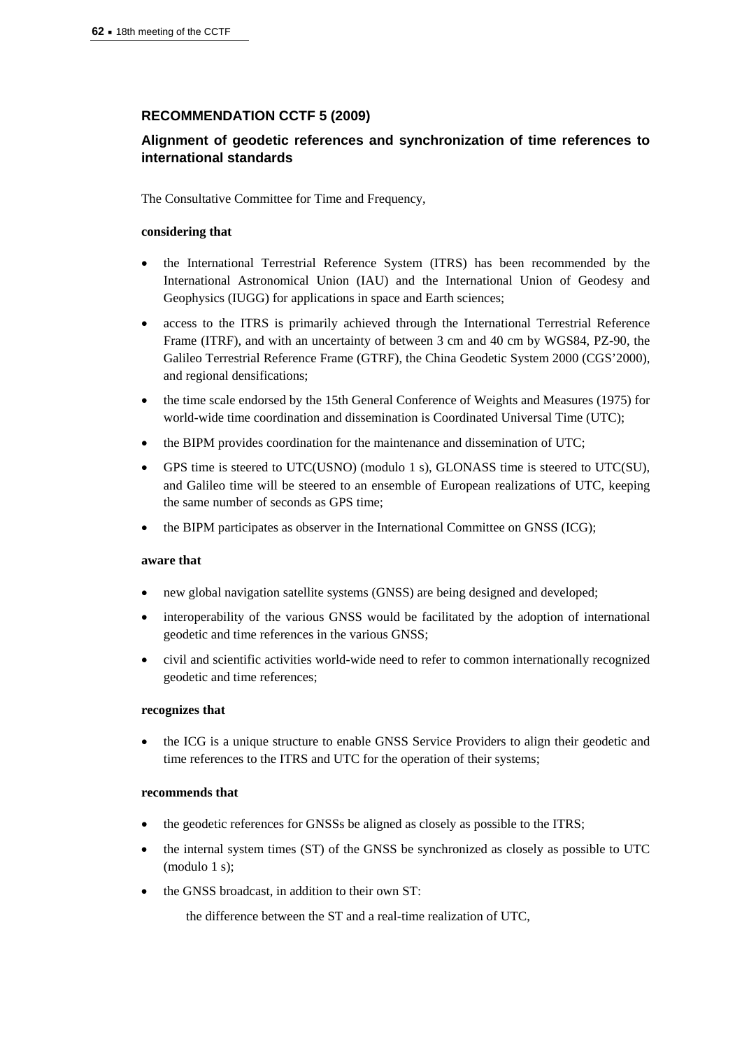## RECOMMENDATION CCTF 5 (2009)

### Alignment of geodetic references and synchronization of time references to international standards

The Consultative Committee for Time and Frequency,

**considering that**

- the International Terrestrial Reference System (ITRS) has been recommended by the International Astronomical Union (IAU) and the International Union of Geodesy and Geophysics (IUGG) for applications in space and Earth sciences;
- access to the ITRS is primarily achieved through the International Terrestrial Reference Frame (ITRF), and with an uncertainty of between 3 cm and 40 cm by WGS84, PZ-90, the Galileo Terrestrial Reference Frame (GTRF), the China Geodetic System 2000 (CGS'2000), and regional densifications;
- the time scale endorsed by the 15th General Conference of Weights and Measures (1975) for world-wide time coordination and dissemination is Coordinated Universal Time (UTC);
- the BIPM provides coordination for the maintenance and dissemination of UTC;
- GPS time is steered to UTC(USNO) (modulo 1 s), GLONASS time is steered to UTC(SU), and Galileo time will be steered to an ensemble of European realizations of UTC, keeping the same number of seconds as GPS time;
- the BIPM participates as observer in the International Committee on GNSS (ICG);

**aware that**

- new global navigation satellite systems (GNSS) are being designed and developed;
- interoperability of the various GNSS would be facilitated by the adoption of international geodetic and time references in the various GNSS;
- civil and scientific activities world-wide need to refer to common internationally recognized geodetic and time references;

**recognizes that**

- the ICG is a unique structure to enable GNSS Service Providers to align their geodetic and time references to the ITRS and UTC for the operation of their systems;

**recommends that**

- the geodetic references for GNSSs be aligned as closely as possible to the ITRS;
- the internal system times (ST) of the GNSS be synchronized as closely as possible to UTC (modulo 1 s);
- the GNSS broadcast, in addition to their own ST:

    the difference between the ST and a real-time realization of UTC,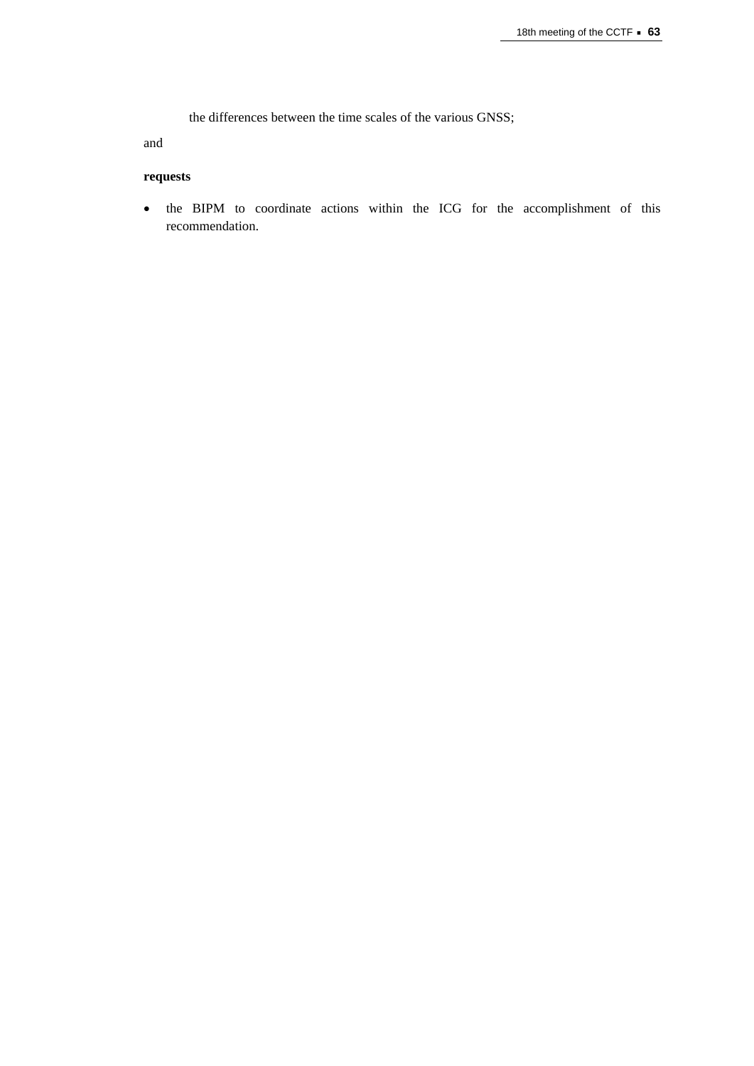the differences between the time scales of the various GNSS;

and

**requests**

- the BIPM to coordinate actions within the ICG for the accomplishment of this recommendation.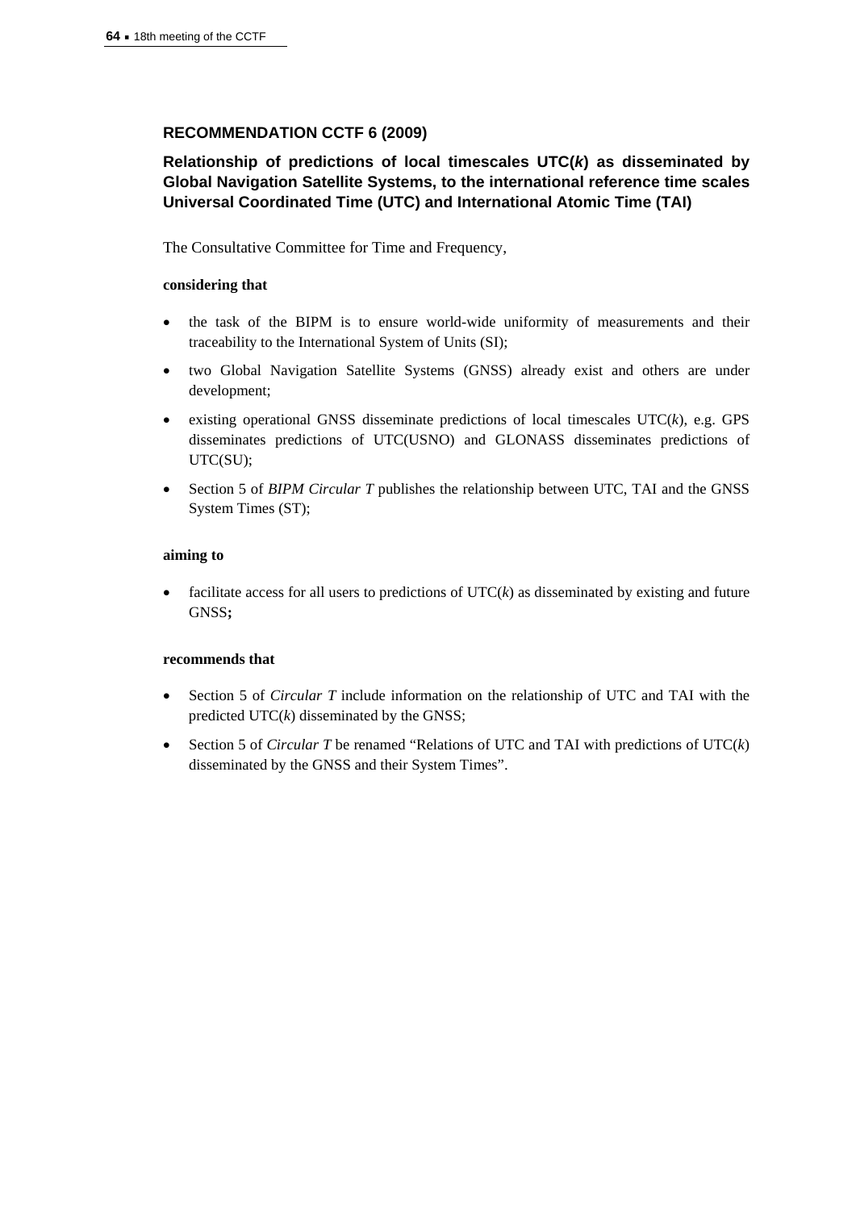## RECOMMENDATION CCTF 6 (2009)

### Relationship of predictions of local timescales UTC(*k*) as disseminated by Global Navigation Satellite Systems, to the international reference time scales Universal Coordinated Time (UTC) and International Atomic Time (TAI)

The Consultative Committee for Time and Frequency,

**considering that**

- the task of the BIPM is to ensure world-wide uniformity of measurements and their traceability to the International System of Units (SI);
- two Global Navigation Satellite Systems (GNSS) already exist and others are under development;
- existing operational GNSS disseminate predictions of local timescales UTC(*k*), e.g. GPS disseminates predictions of UTC(USNO) and GLONASS disseminates predictions of UTC(SU);
- Section 5 of *BIPM Circular T* publishes the relationship between UTC, TAI and the GNSS System Times (ST);

**aiming to**

- facilitate access for all users to predictions of UTC(*k*) as disseminated by existing and future GNSS**;**

**recommends that**

- Section 5 of *Circular T* include information on the relationship of UTC and TAI with the predicted UTC(*k*) disseminated by the GNSS;
- Section 5 of *Circular T* be renamed "Relations of UTC and TAI with predictions of UTC(*k*) disseminated by the GNSS and their System Times".